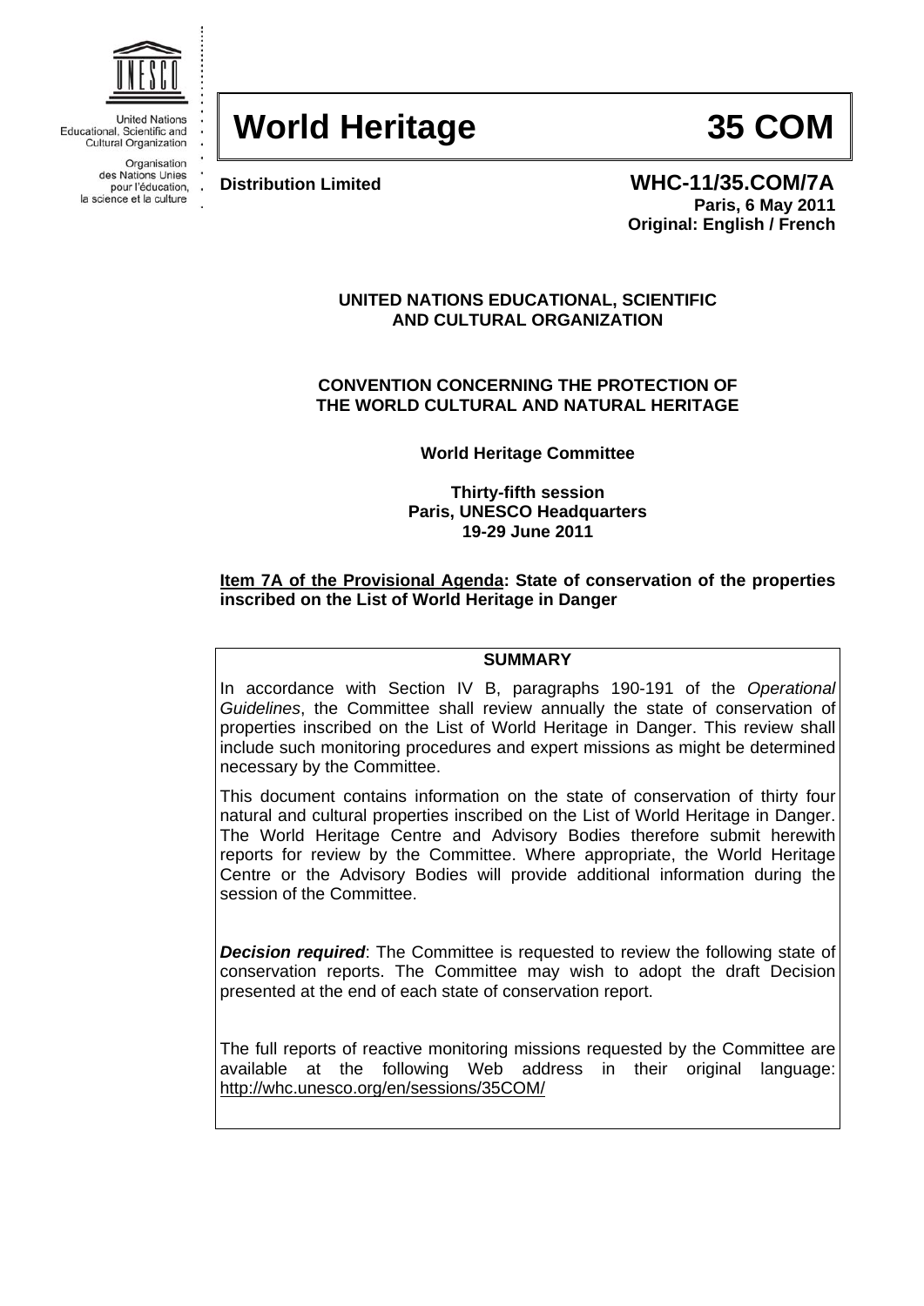United Nations
Educational, Scientific and
Cultural Organization

Organisation
des Nations Unies
pour l'éducation,
la science et la culture

# World Heritage 35 COM

**Distribution Limited**

**WHC-11/35.COM/7A**
**Paris, 6 May 2011**
**Original: English / French**

**UNITED NATIONS EDUCATIONAL, SCIENTIFIC AND CULTURAL ORGANIZATION**

**CONVENTION CONCERNING THE PROTECTION OF THE WORLD CULTURAL AND NATURAL HERITAGE**

**World Heritage Committee**

**Thirty-fifth session**
**Paris, UNESCO Headquarters**
**19-29 June 2011**

**Item 7A of the Provisional Agenda: State of conservation of the properties inscribed on the List of World Heritage in Danger**

**SUMMARY**

In accordance with Section IV B, paragraphs 190-191 of the *Operational Guidelines*, the Committee shall review annually the state of conservation of properties inscribed on the List of World Heritage in Danger. This review shall include such monitoring procedures and expert missions as might be determined necessary by the Committee.

This document contains information on the state of conservation of thirty four natural and cultural properties inscribed on the List of World Heritage in Danger. The World Heritage Centre and Advisory Bodies therefore submit herewith reports for review by the Committee. Where appropriate, the World Heritage Centre or the Advisory Bodies will provide additional information during the session of the Committee.

***Decision required***: The Committee is requested to review the following state of conservation reports. The Committee may wish to adopt the draft Decision presented at the end of each state of conservation report.

The full reports of reactive monitoring missions requested by the Committee are available at the following Web address in their original language: http://whc.unesco.org/en/sessions/35COM/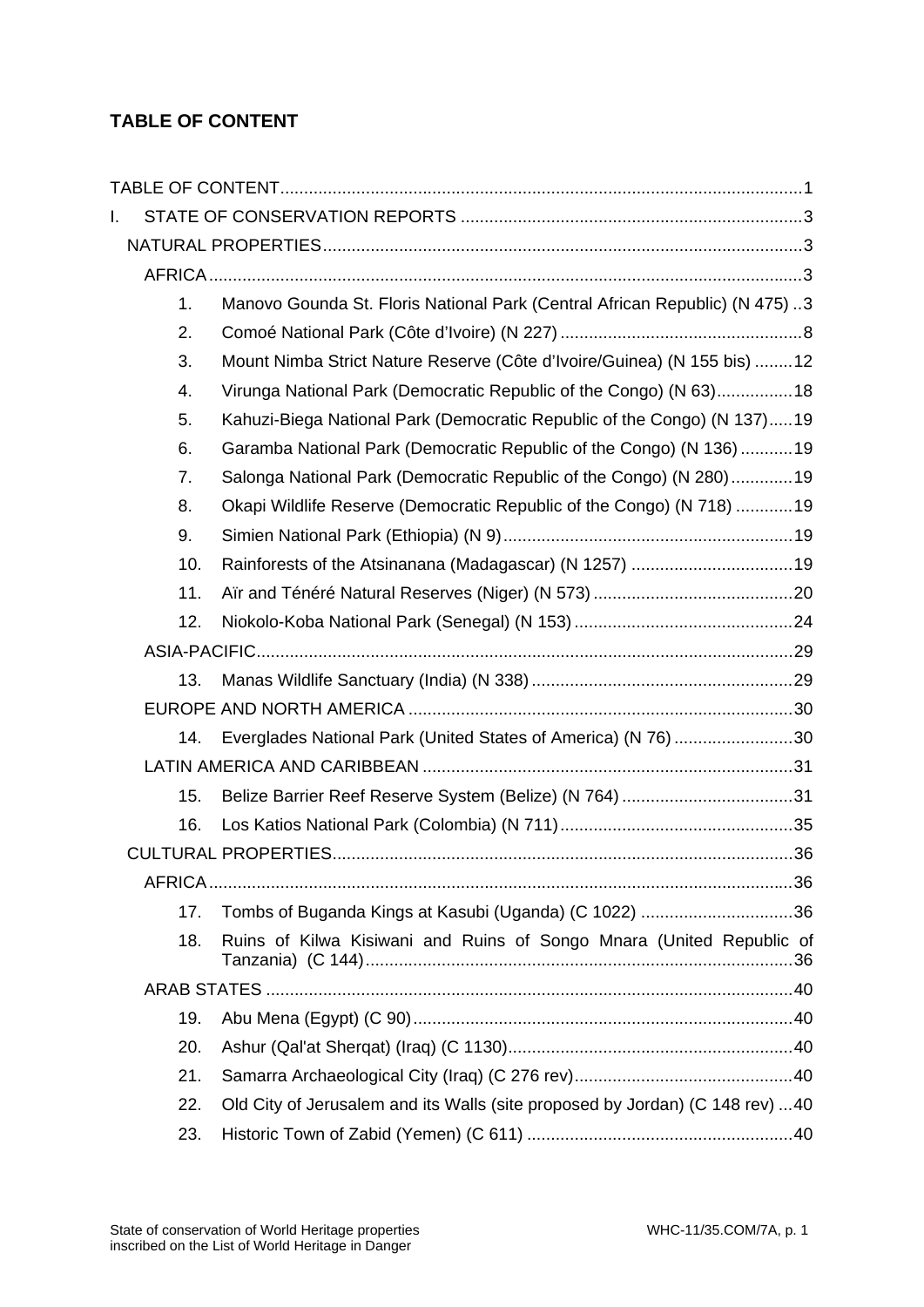**TABLE OF CONTENT**

TABLE OF CONTENT ..... 1

I. STATE OF CONSERVATION REPORTS ..... 3

NATURAL PROPERTIES ..... 3

AFRICA ..... 3

1. Manovo Gounda St. Floris National Park (Central African Republic) (N 475) ..... 3
2. Comoé National Park (Côte d'Ivoire) (N 227) ..... 8
3. Mount Nimba Strict Nature Reserve (Côte d'Ivoire/Guinea) (N 155 bis) ..... 12
4. Virunga National Park (Democratic Republic of the Congo) (N 63) ..... 18
5. Kahuzi-Biega National Park (Democratic Republic of the Congo) (N 137) ..... 19
6. Garamba National Park (Democratic Republic of the Congo) (N 136) ..... 19
7. Salonga National Park (Democratic Republic of the Congo) (N 280) ..... 19
8. Okapi Wildlife Reserve (Democratic Republic of the Congo) (N 718) ..... 19
9. Simien National Park (Ethiopia) (N 9) ..... 19
10. Rainforests of the Atsinanana (Madagascar) (N 1257) ..... 19
11. Aïr and Ténéré Natural Reserves (Niger) (N 573) ..... 20
12. Niokolo-Koba National Park (Senegal) (N 153) ..... 24

ASIA-PACIFIC ..... 29

13. Manas Wildlife Sanctuary (India) (N 338) ..... 29

EUROPE AND NORTH AMERICA ..... 30

14. Everglades National Park (United States of America) (N 76) ..... 30

LATIN AMERICA AND CARIBBEAN ..... 31

15. Belize Barrier Reef Reserve System (Belize) (N 764) ..... 31
16. Los Katios National Park (Colombia) (N 711) ..... 35

CULTURAL PROPERTIES ..... 36

AFRICA ..... 36

17. Tombs of Buganda Kings at Kasubi (Uganda) (C 1022) ..... 36
18. Ruins of Kilwa Kisiwani and Ruins of Songo Mnara (United Republic of Tanzania) (C 144) ..... 36

ARAB STATES ..... 40

19. Abu Mena (Egypt) (C 90) ..... 40
20. Ashur (Qal'at Sherqat) (Iraq) (C 1130) ..... 40
21. Samarra Archaeological City (Iraq) (C 276 rev) ..... 40
22. Old City of Jerusalem and its Walls (site proposed by Jordan) (C 148 rev) ..... 40
23. Historic Town of Zabid (Yemen) (C 611) ..... 40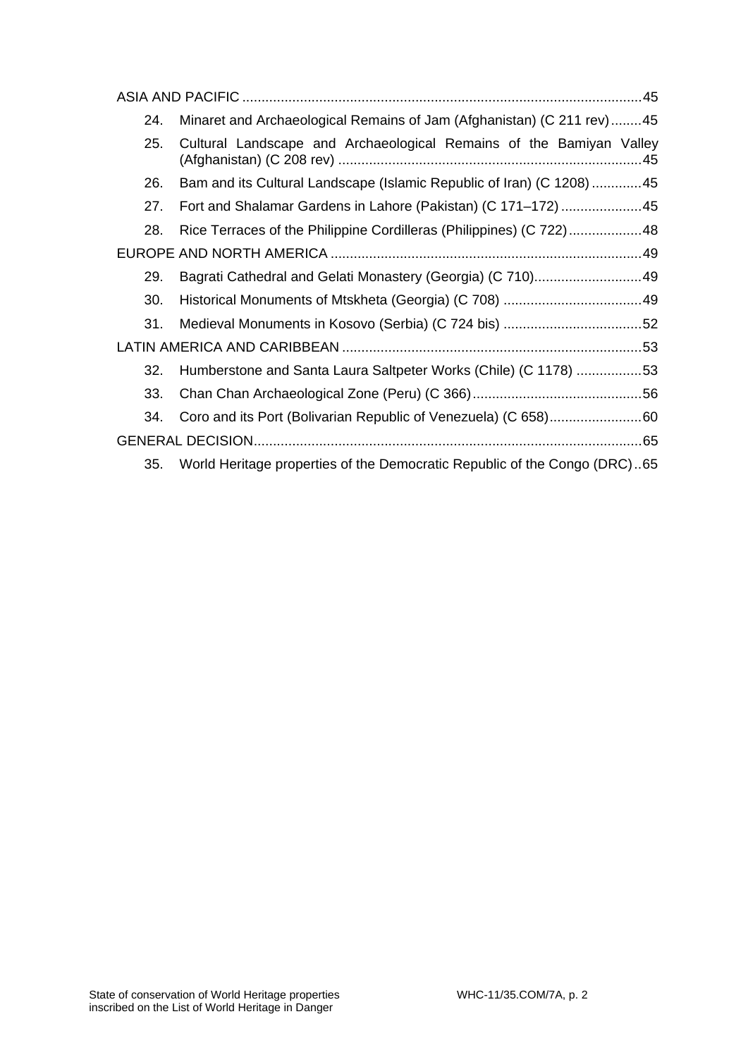ASIA AND PACIFIC .......................................................................................................45

24. Minaret and Archaeological Remains of Jam (Afghanistan) (C 211 rev)........45
25. Cultural Landscape and Archaeological Remains of the Bamiyan Valley (Afghanistan) (C 208 rev) ..............................................................................45
26. Bam and its Cultural Landscape (Islamic Republic of Iran) (C 1208) .............45
27. Fort and Shalamar Gardens in Lahore (Pakistan) (C 171–172) .....................45
28. Rice Terraces of the Philippine Cordilleras (Philippines) (C 722)...................48

EUROPE AND NORTH AMERICA ................................................................................49

29. Bagrati Cathedral and Gelati Monastery (Georgia) (C 710)............................49
30. Historical Monuments of Mtskheta (Georgia) (C 708) ....................................49
31. Medieval Monuments in Kosovo (Serbia) (C 724 bis) ....................................52

LATIN AMERICA AND CARIBBEAN .............................................................................53

32. Humberstone and Santa Laura Saltpeter Works (Chile) (C 1178) .................53
33. Chan Chan Archaeological Zone (Peru) (C 366)............................................56
34. Coro and its Port (Bolivarian Republic of Venezuela) (C 658)........................60

GENERAL DECISION....................................................................................................65

35. World Heritage properties of the Democratic Republic of the Congo (DRC)..65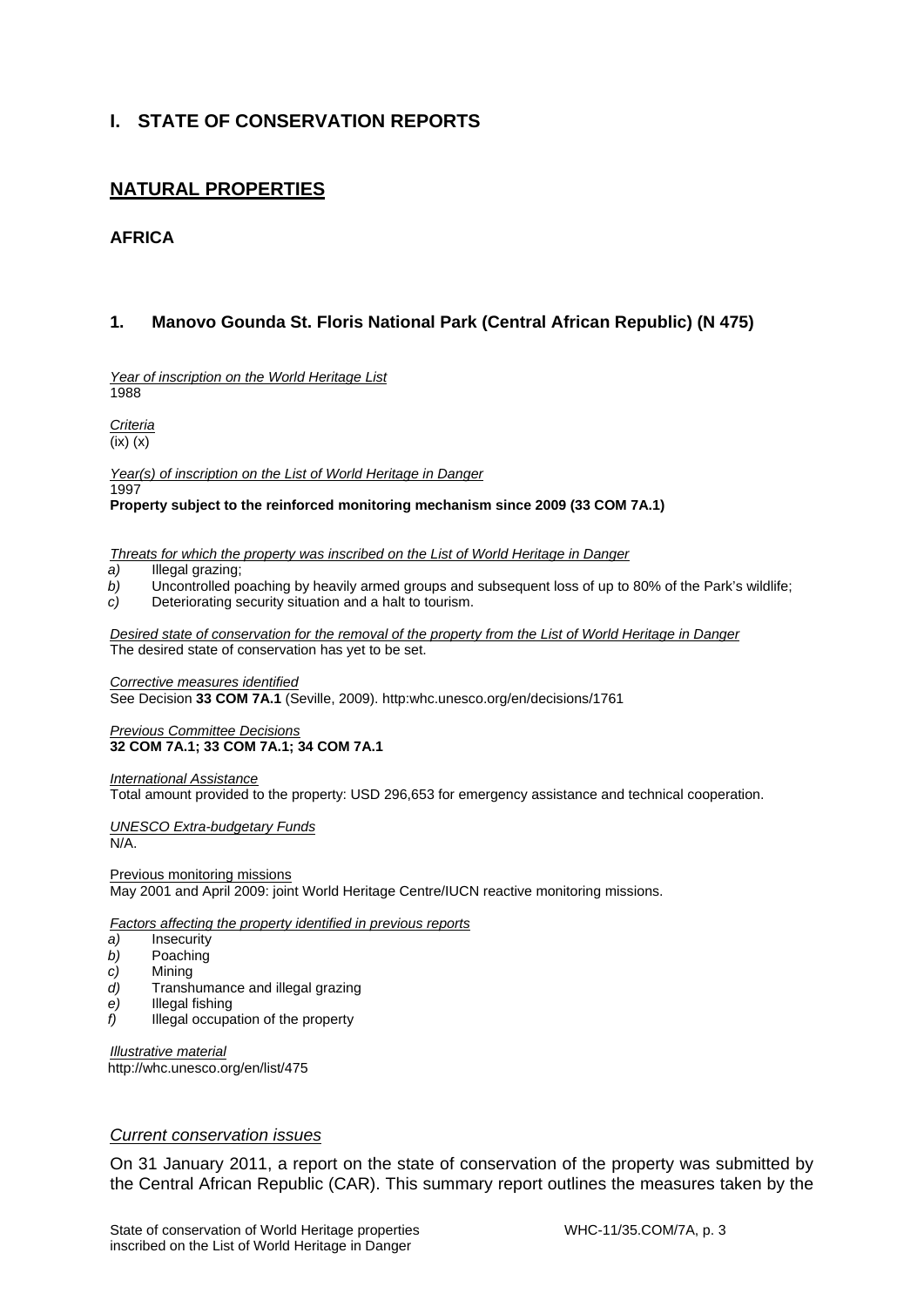# I. STATE OF CONSERVATION REPORTS

## NATURAL PROPERTIES

### AFRICA

### 1. Manovo Gounda St. Floris National Park (Central African Republic) (N 475)

*Year of inscription on the World Heritage List*
1988

*Criteria*
(ix) (x)

*Year(s) of inscription on the List of World Heritage in Danger*
1997
**Property subject to the reinforced monitoring mechanism since 2009 (33 COM 7A.1)**

*Threats for which the property was inscribed on the List of World Heritage in Danger*

*a)* Illegal grazing;
*b)* Uncontrolled poaching by heavily armed groups and subsequent loss of up to 80% of the Park's wildlife;
*c)* Deteriorating security situation and a halt to tourism.

*Desired state of conservation for the removal of the property from the List of World Heritage in Danger*
The desired state of conservation has yet to be set.

*Corrective measures identified*
See Decision **33 COM 7A.1** (Seville, 2009). http:whc.unesco.org/en/decisions/1761

*Previous Committee Decisions*
**32 COM 7A.1; 33 COM 7A.1; 34 COM 7A.1**

*International Assistance*
Total amount provided to the property: USD 296,653 for emergency assistance and technical cooperation.

*UNESCO Extra-budgetary Funds*
N/A.

Previous monitoring missions
May 2001 and April 2009: joint World Heritage Centre/IUCN reactive monitoring missions.

*Factors affecting the property identified in previous reports*

*a)* Insecurity
*b)* Poaching
*c)* Mining
*d)* Transhumance and illegal grazing
*e)* Illegal fishing
*f)* Illegal occupation of the property

*Illustrative material*
http://whc.unesco.org/en/list/475

*Current conservation issues*

On 31 January 2011, a report on the state of conservation of the property was submitted by the Central African Republic (CAR). This summary report outlines the measures taken by the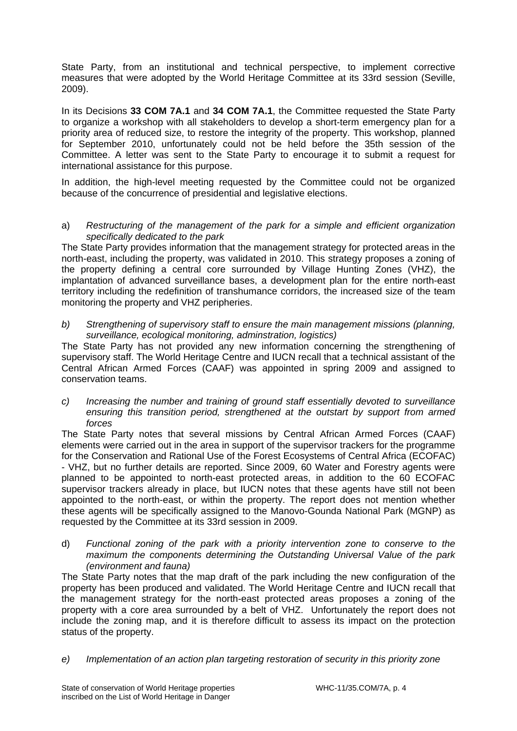State Party, from an institutional and technical perspective, to implement corrective measures that were adopted by the World Heritage Committee at its 33rd session (Seville, 2009).

In its Decisions **33 COM 7A.1** and **34 COM 7A.1**, the Committee requested the State Party to organize a workshop with all stakeholders to develop a short-term emergency plan for a priority area of reduced size, to restore the integrity of the property. This workshop, planned for September 2010, unfortunately could not be held before the 35th session of the Committee. A letter was sent to the State Party to encourage it to submit a request for international assistance for this purpose.

In addition, the high-level meeting requested by the Committee could not be organized because of the concurrence of presidential and legislative elections.

a) *Restructuring of the management of the park for a simple and efficient organization specifically dedicated to the park*

The State Party provides information that the management strategy for protected areas in the north-east, including the property, was validated in 2010. This strategy proposes a zoning of the property defining a central core surrounded by Village Hunting Zones (VHZ), the implantation of advanced surveillance bases, a development plan for the entire north-east territory including the redefinition of transhumance corridors, the increased size of the team monitoring the property and VHZ peripheries.

b) *Strengthening of supervisory staff to ensure the main management missions (planning, surveillance, ecological monitoring, adminstration, logistics)*

The State Party has not provided any new information concerning the strengthening of supervisory staff. The World Heritage Centre and IUCN recall that a technical assistant of the Central African Armed Forces (CAAF) was appointed in spring 2009 and assigned to conservation teams.

c) *Increasing the number and training of ground staff essentially devoted to surveillance ensuring this transition period, strengthened at the outstart by support from armed forces*

The State Party notes that several missions by Central African Armed Forces (CAAF) elements were carried out in the area in support of the supervisor trackers for the programme for the Conservation and Rational Use of the Forest Ecosystems of Central Africa (ECOFAC) - VHZ, but no further details are reported. Since 2009, 60 Water and Forestry agents were planned to be appointed to north-east protected areas, in addition to the 60 ECOFAC supervisor trackers already in place, but IUCN notes that these agents have still not been appointed to the north-east, or within the property. The report does not mention whether these agents will be specifically assigned to the Manovo-Gounda National Park (MGNP) as requested by the Committee at its 33rd session in 2009.

d) *Functional zoning of the park with a priority intervention zone to conserve to the maximum the components determining the Outstanding Universal Value of the park (environment and fauna)*

The State Party notes that the map draft of the park including the new configuration of the property has been produced and validated. The World Heritage Centre and IUCN recall that the management strategy for the north-east protected areas proposes a zoning of the property with a core area surrounded by a belt of VHZ. Unfortunately the report does not include the zoning map, and it is therefore difficult to assess its impact on the protection status of the property.

e) *Implementation of an action plan targeting restoration of security in this priority zone*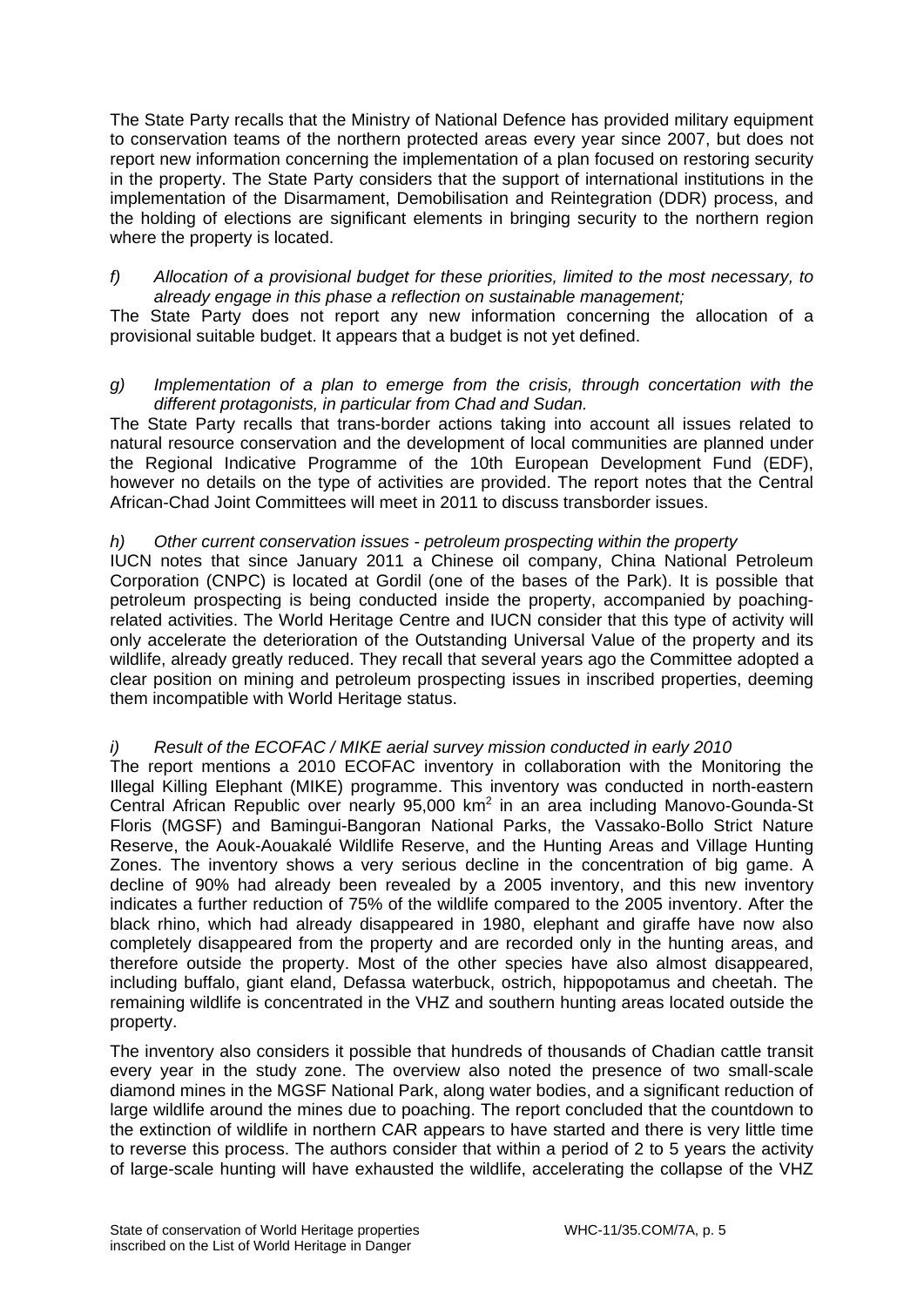The State Party recalls that the Ministry of National Defence has provided military equipment to conservation teams of the northern protected areas every year since 2007, but does not report new information concerning the implementation of a plan focused on restoring security in the property. The State Party considers that the support of international institutions in the implementation of the Disarmament, Demobilisation and Reintegration (DDR) process, and the holding of elections are significant elements in bringing security to the northern region where the property is located.

*f) Allocation of a provisional budget for these priorities, limited to the most necessary, to already engage in this phase a reflection on sustainable management;*

The State Party does not report any new information concerning the allocation of a provisional suitable budget. It appears that a budget is not yet defined.

*g) Implementation of a plan to emerge from the crisis, through concertation with the different protagonists, in particular from Chad and Sudan.*

The State Party recalls that trans-border actions taking into account all issues related to natural resource conservation and the development of local communities are planned under the Regional Indicative Programme of the 10th European Development Fund (EDF), however no details on the type of activities are provided. The report notes that the Central African-Chad Joint Committees will meet in 2011 to discuss transborder issues.

*h) Other current conservation issues - petroleum prospecting within the property*

IUCN notes that since January 2011 a Chinese oil company, China National Petroleum Corporation (CNPC) is located at Gordil (one of the bases of the Park). It is possible that petroleum prospecting is being conducted inside the property, accompanied by poaching-related activities. The World Heritage Centre and IUCN consider that this type of activity will only accelerate the deterioration of the Outstanding Universal Value of the property and its wildlife, already greatly reduced. They recall that several years ago the Committee adopted a clear position on mining and petroleum prospecting issues in inscribed properties, deeming them incompatible with World Heritage status.

*i) Result of the ECOFAC / MIKE aerial survey mission conducted in early 2010*

The report mentions a 2010 ECOFAC inventory in collaboration with the Monitoring the Illegal Killing Elephant (MIKE) programme. This inventory was conducted in north-eastern Central African Republic over nearly 95,000 km$^2$ in an area including Manovo-Gounda-St Floris (MGSF) and Bamingui-Bangoran National Parks, the Vassako-Bollo Strict Nature Reserve, the Aouk-Aouakalé Wildlife Reserve, and the Hunting Areas and Village Hunting Zones. The inventory shows a very serious decline in the concentration of big game. A decline of 90% had already been revealed by a 2005 inventory, and this new inventory indicates a further reduction of 75% of the wildlife compared to the 2005 inventory. After the black rhino, which had already disappeared in 1980, elephant and giraffe have now also completely disappeared from the property and are recorded only in the hunting areas, and therefore outside the property. Most of the other species have also almost disappeared, including buffalo, giant eland, Defassa waterbuck, ostrich, hippopotamus and cheetah. The remaining wildlife is concentrated in the VHZ and southern hunting areas located outside the property.

The inventory also considers it possible that hundreds of thousands of Chadian cattle transit every year in the study zone. The overview also noted the presence of two small-scale diamond mines in the MGSF National Park, along water bodies, and a significant reduction of large wildlife around the mines due to poaching. The report concluded that the countdown to the extinction of wildlife in northern CAR appears to have started and there is very little time to reverse this process. The authors consider that within a period of 2 to 5 years the activity of large-scale hunting will have exhausted the wildlife, accelerating the collapse of the VHZ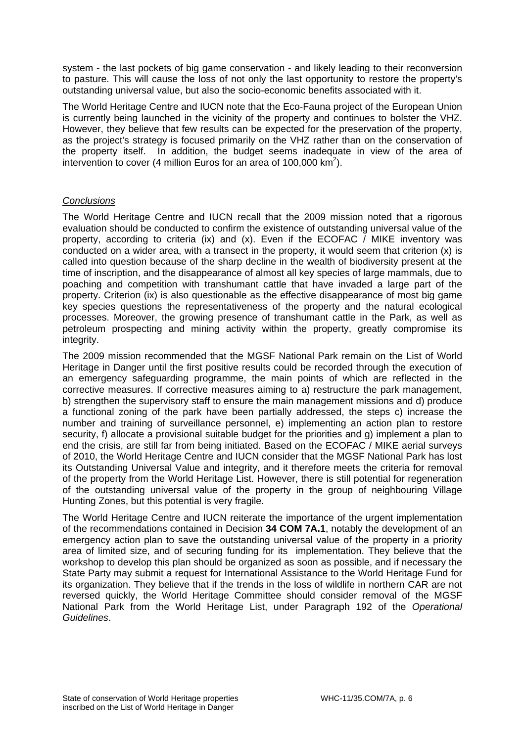system - the last pockets of big game conservation - and likely leading to their reconversion to pasture. This will cause the loss of not only the last opportunity to restore the property's outstanding universal value, but also the socio-economic benefits associated with it.

The World Heritage Centre and IUCN note that the Eco-Fauna project of the European Union is currently being launched in the vicinity of the property and continues to bolster the VHZ. However, they believe that few results can be expected for the preservation of the property, as the project's strategy is focused primarily on the VHZ rather than on the conservation of the property itself. In addition, the budget seems inadequate in view of the area of intervention to cover (4 million Euros for an area of 100,000 km$^2$).

*Conclusions*

The World Heritage Centre and IUCN recall that the 2009 mission noted that a rigorous evaluation should be conducted to confirm the existence of outstanding universal value of the property, according to criteria (ix) and (x). Even if the ECOFAC / MIKE inventory was conducted on a wider area, with a transect in the property, it would seem that criterion (x) is called into question because of the sharp decline in the wealth of biodiversity present at the time of inscription, and the disappearance of almost all key species of large mammals, due to poaching and competition with transhumant cattle that have invaded a large part of the property. Criterion (ix) is also questionable as the effective disappearance of most big game key species questions the representativeness of the property and the natural ecological processes. Moreover, the growing presence of transhumant cattle in the Park, as well as petroleum prospecting and mining activity within the property, greatly compromise its integrity.

The 2009 mission recommended that the MGSF National Park remain on the List of World Heritage in Danger until the first positive results could be recorded through the execution of an emergency safeguarding programme, the main points of which are reflected in the corrective measures. If corrective measures aiming to a) restructure the park management, b) strengthen the supervisory staff to ensure the main management missions and d) produce a functional zoning of the park have been partially addressed, the steps c) increase the number and training of surveillance personnel, e) implementing an action plan to restore security, f) allocate a provisional suitable budget for the priorities and g) implement a plan to end the crisis, are still far from being initiated. Based on the ECOFAC / MIKE aerial surveys of 2010, the World Heritage Centre and IUCN consider that the MGSF National Park has lost its Outstanding Universal Value and integrity, and it therefore meets the criteria for removal of the property from the World Heritage List. However, there is still potential for regeneration of the outstanding universal value of the property in the group of neighbouring Village Hunting Zones, but this potential is very fragile.

The World Heritage Centre and IUCN reiterate the importance of the urgent implementation of the recommendations contained in Decision **34 COM 7A.1**, notably the development of an emergency action plan to save the outstanding universal value of the property in a priority area of limited size, and of securing funding for its implementation. They believe that the workshop to develop this plan should be organized as soon as possible, and if necessary the State Party may submit a request for International Assistance to the World Heritage Fund for its organization. They believe that if the trends in the loss of wildlife in northern CAR are not reversed quickly, the World Heritage Committee should consider removal of the MGSF National Park from the World Heritage List, under Paragraph 192 of the *Operational Guidelines*.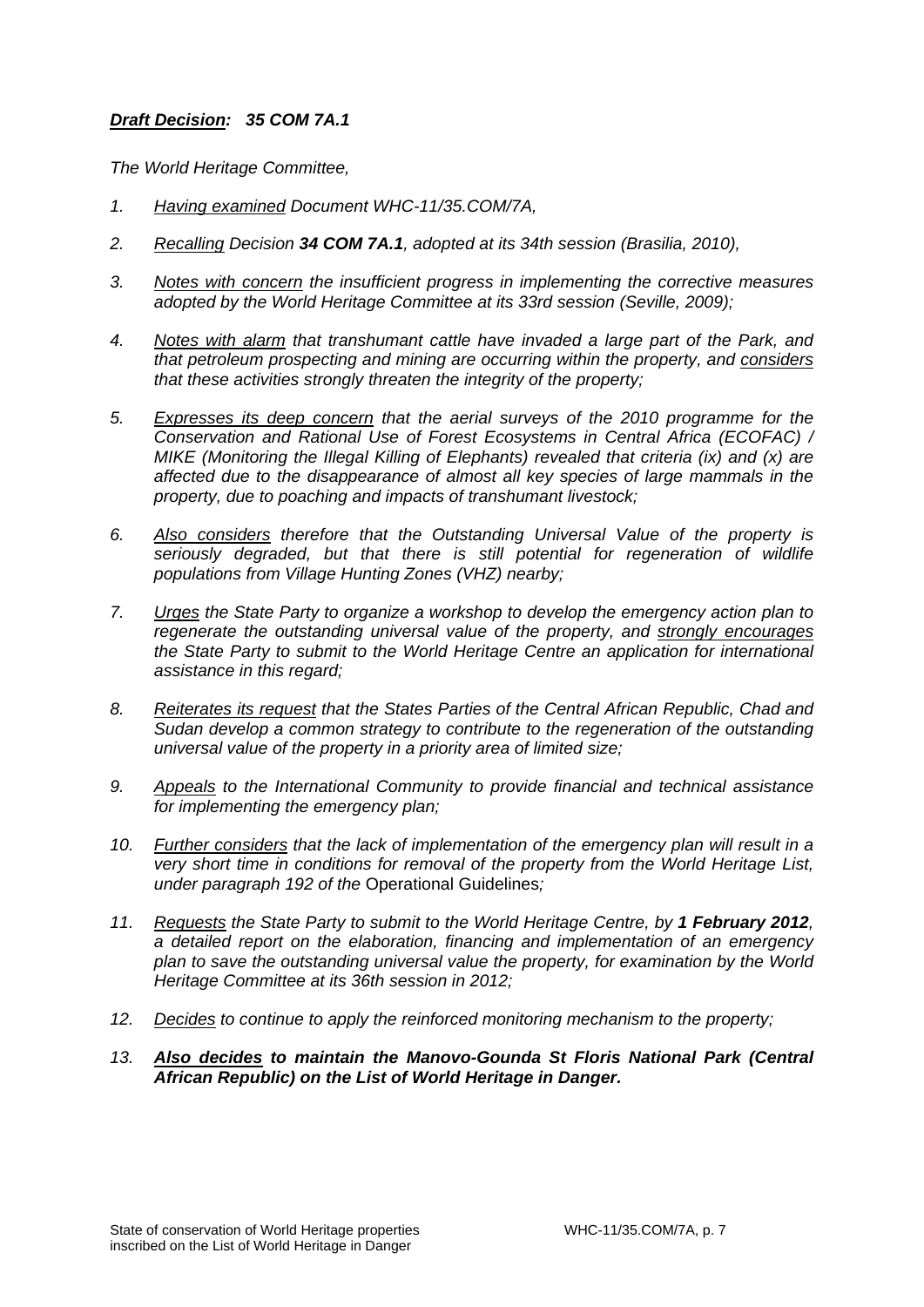***Draft Decision:*** ***35 COM 7A.1***

*The World Heritage Committee,*

1. *Having examined Document WHC-11/35.COM/7A,*

2. *Recalling Decision **34 COM 7A.1**, adopted at its 34th session (Brasilia, 2010),*

3. *Notes with concern the insufficient progress in implementing the corrective measures adopted by the World Heritage Committee at its 33rd session (Seville, 2009);*

4. *Notes with alarm that transhumant cattle have invaded a large part of the Park, and that petroleum prospecting and mining are occurring within the property, and considers that these activities strongly threaten the integrity of the property;*

5. *Expresses its deep concern that the aerial surveys of the 2010 programme for the Conservation and Rational Use of Forest Ecosystems in Central Africa (ECOFAC) / MIKE (Monitoring the Illegal Killing of Elephants) revealed that criteria (ix) and (x) are affected due to the disappearance of almost all key species of large mammals in the property, due to poaching and impacts of transhumant livestock;*

6. *Also considers therefore that the Outstanding Universal Value of the property is seriously degraded, but that there is still potential for regeneration of wildlife populations from Village Hunting Zones (VHZ) nearby;*

7. *Urges the State Party to organize a workshop to develop the emergency action plan to regenerate the outstanding universal value of the property, and strongly encourages the State Party to submit to the World Heritage Centre an application for international assistance in this regard;*

8. *Reiterates its request that the States Parties of the Central African Republic, Chad and Sudan develop a common strategy to contribute to the regeneration of the outstanding universal value of the property in a priority area of limited size;*

9. *Appeals to the International Community to provide financial and technical assistance for implementing the emergency plan;*

10. *Further considers that the lack of implementation of the emergency plan will result in a very short time in conditions for removal of the property from the World Heritage List, under paragraph 192 of the* Operational Guidelines*;*

11. *Requests the State Party to submit to the World Heritage Centre, by **1 February 2012**, a detailed report on the elaboration, financing and implementation of an emergency plan to save the outstanding universal value the property, for examination by the World Heritage Committee at its 36th session in 2012;*

12. *Decides to continue to apply the reinforced monitoring mechanism to the property;*

13. ***Also decides to maintain the Manovo-Gounda St Floris National Park (Central African Republic) on the List of World Heritage in Danger.***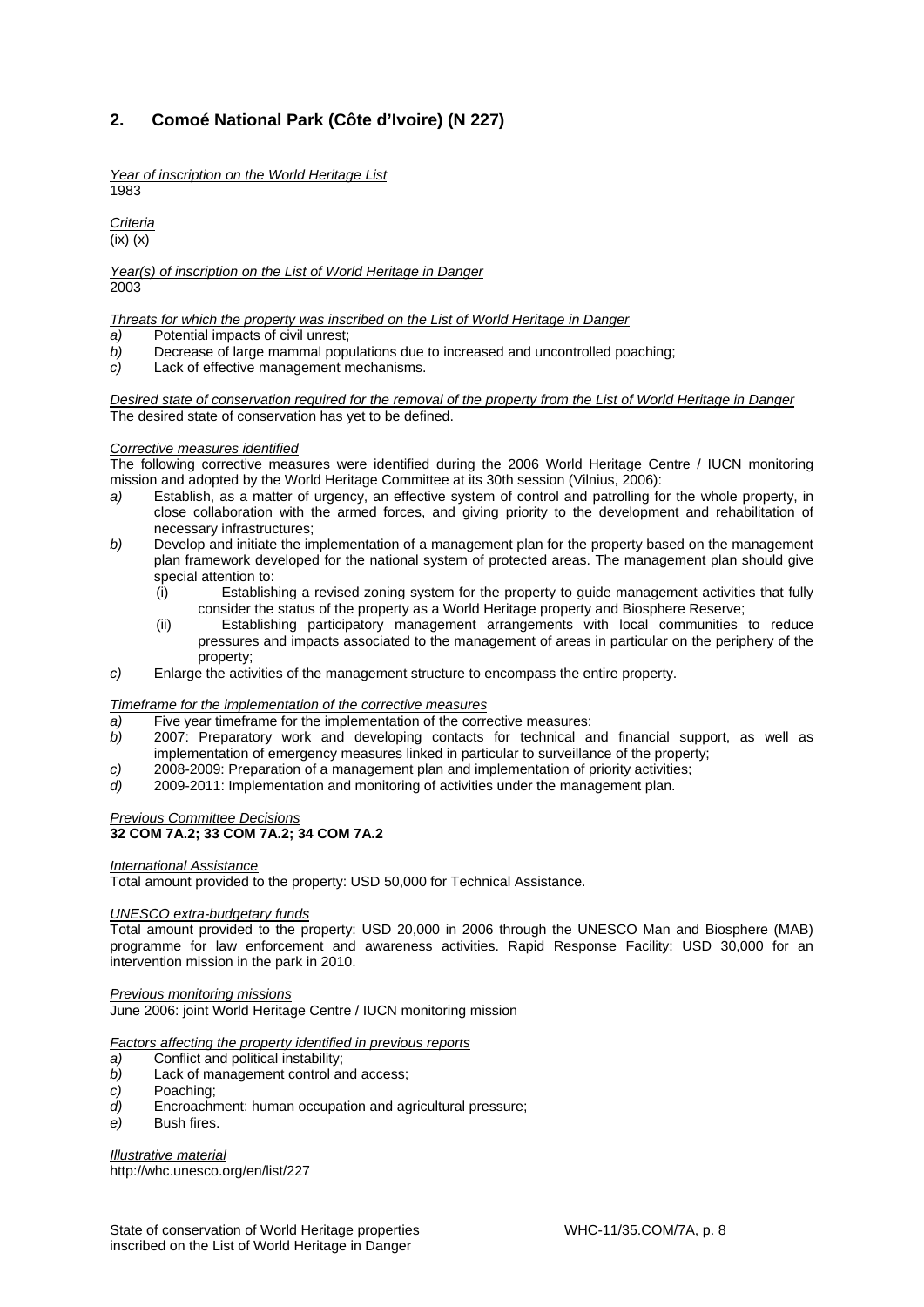## 2. Comoé National Park (Côte d'Ivoire) (N 227)

*Year of inscription on the World Heritage List*
1983

*Criteria*
(ix) (x)

*Year(s) of inscription on the List of World Heritage in Danger*
2003

*Threats for which the property was inscribed on the List of World Heritage in Danger*

*a)* Potential impacts of civil unrest;
*b)* Decrease of large mammal populations due to increased and uncontrolled poaching;
*c)* Lack of effective management mechanisms.

*Desired state of conservation required for the removal of the property from the List of World Heritage in Danger*
The desired state of conservation has yet to be defined.

*Corrective measures identified*
The following corrective measures were identified during the 2006 World Heritage Centre / IUCN monitoring mission and adopted by the World Heritage Committee at its 30th session (Vilnius, 2006):

*a)* Establish, as a matter of urgency, an effective system of control and patrolling for the whole property, in close collaboration with the armed forces, and giving priority to the development and rehabilitation of necessary infrastructures;
*b)* Develop and initiate the implementation of a management plan for the property based on the management plan framework developed for the national system of protected areas. The management plan should give special attention to:
   (i) Establishing a revised zoning system for the property to guide management activities that fully consider the status of the property as a World Heritage property and Biosphere Reserve;
   (ii) Establishing participatory management arrangements with local communities to reduce pressures and impacts associated to the management of areas in particular on the periphery of the property;
*c)* Enlarge the activities of the management structure to encompass the entire property.

*Timeframe for the implementation of the corrective measures*

*a)* Five year timeframe for the implementation of the corrective measures:
*b)* 2007: Preparatory work and developing contacts for technical and financial support, as well as implementation of emergency measures linked in particular to surveillance of the property;
*c)* 2008-2009: Preparation of a management plan and implementation of priority activities;
*d)* 2009-2011: Implementation and monitoring of activities under the management plan.

*Previous Committee Decisions*
**32 COM 7A.2; 33 COM 7A.2; 34 COM 7A.2**

*International Assistance*
Total amount provided to the property: USD 50,000 for Technical Assistance.

*UNESCO extra-budgetary funds*
Total amount provided to the property: USD 20,000 in 2006 through the UNESCO Man and Biosphere (MAB) programme for law enforcement and awareness activities. Rapid Response Facility: USD 30,000 for an intervention mission in the park in 2010.

*Previous monitoring missions*
June 2006: joint World Heritage Centre / IUCN monitoring mission

*Factors affecting the property identified in previous reports*

*a)* Conflict and political instability;
*b)* Lack of management control and access;
*c)* Poaching;
*d)* Encroachment: human occupation and agricultural pressure;
*e)* Bush fires.

*Illustrative material*
http://whc.unesco.org/en/list/227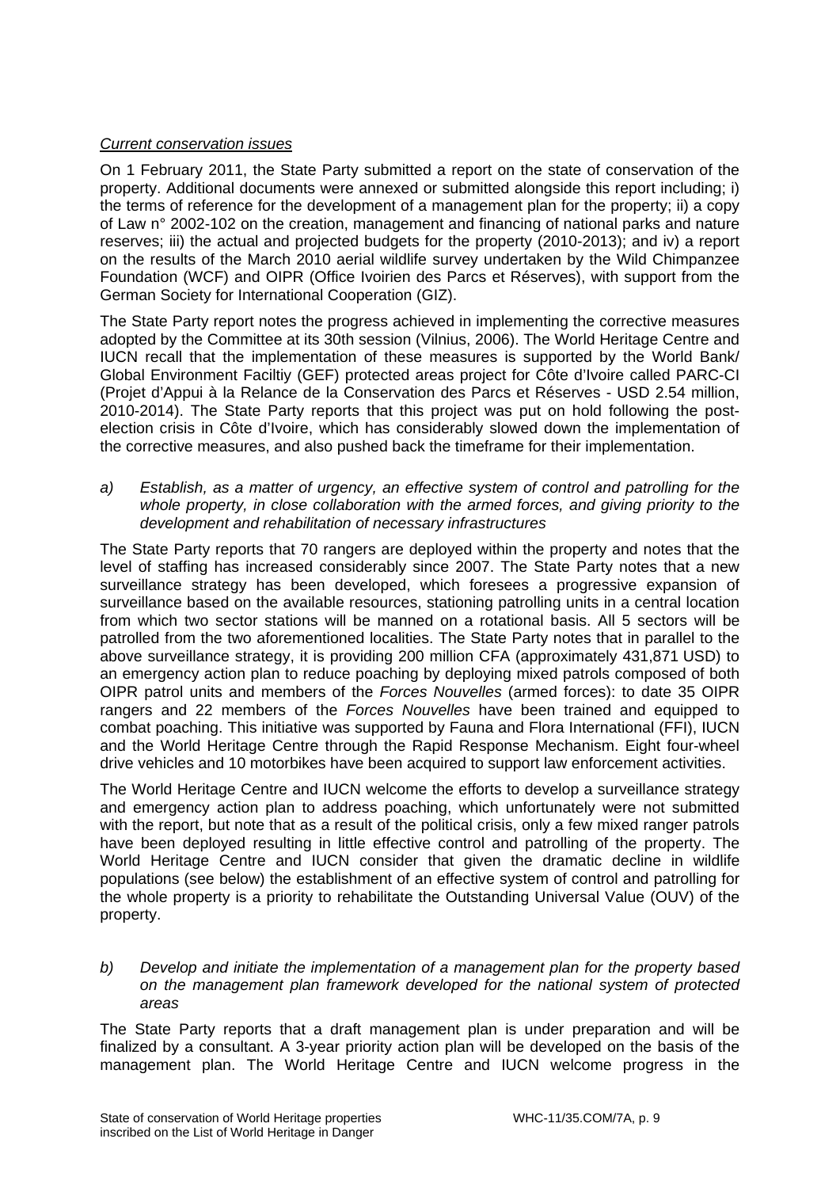*Current conservation issues*

On 1 February 2011, the State Party submitted a report on the state of conservation of the property. Additional documents were annexed or submitted alongside this report including; i) the terms of reference for the development of a management plan for the property; ii) a copy of Law n° 2002-102 on the creation, management and financing of national parks and nature reserves; iii) the actual and projected budgets for the property (2010-2013); and iv) a report on the results of the March 2010 aerial wildlife survey undertaken by the Wild Chimpanzee Foundation (WCF) and OIPR (Office Ivoirien des Parcs et Réserves), with support from the German Society for International Cooperation (GIZ).

The State Party report notes the progress achieved in implementing the corrective measures adopted by the Committee at its 30th session (Vilnius, 2006). The World Heritage Centre and IUCN recall that the implementation of these measures is supported by the World Bank/ Global Environment Faciltiy (GEF) protected areas project for Côte d'Ivoire called PARC-CI (Projet d'Appui à la Relance de la Conservation des Parcs et Réserves - USD 2.54 million, 2010-2014). The State Party reports that this project was put on hold following the post-election crisis in Côte d'Ivoire, which has considerably slowed down the implementation of the corrective measures, and also pushed back the timeframe for their implementation.

a) *Establish, as a matter of urgency, an effective system of control and patrolling for the whole property, in close collaboration with the armed forces, and giving priority to the development and rehabilitation of necessary infrastructures*

The State Party reports that 70 rangers are deployed within the property and notes that the level of staffing has increased considerably since 2007. The State Party notes that a new surveillance strategy has been developed, which foresees a progressive expansion of surveillance based on the available resources, stationing patrolling units in a central location from which two sector stations will be manned on a rotational basis. All 5 sectors will be patrolled from the two aforementioned localities. The State Party notes that in parallel to the above surveillance strategy, it is providing 200 million CFA (approximately 431,871 USD) to an emergency action plan to reduce poaching by deploying mixed patrols composed of both OIPR patrol units and members of the *Forces Nouvelles* (armed forces): to date 35 OIPR rangers and 22 members of the *Forces Nouvelles* have been trained and equipped to combat poaching. This initiative was supported by Fauna and Flora International (FFI), IUCN and the World Heritage Centre through the Rapid Response Mechanism. Eight four-wheel drive vehicles and 10 motorbikes have been acquired to support law enforcement activities.

The World Heritage Centre and IUCN welcome the efforts to develop a surveillance strategy and emergency action plan to address poaching, which unfortunately were not submitted with the report, but note that as a result of the political crisis, only a few mixed ranger patrols have been deployed resulting in little effective control and patrolling of the property. The World Heritage Centre and IUCN consider that given the dramatic decline in wildlife populations (see below) the establishment of an effective system of control and patrolling for the whole property is a priority to rehabilitate the Outstanding Universal Value (OUV) of the property.

b) *Develop and initiate the implementation of a management plan for the property based on the management plan framework developed for the national system of protected areas*

The State Party reports that a draft management plan is under preparation and will be finalized by a consultant. A 3-year priority action plan will be developed on the basis of the management plan. The World Heritage Centre and IUCN welcome progress in the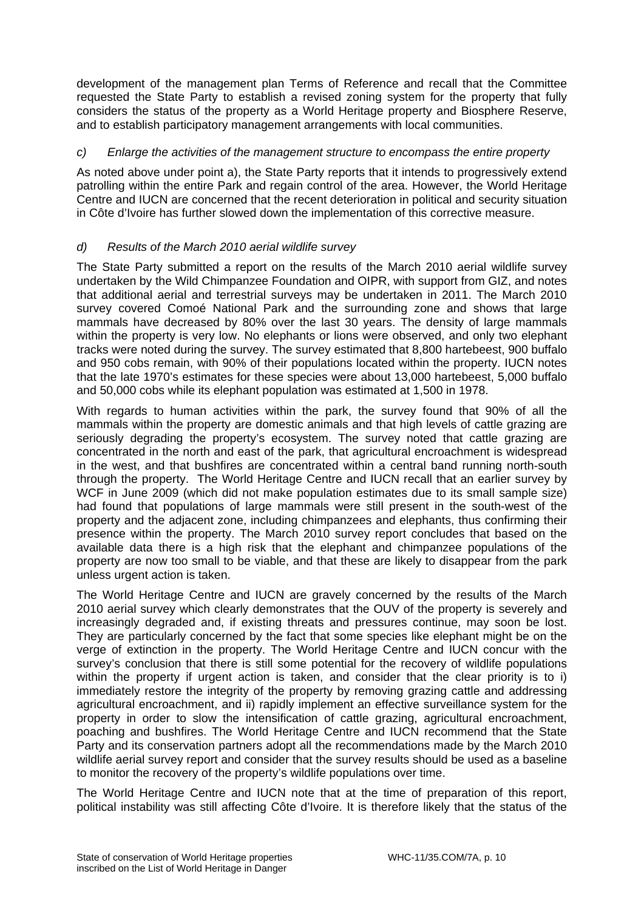development of the management plan Terms of Reference and recall that the Committee requested the State Party to establish a revised zoning system for the property that fully considers the status of the property as a World Heritage property and Biosphere Reserve, and to establish participatory management arrangements with local communities.

*c) Enlarge the activities of the management structure to encompass the entire property*

As noted above under point a), the State Party reports that it intends to progressively extend patrolling within the entire Park and regain control of the area. However, the World Heritage Centre and IUCN are concerned that the recent deterioration in political and security situation in Côte d'Ivoire has further slowed down the implementation of this corrective measure.

*d) Results of the March 2010 aerial wildlife survey*

The State Party submitted a report on the results of the March 2010 aerial wildlife survey undertaken by the Wild Chimpanzee Foundation and OIPR, with support from GIZ, and notes that additional aerial and terrestrial surveys may be undertaken in 2011. The March 2010 survey covered Comoé National Park and the surrounding zone and shows that large mammals have decreased by 80% over the last 30 years. The density of large mammals within the property is very low. No elephants or lions were observed, and only two elephant tracks were noted during the survey. The survey estimated that 8,800 hartebeest, 900 buffalo and 950 cobs remain, with 90% of their populations located within the property. IUCN notes that the late 1970's estimates for these species were about 13,000 hartebeest, 5,000 buffalo and 50,000 cobs while its elephant population was estimated at 1,500 in 1978.

With regards to human activities within the park, the survey found that 90% of all the mammals within the property are domestic animals and that high levels of cattle grazing are seriously degrading the property's ecosystem. The survey noted that cattle grazing are concentrated in the north and east of the park, that agricultural encroachment is widespread in the west, and that bushfires are concentrated within a central band running north-south through the property. The World Heritage Centre and IUCN recall that an earlier survey by WCF in June 2009 (which did not make population estimates due to its small sample size) had found that populations of large mammals were still present in the south-west of the property and the adjacent zone, including chimpanzees and elephants, thus confirming their presence within the property. The March 2010 survey report concludes that based on the available data there is a high risk that the elephant and chimpanzee populations of the property are now too small to be viable, and that these are likely to disappear from the park unless urgent action is taken.

The World Heritage Centre and IUCN are gravely concerned by the results of the March 2010 aerial survey which clearly demonstrates that the OUV of the property is severely and increasingly degraded and, if existing threats and pressures continue, may soon be lost. They are particularly concerned by the fact that some species like elephant might be on the verge of extinction in the property. The World Heritage Centre and IUCN concur with the survey's conclusion that there is still some potential for the recovery of wildlife populations within the property if urgent action is taken, and consider that the clear priority is to i) immediately restore the integrity of the property by removing grazing cattle and addressing agricultural encroachment, and ii) rapidly implement an effective surveillance system for the property in order to slow the intensification of cattle grazing, agricultural encroachment, poaching and bushfires. The World Heritage Centre and IUCN recommend that the State Party and its conservation partners adopt all the recommendations made by the March 2010 wildlife aerial survey report and consider that the survey results should be used as a baseline to monitor the recovery of the property's wildlife populations over time.

The World Heritage Centre and IUCN note that at the time of preparation of this report, political instability was still affecting Côte d'Ivoire. It is therefore likely that the status of the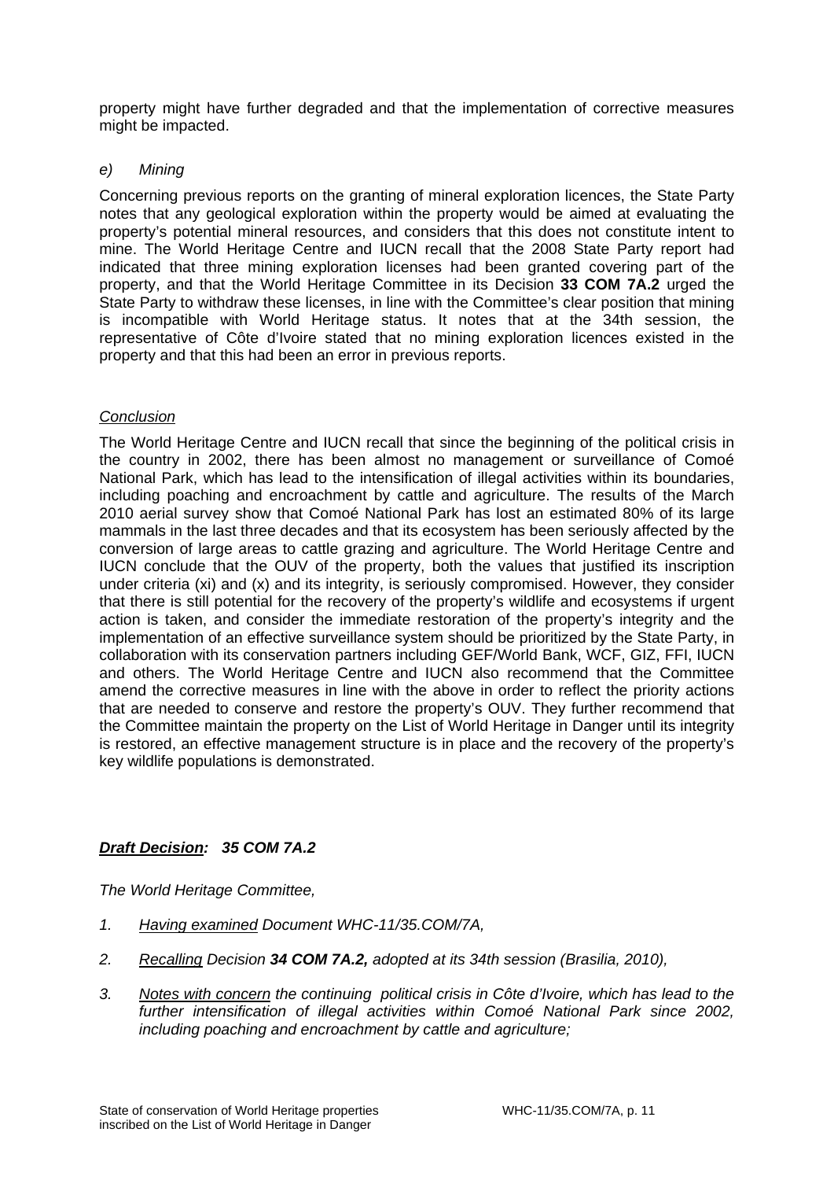property might have further degraded and that the implementation of corrective measures might be impacted.

*e) Mining*

Concerning previous reports on the granting of mineral exploration licences, the State Party notes that any geological exploration within the property would be aimed at evaluating the property's potential mineral resources, and considers that this does not constitute intent to mine. The World Heritage Centre and IUCN recall that the 2008 State Party report had indicated that three mining exploration licenses had been granted covering part of the property, and that the World Heritage Committee in its Decision **33 COM 7A.2** urged the State Party to withdraw these licenses, in line with the Committee's clear position that mining is incompatible with World Heritage status. It notes that at the 34th session, the representative of Côte d'Ivoire stated that no mining exploration licences existed in the property and that this had been an error in previous reports.

*Conclusion*

The World Heritage Centre and IUCN recall that since the beginning of the political crisis in the country in 2002, there has been almost no management or surveillance of Comoé National Park, which has lead to the intensification of illegal activities within its boundaries, including poaching and encroachment by cattle and agriculture. The results of the March 2010 aerial survey show that Comoé National Park has lost an estimated 80% of its large mammals in the last three decades and that its ecosystem has been seriously affected by the conversion of large areas to cattle grazing and agriculture. The World Heritage Centre and IUCN conclude that the OUV of the property, both the values that justified its inscription under criteria (xi) and (x) and its integrity, is seriously compromised. However, they consider that there is still potential for the recovery of the property's wildlife and ecosystems if urgent action is taken, and consider the immediate restoration of the property's integrity and the implementation of an effective surveillance system should be prioritized by the State Party, in collaboration with its conservation partners including GEF/World Bank, WCF, GIZ, FFI, IUCN and others. The World Heritage Centre and IUCN also recommend that the Committee amend the corrective measures in line with the above in order to reflect the priority actions that are needed to conserve and restore the property's OUV. They further recommend that the Committee maintain the property on the List of World Heritage in Danger until its integrity is restored, an effective management structure is in place and the recovery of the property's key wildlife populations is demonstrated.

***Draft Decision: 35 COM 7A.2***

*The World Heritage Committee,*

1. *Having examined Document WHC-11/35.COM/7A,*
2. *Recalling Decision **34 COM 7A.2,** adopted at its 34th session (Brasilia, 2010),*
3. *Notes with concern the continuing political crisis in Côte d'Ivoire, which has lead to the further intensification of illegal activities within Comoé National Park since 2002, including poaching and encroachment by cattle and agriculture;*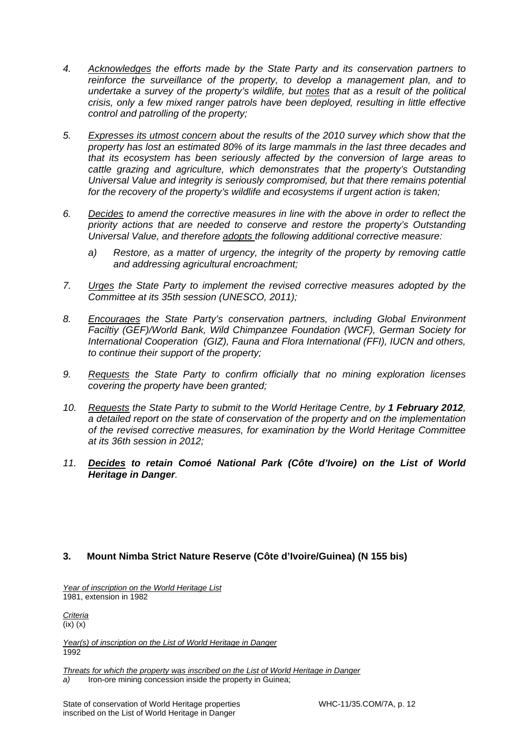4. *Acknowledges the efforts made by the State Party and its conservation partners to reinforce the surveillance of the property, to develop a management plan, and to undertake a survey of the property's wildlife, but notes that as a result of the political crisis, only a few mixed ranger patrols have been deployed, resulting in little effective control and patrolling of the property;*

5. *Expresses its utmost concern about the results of the 2010 survey which show that the property has lost an estimated 80% of its large mammals in the last three decades and that its ecosystem has been seriously affected by the conversion of large areas to cattle grazing and agriculture, which demonstrates that the property's Outstanding Universal Value and integrity is seriously compromised, but that there remains potential for the recovery of the property's wildlife and ecosystems if urgent action is taken;*

6. *Decides to amend the corrective measures in line with the above in order to reflect the priority actions that are needed to conserve and restore the property's Outstanding Universal Value, and therefore adopts the following additional corrective measure:*

   a) *Restore, as a matter of urgency, the integrity of the property by removing cattle and addressing agricultural encroachment;*

7. *Urges the State Party to implement the revised corrective measures adopted by the Committee at its 35th session (UNESCO, 2011);*

8. *Encourages the State Party's conservation partners, including Global Environment Faciltiy (GEF)/World Bank, Wild Chimpanzee Foundation (WCF), German Society for International Cooperation (GIZ), Fauna and Flora International (FFI), IUCN and others, to continue their support of the property;*

9. *Requests the State Party to confirm officially that no mining exploration licenses covering the property have been granted;*

10. *Requests the State Party to submit to the World Heritage Centre, by **1 February 2012**, a detailed report on the state of conservation of the property and on the implementation of the revised corrective measures, for examination by the World Heritage Committee at its 36th session in 2012;*

11. ***Decides to retain Comoé National Park (Côte d'Ivoire) on the List of World Heritage in Danger**.*

### 3. Mount Nimba Strict Nature Reserve (Côte d'Ivoire/Guinea) (N 155 bis)

*Year of inscription on the World Heritage List*
1981, extension in 1982

*Criteria*
(ix) (x)

*Year(s) of inscription on the List of World Heritage in Danger*
1992

*Threats for which the property was inscribed on the List of World Heritage in Danger*
*a)* Iron-ore mining concession inside the property in Guinea;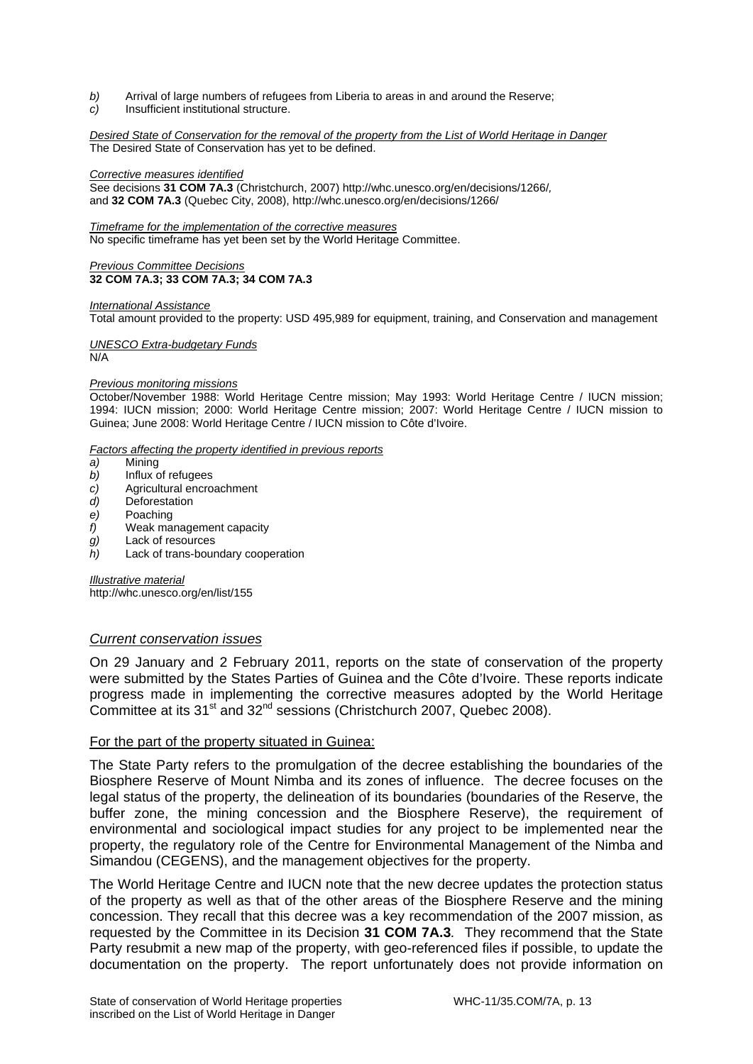*b)* Arrival of large numbers of refugees from Liberia to areas in and around the Reserve;
*c)* Insufficient institutional structure.

*Desired State of Conservation for the removal of the property from the List of World Heritage in Danger*
The Desired State of Conservation has yet to be defined.

*Corrective measures identified*
See decisions **31 COM 7A.3** (Christchurch, 2007) http://whc.unesco.org/en/decisions/1266/,
and **32 COM 7A.3** (Quebec City, 2008), http://whc.unesco.org/en/decisions/1266/

*Timeframe for the implementation of the corrective measures*
No specific timeframe has yet been set by the World Heritage Committee.

*Previous Committee Decisions*
**32 COM 7A.3; 33 COM 7A.3; 34 COM 7A.3**

*International Assistance*
Total amount provided to the property: USD 495,989 for equipment, training, and Conservation and management

*UNESCO Extra-budgetary Funds*
N/A

*Previous monitoring missions*
October/November 1988: World Heritage Centre mission; May 1993: World Heritage Centre / IUCN mission; 1994: IUCN mission; 2000: World Heritage Centre mission; 2007: World Heritage Centre / IUCN mission to Guinea; June 2008: World Heritage Centre / IUCN mission to Côte d'Ivoire.

*Factors affecting the property identified in previous reports*
*a)* Mining
*b)* Influx of refugees
*c)* Agricultural encroachment
*d)* Deforestation
*e)* Poaching
*f)* Weak management capacity
*g)* Lack of resources
*h)* Lack of trans-boundary cooperation

*Illustrative material*
http://whc.unesco.org/en/list/155

### *Current conservation issues*

On 29 January and 2 February 2011, reports on the state of conservation of the property were submitted by the States Parties of Guinea and the Côte d'Ivoire. These reports indicate progress made in implementing the corrective measures adopted by the World Heritage Committee at its 31st and 32nd sessions (Christchurch 2007, Quebec 2008).

For the part of the property situated in Guinea:

The State Party refers to the promulgation of the decree establishing the boundaries of the Biosphere Reserve of Mount Nimba and its zones of influence. The decree focuses on the legal status of the property, the delineation of its boundaries (boundaries of the Reserve, the buffer zone, the mining concession and the Biosphere Reserve), the requirement of environmental and sociological impact studies for any project to be implemented near the property, the regulatory role of the Centre for Environmental Management of the Nimba and Simandou (CEGENS), and the management objectives for the property.

The World Heritage Centre and IUCN note that the new decree updates the protection status of the property as well as that of the other areas of the Biosphere Reserve and the mining concession. They recall that this decree was a key recommendation of the 2007 mission, as requested by the Committee in its Decision **31 COM 7A.3***.* They recommend that the State Party resubmit a new map of the property, with geo-referenced files if possible, to update the documentation on the property. The report unfortunately does not provide information on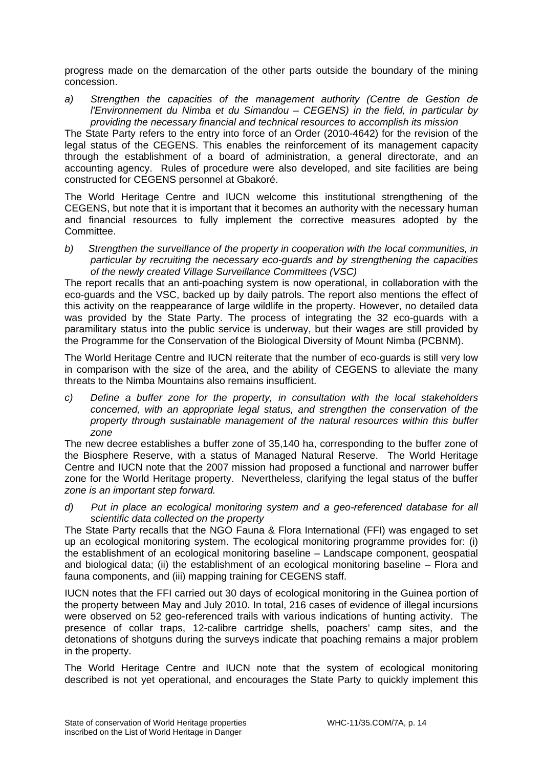progress made on the demarcation of the other parts outside the boundary of the mining concession.

*a) Strengthen the capacities of the management authority (Centre de Gestion de l'Environnement du Nimba et du Simandou – CEGENS) in the field, in particular by providing the necessary financial and technical resources to accomplish its mission*

The State Party refers to the entry into force of an Order (2010-4642) for the revision of the legal status of the CEGENS. This enables the reinforcement of its management capacity through the establishment of a board of administration, a general directorate, and an accounting agency. Rules of procedure were also developed, and site facilities are being constructed for CEGENS personnel at Gbakoré.

The World Heritage Centre and IUCN welcome this institutional strengthening of the CEGENS, but note that it is important that it becomes an authority with the necessary human and financial resources to fully implement the corrective measures adopted by the Committee.

*b) Strengthen the surveillance of the property in cooperation with the local communities, in particular by recruiting the necessary eco-guards and by strengthening the capacities of the newly created Village Surveillance Committees (VSC)*

The report recalls that an anti-poaching system is now operational, in collaboration with the eco-guards and the VSC, backed up by daily patrols. The report also mentions the effect of this activity on the reappearance of large wildlife in the property. However, no detailed data was provided by the State Party. The process of integrating the 32 eco-guards with a paramilitary status into the public service is underway, but their wages are still provided by the Programme for the Conservation of the Biological Diversity of Mount Nimba (PCBNM).

The World Heritage Centre and IUCN reiterate that the number of eco-guards is still very low in comparison with the size of the area, and the ability of CEGENS to alleviate the many threats to the Nimba Mountains also remains insufficient.

*c) Define a buffer zone for the property, in consultation with the local stakeholders concerned, with an appropriate legal status, and strengthen the conservation of the property through sustainable management of the natural resources within this buffer zone*

The new decree establishes a buffer zone of 35,140 ha, corresponding to the buffer zone of the Biosphere Reserve, with a status of Managed Natural Reserve. The World Heritage Centre and IUCN note that the 2007 mission had proposed a functional and narrower buffer zone for the World Heritage property. Nevertheless, clarifying the legal status of the buffer *zone is an important step forward.*

*d) Put in place an ecological monitoring system and a geo-referenced database for all scientific data collected on the property*

The State Party recalls that the NGO Fauna & Flora International (FFI) was engaged to set up an ecological monitoring system. The ecological monitoring programme provides for: (i) the establishment of an ecological monitoring baseline – Landscape component, geospatial and biological data; (ii) the establishment of an ecological monitoring baseline – Flora and fauna components, and (iii) mapping training for CEGENS staff.

IUCN notes that the FFI carried out 30 days of ecological monitoring in the Guinea portion of the property between May and July 2010. In total, 216 cases of evidence of illegal incursions were observed on 52 geo-referenced trails with various indications of hunting activity. The presence of collar traps, 12-calibre cartridge shells, poachers' camp sites, and the detonations of shotguns during the surveys indicate that poaching remains a major problem in the property.

The World Heritage Centre and IUCN note that the system of ecological monitoring described is not yet operational, and encourages the State Party to quickly implement this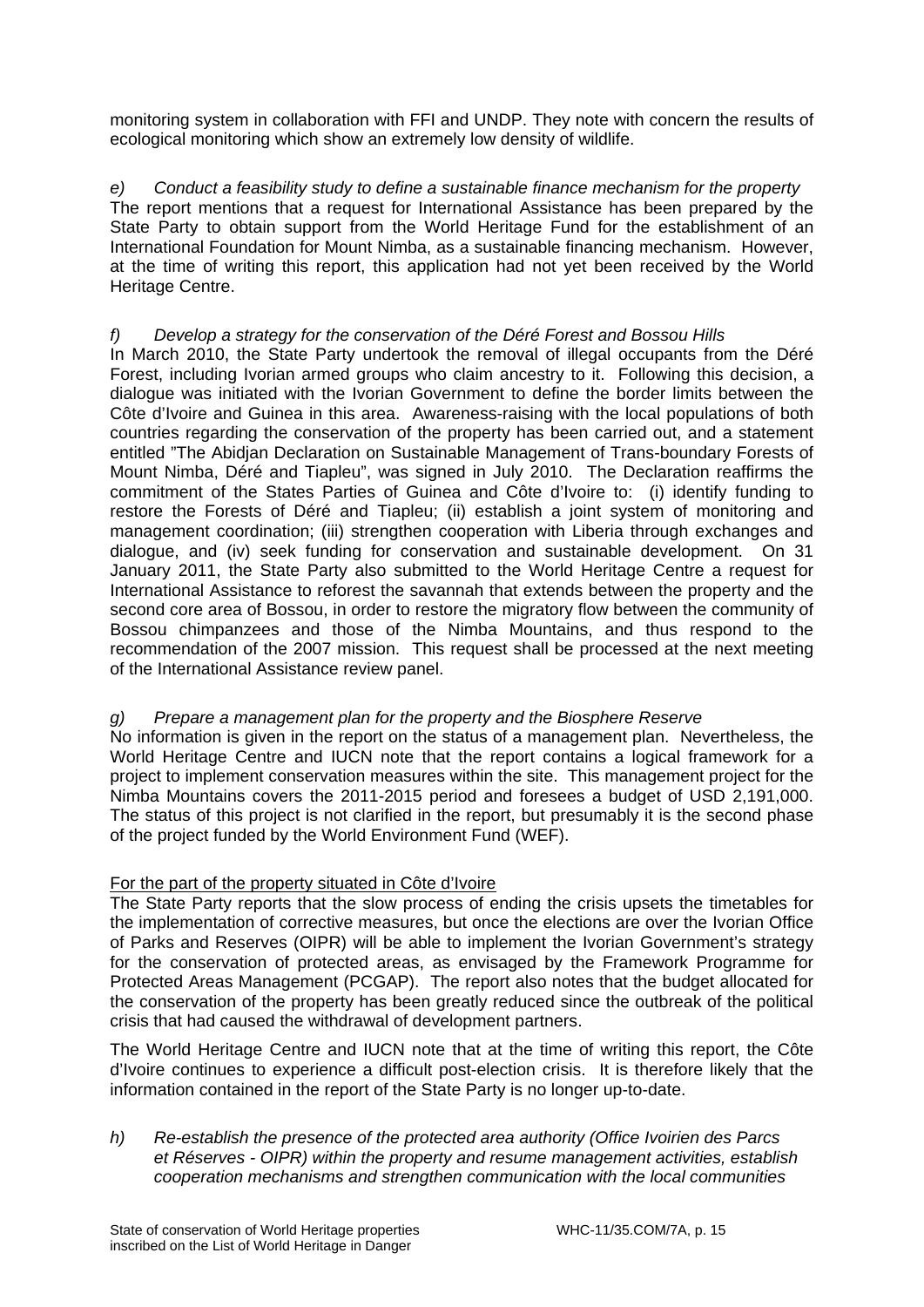monitoring system in collaboration with FFI and UNDP. They note with concern the results of ecological monitoring which show an extremely low density of wildlife.

*e) Conduct a feasibility study to define a sustainable finance mechanism for the property*

The report mentions that a request for International Assistance has been prepared by the State Party to obtain support from the World Heritage Fund for the establishment of an International Foundation for Mount Nimba, as a sustainable financing mechanism. However, at the time of writing this report, this application had not yet been received by the World Heritage Centre.

*f) Develop a strategy for the conservation of the Déré Forest and Bossou Hills*

In March 2010, the State Party undertook the removal of illegal occupants from the Déré Forest, including Ivorian armed groups who claim ancestry to it. Following this decision, a dialogue was initiated with the Ivorian Government to define the border limits between the Côte d'Ivoire and Guinea in this area. Awareness-raising with the local populations of both countries regarding the conservation of the property has been carried out, and a statement entitled "The Abidjan Declaration on Sustainable Management of Trans-boundary Forests of Mount Nimba, Déré and Tiapleu", was signed in July 2010. The Declaration reaffirms the commitment of the States Parties of Guinea and Côte d'Ivoire to: (i) identify funding to restore the Forests of Déré and Tiapleu; (ii) establish a joint system of monitoring and management coordination; (iii) strengthen cooperation with Liberia through exchanges and dialogue, and (iv) seek funding for conservation and sustainable development. On 31 January 2011, the State Party also submitted to the World Heritage Centre a request for International Assistance to reforest the savannah that extends between the property and the second core area of Bossou, in order to restore the migratory flow between the community of Bossou chimpanzees and those of the Nimba Mountains, and thus respond to the recommendation of the 2007 mission. This request shall be processed at the next meeting of the International Assistance review panel.

*g) Prepare a management plan for the property and the Biosphere Reserve*

No information is given in the report on the status of a management plan. Nevertheless, the World Heritage Centre and IUCN note that the report contains a logical framework for a project to implement conservation measures within the site. This management project for the Nimba Mountains covers the 2011-2015 period and foresees a budget of USD 2,191,000. The status of this project is not clarified in the report, but presumably it is the second phase of the project funded by the World Environment Fund (WEF).

<u>For the part of the property situated in Côte d'Ivoire</u>

The State Party reports that the slow process of ending the crisis upsets the timetables for the implementation of corrective measures, but once the elections are over the Ivorian Office of Parks and Reserves (OIPR) will be able to implement the Ivorian Government's strategy for the conservation of protected areas, as envisaged by the Framework Programme for Protected Areas Management (PCGAP). The report also notes that the budget allocated for the conservation of the property has been greatly reduced since the outbreak of the political crisis that had caused the withdrawal of development partners.

The World Heritage Centre and IUCN note that at the time of writing this report, the Côte d'Ivoire continues to experience a difficult post-election crisis. It is therefore likely that the information contained in the report of the State Party is no longer up-to-date.

*h) Re-establish the presence of the protected area authority (Office Ivoirien des Parcs et Réserves - OIPR) within the property and resume management activities, establish cooperation mechanisms and strengthen communication with the local communities*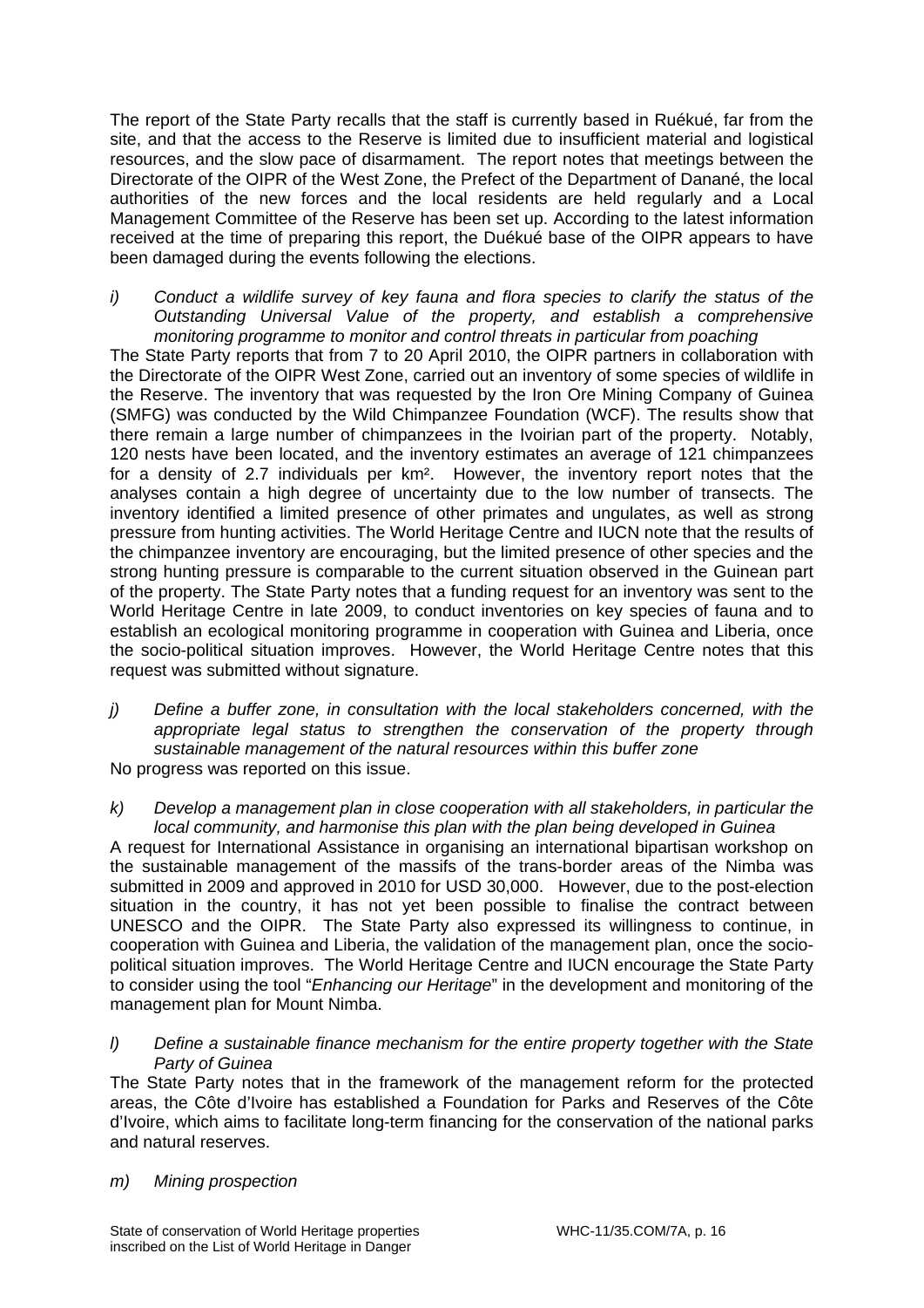The report of the State Party recalls that the staff is currently based in Ruékué, far from the site, and that the access to the Reserve is limited due to insufficient material and logistical resources, and the slow pace of disarmament. The report notes that meetings between the Directorate of the OIPR of the West Zone, the Prefect of the Department of Danané, the local authorities of the new forces and the local residents are held regularly and a Local Management Committee of the Reserve has been set up. According to the latest information received at the time of preparing this report, the Duékué base of the OIPR appears to have been damaged during the events following the elections.

*i) Conduct a wildlife survey of key fauna and flora species to clarify the status of the Outstanding Universal Value of the property, and establish a comprehensive monitoring programme to monitor and control threats in particular from poaching*

The State Party reports that from 7 to 20 April 2010, the OIPR partners in collaboration with the Directorate of the OIPR West Zone, carried out an inventory of some species of wildlife in the Reserve. The inventory that was requested by the Iron Ore Mining Company of Guinea (SMFG) was conducted by the Wild Chimpanzee Foundation (WCF). The results show that there remain a large number of chimpanzees in the Ivoirian part of the property. Notably, 120 nests have been located, and the inventory estimates an average of 121 chimpanzees for a density of 2.7 individuals per km². However, the inventory report notes that the analyses contain a high degree of uncertainty due to the low number of transects. The inventory identified a limited presence of other primates and ungulates, as well as strong pressure from hunting activities. The World Heritage Centre and IUCN note that the results of the chimpanzee inventory are encouraging, but the limited presence of other species and the strong hunting pressure is comparable to the current situation observed in the Guinean part of the property. The State Party notes that a funding request for an inventory was sent to the World Heritage Centre in late 2009, to conduct inventories on key species of fauna and to establish an ecological monitoring programme in cooperation with Guinea and Liberia, once the socio-political situation improves. However, the World Heritage Centre notes that this request was submitted without signature.

*j) Define a buffer zone, in consultation with the local stakeholders concerned, with the appropriate legal status to strengthen the conservation of the property through sustainable management of the natural resources within this buffer zone*

No progress was reported on this issue.

*k) Develop a management plan in close cooperation with all stakeholders, in particular the local community, and harmonise this plan with the plan being developed in Guinea*

A request for International Assistance in organising an international bipartisan workshop on the sustainable management of the massifs of the trans-border areas of the Nimba was submitted in 2009 and approved in 2010 for USD 30,000. However, due to the post-election situation in the country, it has not yet been possible to finalise the contract between UNESCO and the OIPR. The State Party also expressed its willingness to continue, in cooperation with Guinea and Liberia, the validation of the management plan, once the socio-political situation improves. The World Heritage Centre and IUCN encourage the State Party to consider using the tool "*Enhancing our Heritage*" in the development and monitoring of the management plan for Mount Nimba.

*l) Define a sustainable finance mechanism for the entire property together with the State Party of Guinea*

The State Party notes that in the framework of the management reform for the protected areas, the Côte d'Ivoire has established a Foundation for Parks and Reserves of the Côte d'Ivoire, which aims to facilitate long-term financing for the conservation of the national parks and natural reserves.

*m) Mining prospection*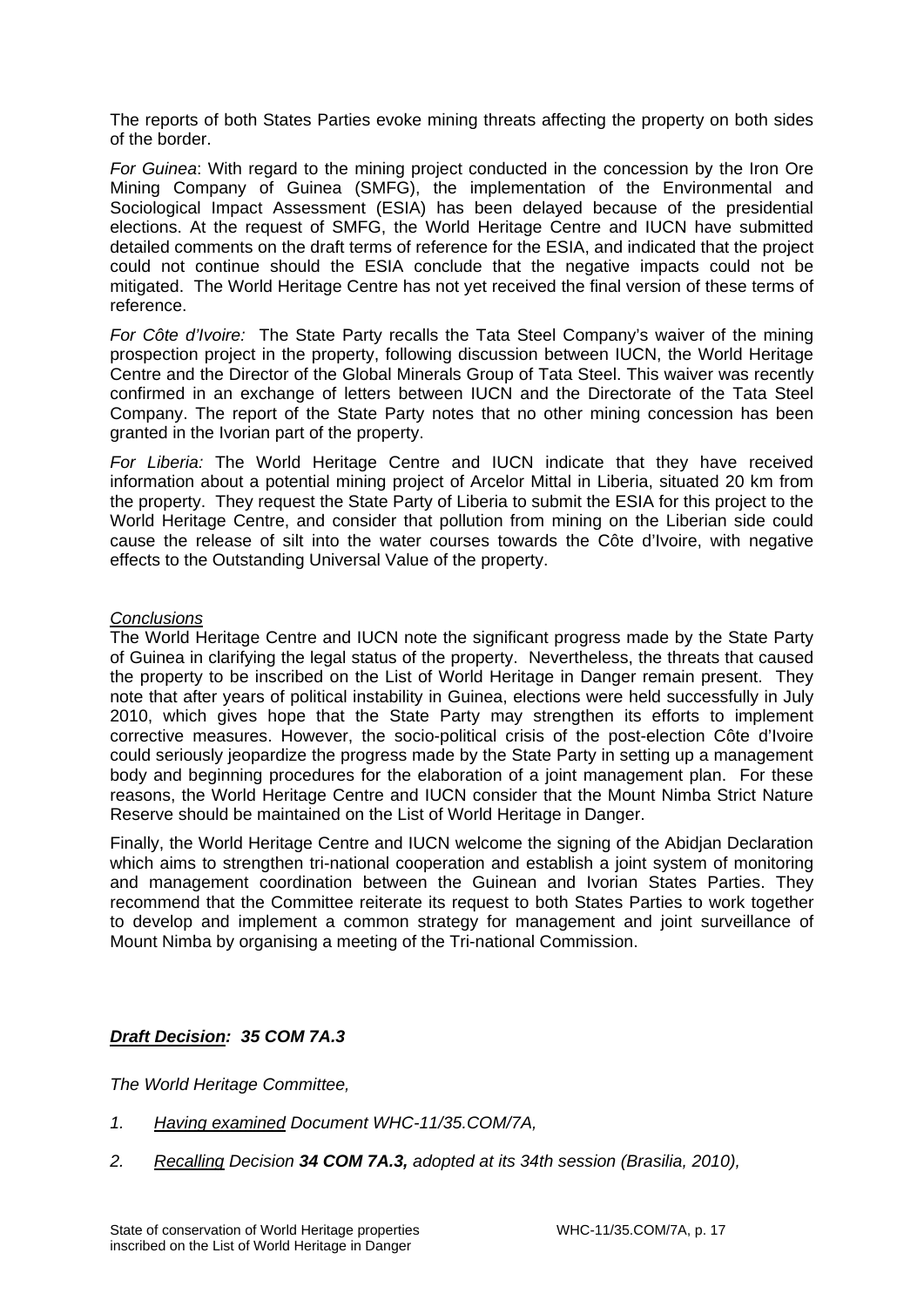The reports of both States Parties evoke mining threats affecting the property on both sides of the border.

*For Guinea*: With regard to the mining project conducted in the concession by the Iron Ore Mining Company of Guinea (SMFG), the implementation of the Environmental and Sociological Impact Assessment (ESIA) has been delayed because of the presidential elections. At the request of SMFG, the World Heritage Centre and IUCN have submitted detailed comments on the draft terms of reference for the ESIA, and indicated that the project could not continue should the ESIA conclude that the negative impacts could not be mitigated. The World Heritage Centre has not yet received the final version of these terms of reference.

*For Côte d'Ivoire:* The State Party recalls the Tata Steel Company's waiver of the mining prospection project in the property, following discussion between IUCN, the World Heritage Centre and the Director of the Global Minerals Group of Tata Steel. This waiver was recently confirmed in an exchange of letters between IUCN and the Directorate of the Tata Steel Company. The report of the State Party notes that no other mining concession has been granted in the Ivorian part of the property.

*For Liberia:* The World Heritage Centre and IUCN indicate that they have received information about a potential mining project of Arcelor Mittal in Liberia, situated 20 km from the property. They request the State Party of Liberia to submit the ESIA for this project to the World Heritage Centre, and consider that pollution from mining on the Liberian side could cause the release of silt into the water courses towards the Côte d'Ivoire, with negative effects to the Outstanding Universal Value of the property.

*Conclusions*

The World Heritage Centre and IUCN note the significant progress made by the State Party of Guinea in clarifying the legal status of the property. Nevertheless, the threats that caused the property to be inscribed on the List of World Heritage in Danger remain present. They note that after years of political instability in Guinea, elections were held successfully in July 2010, which gives hope that the State Party may strengthen its efforts to implement corrective measures. However, the socio-political crisis of the post-election Côte d'Ivoire could seriously jeopardize the progress made by the State Party in setting up a management body and beginning procedures for the elaboration of a joint management plan. For these reasons, the World Heritage Centre and IUCN consider that the Mount Nimba Strict Nature Reserve should be maintained on the List of World Heritage in Danger.

Finally, the World Heritage Centre and IUCN welcome the signing of the Abidjan Declaration which aims to strengthen tri-national cooperation and establish a joint system of monitoring and management coordination between the Guinean and Ivorian States Parties. They recommend that the Committee reiterate its request to both States Parties to work together to develop and implement a common strategy for management and joint surveillance of Mount Nimba by organising a meeting of the Tri-national Commission.

***Draft Decision: 35 COM 7A.3***

*The World Heritage Committee,*

1. *Having examined Document WHC-11/35.COM/7A,*
2. *Recalling Decision **34 COM 7A.3,** adopted at its 34th session (Brasilia, 2010),*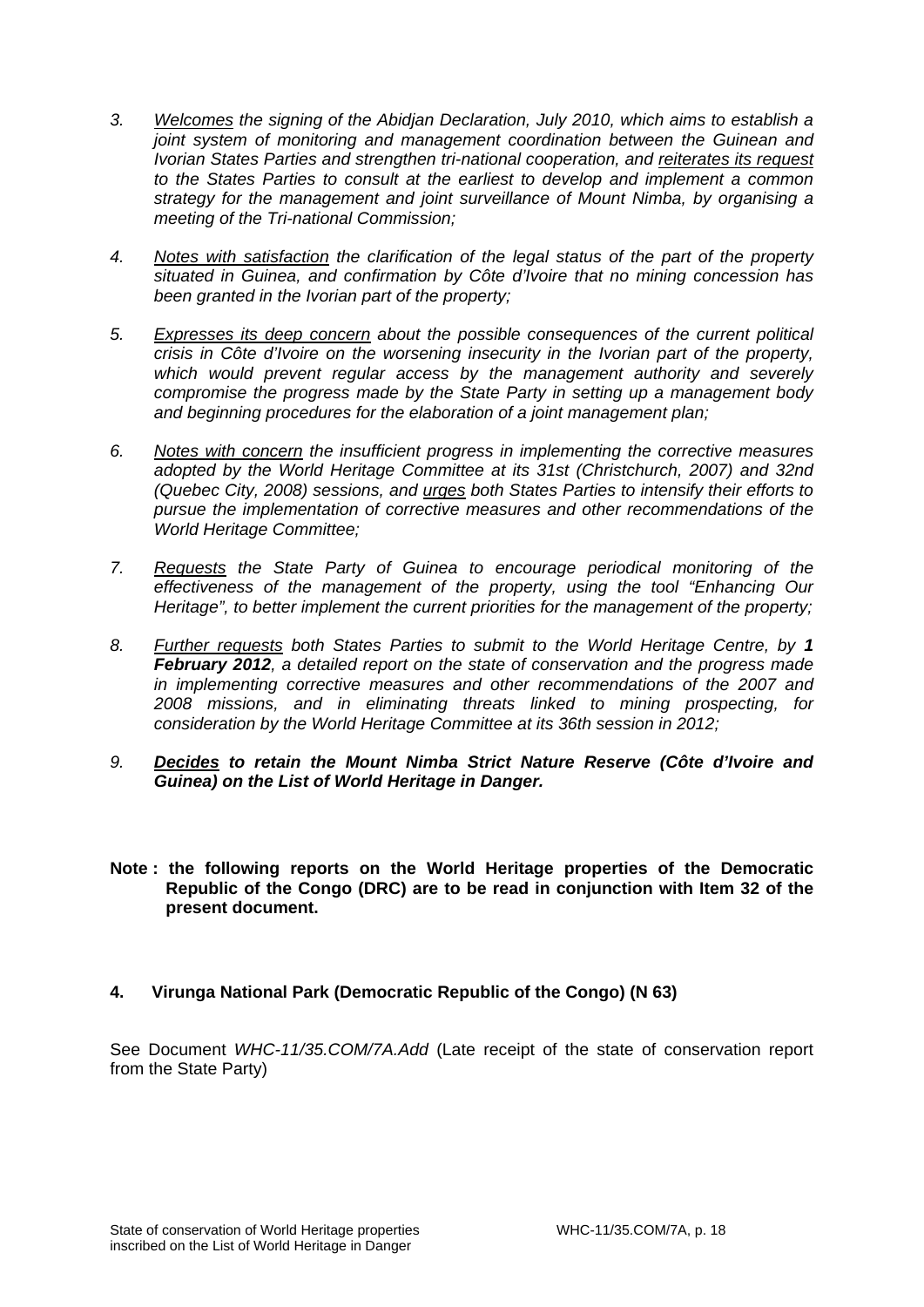3. *<u>Welcomes</u> the signing of the Abidjan Declaration, July 2010, which aims to establish a joint system of monitoring and management coordination between the Guinean and Ivorian States Parties and strengthen tri-national cooperation, and <u>reiterates its request</u> to the States Parties to consult at the earliest to develop and implement a common strategy for the management and joint surveillance of Mount Nimba, by organising a meeting of the Tri-national Commission;*

4. *<u>Notes with satisfaction</u> the clarification of the legal status of the part of the property situated in Guinea, and confirmation by Côte d'Ivoire that no mining concession has been granted in the Ivorian part of the property;*

5. *<u>Expresses its deep concern</u> about the possible consequences of the current political crisis in Côte d'Ivoire on the worsening insecurity in the Ivorian part of the property, which would prevent regular access by the management authority and severely compromise the progress made by the State Party in setting up a management body and beginning procedures for the elaboration of a joint management plan;*

6. *<u>Notes with concern</u> the insufficient progress in implementing the corrective measures adopted by the World Heritage Committee at its 31st (Christchurch, 2007) and 32nd (Quebec City, 2008) sessions, and <u>urges</u> both States Parties to intensify their efforts to pursue the implementation of corrective measures and other recommendations of the World Heritage Committee;*

7. *<u>Requests</u> the State Party of Guinea to encourage periodical monitoring of the effectiveness of the management of the property, using the tool "Enhancing Our Heritage", to better implement the current priorities for the management of the property;*

8. *<u>Further requests</u> both States Parties to submit to the World Heritage Centre, by **1 February 2012**, a detailed report on the state of conservation and the progress made in implementing corrective measures and other recommendations of the 2007 and 2008 missions, and in eliminating threats linked to mining prospecting, for consideration by the World Heritage Committee at its 36th session in 2012;*

9. ***<u>Decides</u> to retain the Mount Nimba Strict Nature Reserve (Côte d'Ivoire and Guinea) on the List of World Heritage in Danger.***

**Note : the following reports on the World Heritage properties of the Democratic Republic of the Congo (DRC) are to be read in conjunction with Item 32 of the present document.**

### 4. Virunga National Park (Democratic Republic of the Congo) (N 63)

See Document *WHC-11/35.COM/7A.Add* (Late receipt of the state of conservation report from the State Party)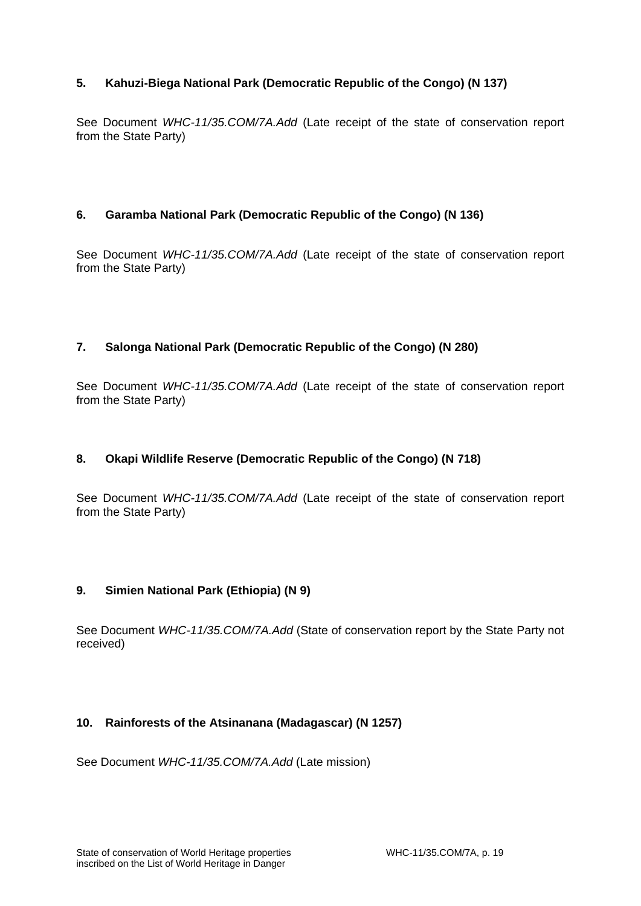### 5. Kahuzi-Biega National Park (Democratic Republic of the Congo) (N 137)

See Document *WHC-11/35.COM/7A.Add* (Late receipt of the state of conservation report from the State Party)

### 6. Garamba National Park (Democratic Republic of the Congo) (N 136)

See Document *WHC-11/35.COM/7A.Add* (Late receipt of the state of conservation report from the State Party)

### 7. Salonga National Park (Democratic Republic of the Congo) (N 280)

See Document *WHC-11/35.COM/7A.Add* (Late receipt of the state of conservation report from the State Party)

### 8. Okapi Wildlife Reserve (Democratic Republic of the Congo) (N 718)

See Document *WHC-11/35.COM/7A.Add* (Late receipt of the state of conservation report from the State Party)

### 9. Simien National Park (Ethiopia) (N 9)

See Document *WHC-11/35.COM/7A.Add* (State of conservation report by the State Party not received)

### 10. Rainforests of the Atsinanana (Madagascar) (N 1257)

See Document *WHC-11/35.COM/7A.Add* (Late mission)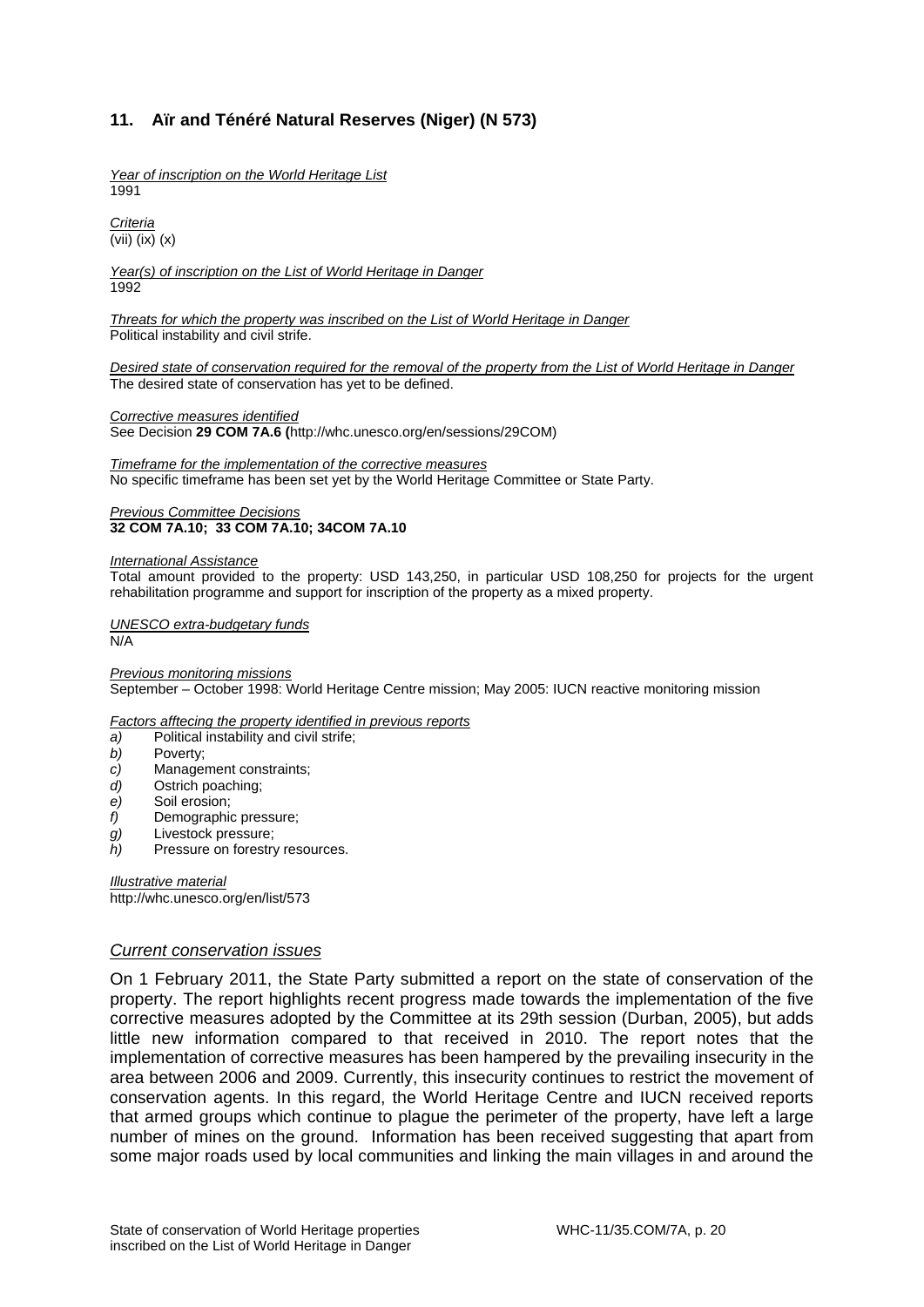## 11. Aïr and Ténéré Natural Reserves (Niger) (N 573)

*Year of inscription on the World Heritage List*
1991

*Criteria*
(vii) (ix) (x)

*Year(s) of inscription on the List of World Heritage in Danger*
1992

*Threats for which the property was inscribed on the List of World Heritage in Danger*
Political instability and civil strife.

*Desired state of conservation required for the removal of the property from the List of World Heritage in Danger*
The desired state of conservation has yet to be defined.

*Corrective measures identified*
See Decision **29 COM 7A.6 (**http://whc.unesco.org/en/sessions/29COM)

*Timeframe for the implementation of the corrective measures*
No specific timeframe has been set yet by the World Heritage Committee or State Party.

*Previous Committee Decisions*
**32 COM 7A.10; 33 COM 7A.10; 34COM 7A.10**

*International Assistance*
Total amount provided to the property: USD 143,250, in particular USD 108,250 for projects for the urgent rehabilitation programme and support for inscription of the property as a mixed property.

*UNESCO extra-budgetary funds*
N/A

*Previous monitoring missions*
September – October 1998: World Heritage Centre mission; May 2005: IUCN reactive monitoring mission

*Factors afftecing the property identified in previous reports*

*a)* Political instability and civil strife;
*b)* Poverty;
*c)* Management constraints;
*d)* Ostrich poaching;
*e)* Soil erosion;
*f)* Demographic pressure;
*g)* Livestock pressure;
*h)* Pressure on forestry resources.

*Illustrative material*
http://whc.unesco.org/en/list/573

### *Current conservation issues*

On 1 February 2011, the State Party submitted a report on the state of conservation of the property. The report highlights recent progress made towards the implementation of the five corrective measures adopted by the Committee at its 29th session (Durban, 2005), but adds little new information compared to that received in 2010. The report notes that the implementation of corrective measures has been hampered by the prevailing insecurity in the area between 2006 and 2009. Currently, this insecurity continues to restrict the movement of conservation agents. In this regard, the World Heritage Centre and IUCN received reports that armed groups which continue to plague the perimeter of the property, have left a large number of mines on the ground. Information has been received suggesting that apart from some major roads used by local communities and linking the main villages in and around the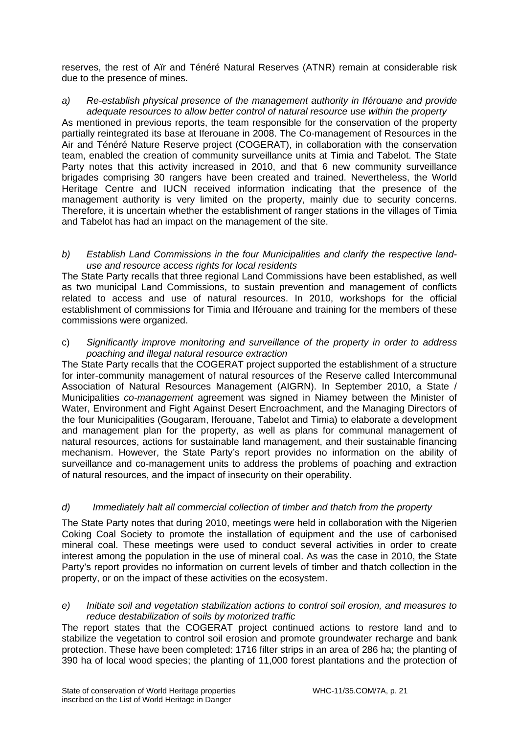reserves, the rest of Aïr and Ténéré Natural Reserves (ATNR) remain at considerable risk due to the presence of mines.

a) *Re-establish physical presence of the management authority in Iférouane and provide adequate resources to allow better control of natural resource use within the property*

As mentioned in previous reports, the team responsible for the conservation of the property partially reintegrated its base at Iferouane in 2008. The Co-management of Resources in the Air and Ténéré Nature Reserve project (COGERAT), in collaboration with the conservation team, enabled the creation of community surveillance units at Timia and Tabelot. The State Party notes that this activity increased in 2010, and that 6 new community surveillance brigades comprising 30 rangers have been created and trained. Nevertheless, the World Heritage Centre and IUCN received information indicating that the presence of the management authority is very limited on the property, mainly due to security concerns. Therefore, it is uncertain whether the establishment of ranger stations in the villages of Timia and Tabelot has had an impact on the management of the site.

b) *Establish Land Commissions in the four Municipalities and clarify the respective land-use and resource access rights for local residents*

The State Party recalls that three regional Land Commissions have been established, as well as two municipal Land Commissions, to sustain prevention and management of conflicts related to access and use of natural resources. In 2010, workshops for the official establishment of commissions for Timia and Iférouane and training for the members of these commissions were organized.

c) *Significantly improve monitoring and surveillance of the property in order to address poaching and illegal natural resource extraction*

The State Party recalls that the COGERAT project supported the establishment of a structure for inter-community management of natural resources of the Reserve called Intercommunal Association of Natural Resources Management (AIGRN). In September 2010, a State / Municipalities *co-management* agreement was signed in Niamey between the Minister of Water, Environment and Fight Against Desert Encroachment, and the Managing Directors of the four Municipalities (Gougaram, Iferouane, Tabelot and Timia) to elaborate a development and management plan for the property, as well as plans for communal management of natural resources, actions for sustainable land management, and their sustainable financing mechanism. However, the State Party's report provides no information on the ability of surveillance and co-management units to address the problems of poaching and extraction of natural resources, and the impact of insecurity on their operability.

d) *Immediately halt all commercial collection of timber and thatch from the property*

The State Party notes that during 2010, meetings were held in collaboration with the Nigerien Coking Coal Society to promote the installation of equipment and the use of carbonised mineral coal. These meetings were used to conduct several activities in order to create interest among the population in the use of mineral coal. As was the case in 2010, the State Party's report provides no information on current levels of timber and thatch collection in the property, or on the impact of these activities on the ecosystem.

e) *Initiate soil and vegetation stabilization actions to control soil erosion, and measures to reduce destabilization of soils by motorized traffic*

The report states that the COGERAT project continued actions to restore land and to stabilize the vegetation to control soil erosion and promote groundwater recharge and bank protection. These have been completed: 1716 filter strips in an area of 286 ha; the planting of 390 ha of local wood species; the planting of 11,000 forest plantations and the protection of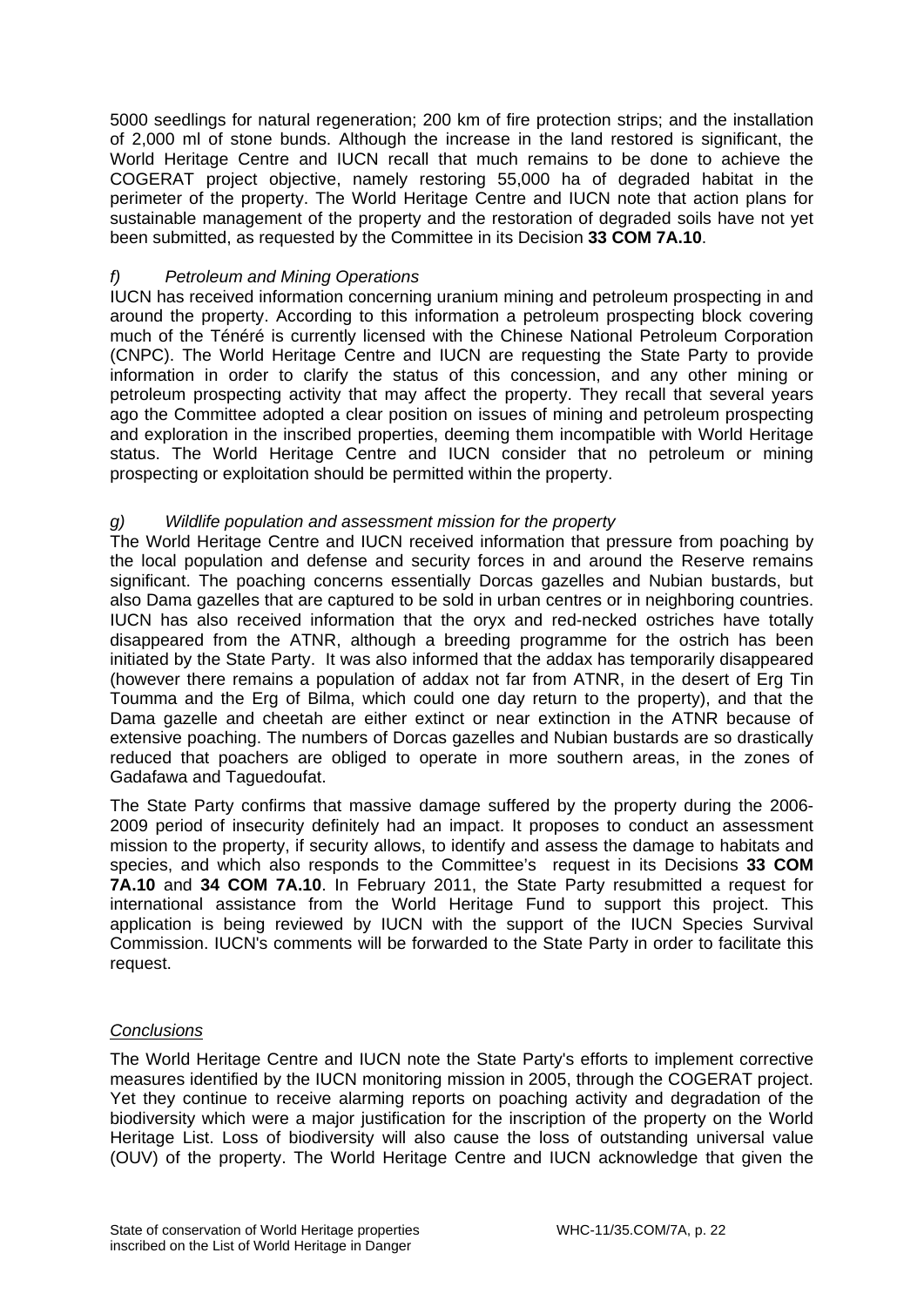5000 seedlings for natural regeneration; 200 km of fire protection strips; and the installation of 2,000 ml of stone bunds. Although the increase in the land restored is significant, the World Heritage Centre and IUCN recall that much remains to be done to achieve the COGERAT project objective, namely restoring 55,000 ha of degraded habitat in the perimeter of the property. The World Heritage Centre and IUCN note that action plans for sustainable management of the property and the restoration of degraded soils have not yet been submitted, as requested by the Committee in its Decision **33 COM 7A.10**.

*f) Petroleum and Mining Operations*

IUCN has received information concerning uranium mining and petroleum prospecting in and around the property. According to this information a petroleum prospecting block covering much of the Ténéré is currently licensed with the Chinese National Petroleum Corporation (CNPC). The World Heritage Centre and IUCN are requesting the State Party to provide information in order to clarify the status of this concession, and any other mining or petroleum prospecting activity that may affect the property. They recall that several years ago the Committee adopted a clear position on issues of mining and petroleum prospecting and exploration in the inscribed properties, deeming them incompatible with World Heritage status. The World Heritage Centre and IUCN consider that no petroleum or mining prospecting or exploitation should be permitted within the property.

*g) Wildlife population and assessment mission for the property*

The World Heritage Centre and IUCN received information that pressure from poaching by the local population and defense and security forces in and around the Reserve remains significant. The poaching concerns essentially Dorcas gazelles and Nubian bustards, but also Dama gazelles that are captured to be sold in urban centres or in neighboring countries. IUCN has also received information that the oryx and red-necked ostriches have totally disappeared from the ATNR, although a breeding programme for the ostrich has been initiated by the State Party. It was also informed that the addax has temporarily disappeared (however there remains a population of addax not far from ATNR, in the desert of Erg Tin Toumma and the Erg of Bilma, which could one day return to the property), and that the Dama gazelle and cheetah are either extinct or near extinction in the ATNR because of extensive poaching. The numbers of Dorcas gazelles and Nubian bustards are so drastically reduced that poachers are obliged to operate in more southern areas, in the zones of Gadafawa and Taguedoufat.

The State Party confirms that massive damage suffered by the property during the 2006-2009 period of insecurity definitely had an impact. It proposes to conduct an assessment mission to the property, if security allows, to identify and assess the damage to habitats and species, and which also responds to the Committee's request in its Decisions **33 COM 7A.10** and **34 COM 7A.10**. In February 2011, the State Party resubmitted a request for international assistance from the World Heritage Fund to support this project. This application is being reviewed by IUCN with the support of the IUCN Species Survival Commission. IUCN's comments will be forwarded to the State Party in order to facilitate this request.

*Conclusions*

The World Heritage Centre and IUCN note the State Party's efforts to implement corrective measures identified by the IUCN monitoring mission in 2005, through the COGERAT project. Yet they continue to receive alarming reports on poaching activity and degradation of the biodiversity which were a major justification for the inscription of the property on the World Heritage List. Loss of biodiversity will also cause the loss of outstanding universal value (OUV) of the property. The World Heritage Centre and IUCN acknowledge that given the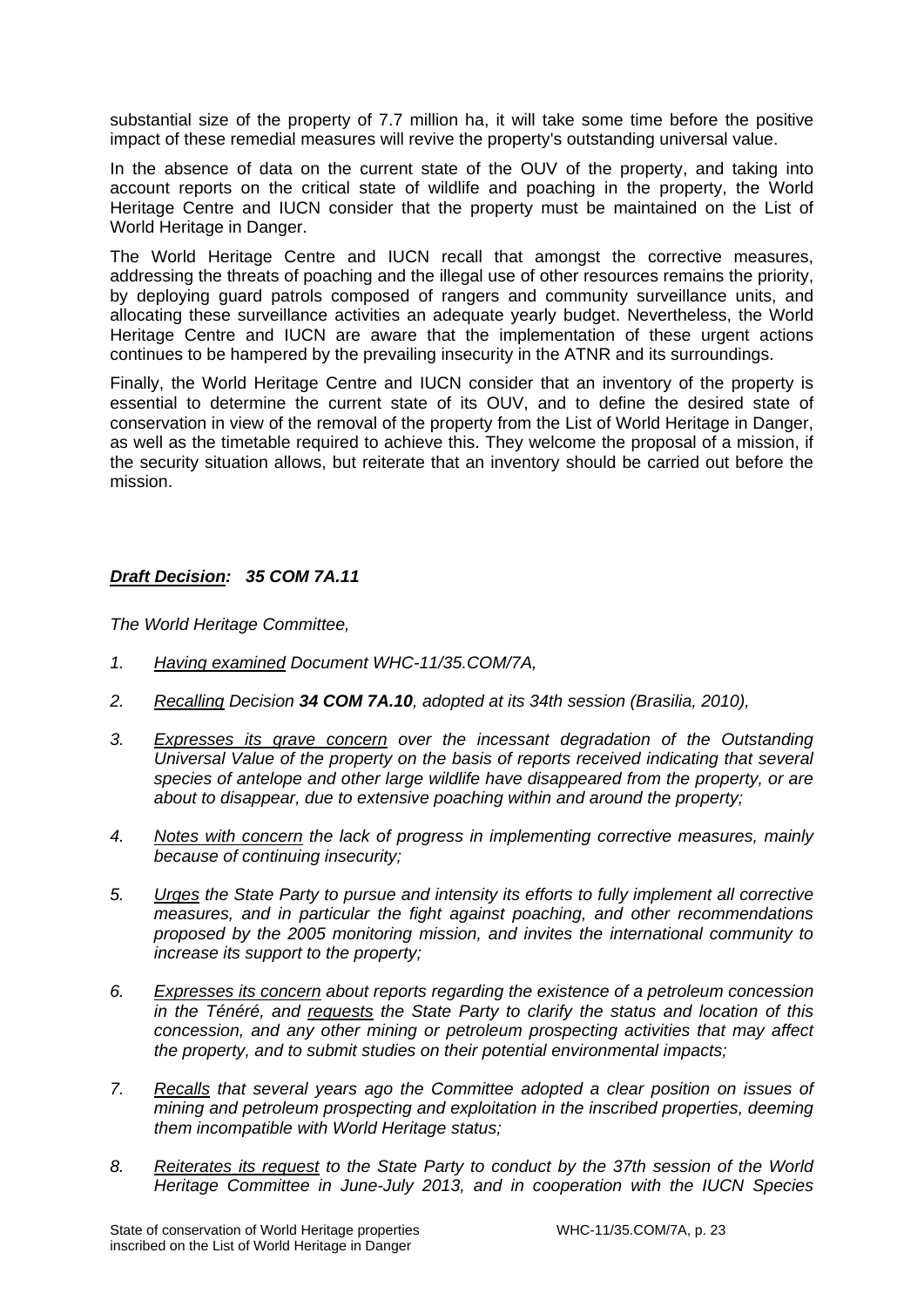substantial size of the property of 7.7 million ha, it will take some time before the positive impact of these remedial measures will revive the property's outstanding universal value.

In the absence of data on the current state of the OUV of the property, and taking into account reports on the critical state of wildlife and poaching in the property, the World Heritage Centre and IUCN consider that the property must be maintained on the List of World Heritage in Danger.

The World Heritage Centre and IUCN recall that amongst the corrective measures, addressing the threats of poaching and the illegal use of other resources remains the priority, by deploying guard patrols composed of rangers and community surveillance units, and allocating these surveillance activities an adequate yearly budget. Nevertheless, the World Heritage Centre and IUCN are aware that the implementation of these urgent actions continues to be hampered by the prevailing insecurity in the ATNR and its surroundings.

Finally, the World Heritage Centre and IUCN consider that an inventory of the property is essential to determine the current state of its OUV, and to define the desired state of conservation in view of the removal of the property from the List of World Heritage in Danger, as well as the timetable required to achieve this. They welcome the proposal of a mission, if the security situation allows, but reiterate that an inventory should be carried out before the mission.

***Draft Decision: 35 COM 7A.11***

*The World Heritage Committee,*

1. *Having examined Document WHC-11/35.COM/7A,*

2. *Recalling Decision **34 COM 7A.10**, adopted at its 34th session (Brasilia, 2010),*

3. *Expresses its grave concern over the incessant degradation of the Outstanding Universal Value of the property on the basis of reports received indicating that several species of antelope and other large wildlife have disappeared from the property, or are about to disappear, due to extensive poaching within and around the property;*

4. *Notes with concern the lack of progress in implementing corrective measures, mainly because of continuing insecurity;*

5. *Urges the State Party to pursue and intensity its efforts to fully implement all corrective measures, and in particular the fight against poaching, and other recommendations proposed by the 2005 monitoring mission, and invites the international community to increase its support to the property;*

6. *Expresses its concern about reports regarding the existence of a petroleum concession in the Ténéré, and requests the State Party to clarify the status and location of this concession, and any other mining or petroleum prospecting activities that may affect the property, and to submit studies on their potential environmental impacts;*

7. *Recalls that several years ago the Committee adopted a clear position on issues of mining and petroleum prospecting and exploitation in the inscribed properties, deeming them incompatible with World Heritage status;*

8. *Reiterates its request to the State Party to conduct by the 37th session of the World Heritage Committee in June-July 2013, and in cooperation with the IUCN Species*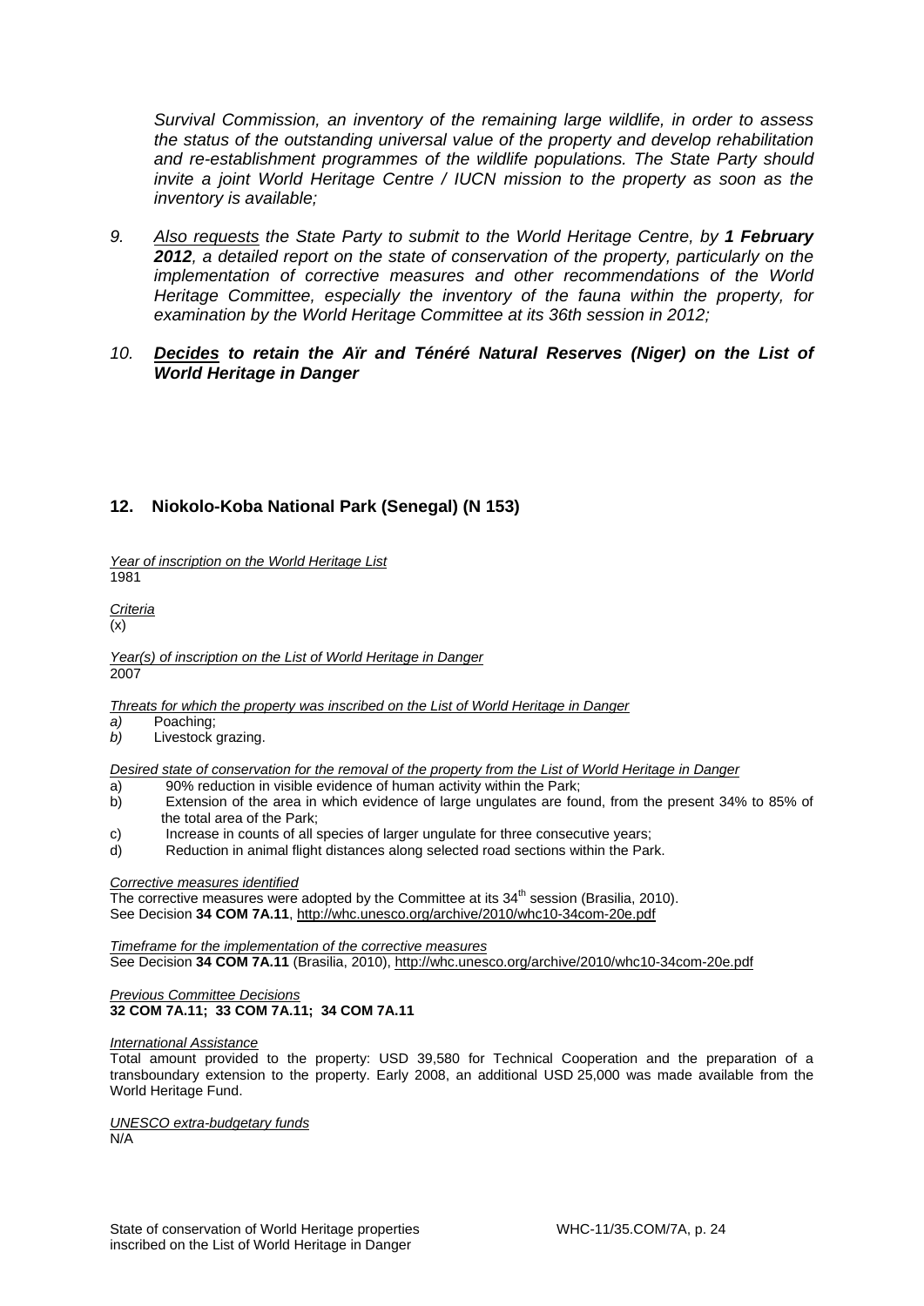*Survival Commission, an inventory of the remaining large wildlife, in order to assess the status of the outstanding universal value of the property and develop rehabilitation and re-establishment programmes of the wildlife populations. The State Party should invite a joint World Heritage Centre / IUCN mission to the property as soon as the inventory is available;*

9. *Also requests the State Party to submit to the World Heritage Centre, by **1 February 2012**, a detailed report on the state of conservation of the property, particularly on the implementation of corrective measures and other recommendations of the World Heritage Committee, especially the inventory of the fauna within the property, for examination by the World Heritage Committee at its 36th session in 2012;*

10. ***Decides to retain the Aïr and Ténéré Natural Reserves (Niger) on the List of World Heritage in Danger***

## 12. Niokolo-Koba National Park (Senegal) (N 153)

*Year of inscription on the World Heritage List*
1981

*Criteria*
(x)

*Year(s) of inscription on the List of World Heritage in Danger*
2007

*Threats for which the property was inscribed on the List of World Heritage in Danger*

*a)* Poaching;
*b)* Livestock grazing.

*Desired state of conservation for the removal of the property from the List of World Heritage in Danger*

a) 90% reduction in visible evidence of human activity within the Park;
b) Extension of the area in which evidence of large ungulates are found, from the present 34% to 85% of the total area of the Park;
c) Increase in counts of all species of larger ungulate for three consecutive years;
d) Reduction in animal flight distances along selected road sections within the Park.

*Corrective measures identified*
The corrective measures were adopted by the Committee at its 34th session (Brasilia, 2010). See Decision **34 COM 7A.11**, http://whc.unesco.org/archive/2010/whc10-34com-20e.pdf

*Timeframe for the implementation of the corrective measures*
See Decision **34 COM 7A.11** (Brasilia, 2010), http://whc.unesco.org/archive/2010/whc10-34com-20e.pdf

*Previous Committee Decisions*
**32 COM 7A.11; 33 COM 7A.11; 34 COM 7A.11**

*International Assistance*
Total amount provided to the property: USD 39,580 for Technical Cooperation and the preparation of a transboundary extension to the property. Early 2008, an additional USD 25,000 was made available from the World Heritage Fund.

*UNESCO extra-budgetary funds*
N/A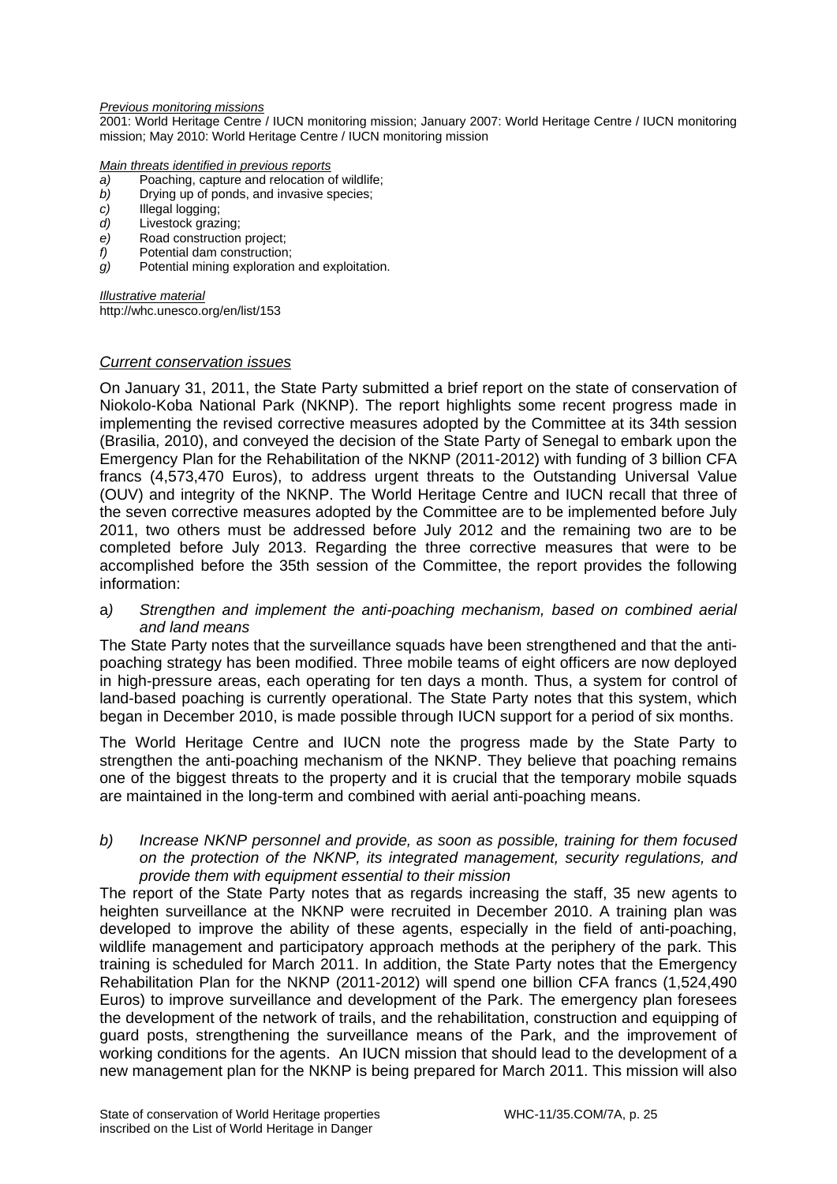*Previous monitoring missions*

2001: World Heritage Centre / IUCN monitoring mission; January 2007: World Heritage Centre / IUCN monitoring mission; May 2010: World Heritage Centre / IUCN monitoring mission

*Main threats identified in previous reports*

*a)* Poaching, capture and relocation of wildlife;
*b)* Drying up of ponds, and invasive species;
*c)* Illegal logging;
*d)* Livestock grazing;
*e)* Road construction project;
*f)* Potential dam construction;
*g)* Potential mining exploration and exploitation.

*Illustrative material*

http://whc.unesco.org/en/list/153

### *Current conservation issues*

On January 31, 2011, the State Party submitted a brief report on the state of conservation of Niokolo-Koba National Park (NKNP). The report highlights some recent progress made in implementing the revised corrective measures adopted by the Committee at its 34th session (Brasilia, 2010), and conveyed the decision of the State Party of Senegal to embark upon the Emergency Plan for the Rehabilitation of the NKNP (2011-2012) with funding of 3 billion CFA francs (4,573,470 Euros), to address urgent threats to the Outstanding Universal Value (OUV) and integrity of the NKNP. The World Heritage Centre and IUCN recall that three of the seven corrective measures adopted by the Committee are to be implemented before July 2011, two others must be addressed before July 2012 and the remaining two are to be completed before July 2013. Regarding the three corrective measures that were to be accomplished before the 35th session of the Committee, the report provides the following information:

a*) Strengthen and implement the anti-poaching mechanism, based on combined aerial and land means*

The State Party notes that the surveillance squads have been strengthened and that the anti-poaching strategy has been modified. Three mobile teams of eight officers are now deployed in high-pressure areas, each operating for ten days a month. Thus, a system for control of land-based poaching is currently operational. The State Party notes that this system, which began in December 2010, is made possible through IUCN support for a period of six months.

The World Heritage Centre and IUCN note the progress made by the State Party to strengthen the anti-poaching mechanism of the NKNP. They believe that poaching remains one of the biggest threats to the property and it is crucial that the temporary mobile squads are maintained in the long-term and combined with aerial anti-poaching means.

*b) Increase NKNP personnel and provide, as soon as possible, training for them focused on the protection of the NKNP, its integrated management, security regulations, and provide them with equipment essential to their mission*

The report of the State Party notes that as regards increasing the staff, 35 new agents to heighten surveillance at the NKNP were recruited in December 2010. A training plan was developed to improve the ability of these agents, especially in the field of anti-poaching, wildlife management and participatory approach methods at the periphery of the park. This training is scheduled for March 2011. In addition, the State Party notes that the Emergency Rehabilitation Plan for the NKNP (2011-2012) will spend one billion CFA francs (1,524,490 Euros) to improve surveillance and development of the Park. The emergency plan foresees the development of the network of trails, and the rehabilitation, construction and equipping of guard posts, strengthening the surveillance means of the Park, and the improvement of working conditions for the agents. An IUCN mission that should lead to the development of a new management plan for the NKNP is being prepared for March 2011. This mission will also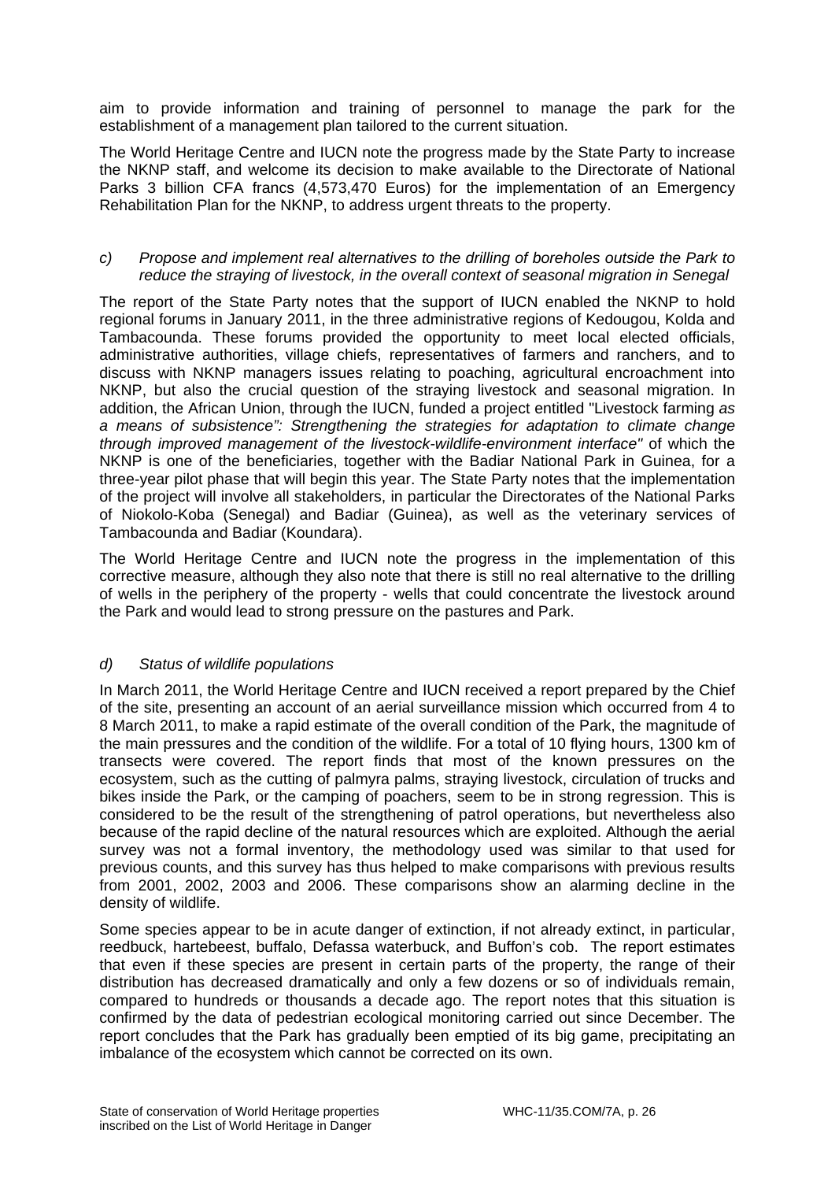aim to provide information and training of personnel to manage the park for the establishment of a management plan tailored to the current situation.

The World Heritage Centre and IUCN note the progress made by the State Party to increase the NKNP staff, and welcome its decision to make available to the Directorate of National Parks 3 billion CFA francs (4,573,470 Euros) for the implementation of an Emergency Rehabilitation Plan for the NKNP, to address urgent threats to the property.

*c) Propose and implement real alternatives to the drilling of boreholes outside the Park to reduce the straying of livestock, in the overall context of seasonal migration in Senegal*

The report of the State Party notes that the support of IUCN enabled the NKNP to hold regional forums in January 2011, in the three administrative regions of Kedougou, Kolda and Tambacounda. These forums provided the opportunity to meet local elected officials, administrative authorities, village chiefs, representatives of farmers and ranchers, and to discuss with NKNP managers issues relating to poaching, agricultural encroachment into NKNP, but also the crucial question of the straying livestock and seasonal migration. In addition, the African Union, through the IUCN, funded a project entitled "Livestock farming *as a means of subsistence": Strengthening the strategies for adaptation to climate change through improved management of the livestock-wildlife-environment interface"* of which the NKNP is one of the beneficiaries, together with the Badiar National Park in Guinea, for a three-year pilot phase that will begin this year. The State Party notes that the implementation of the project will involve all stakeholders, in particular the Directorates of the National Parks of Niokolo-Koba (Senegal) and Badiar (Guinea), as well as the veterinary services of Tambacounda and Badiar (Koundara).

The World Heritage Centre and IUCN note the progress in the implementation of this corrective measure, although they also note that there is still no real alternative to the drilling of wells in the periphery of the property - wells that could concentrate the livestock around the Park and would lead to strong pressure on the pastures and Park.

*d) Status of wildlife populations*

In March 2011, the World Heritage Centre and IUCN received a report prepared by the Chief of the site, presenting an account of an aerial surveillance mission which occurred from 4 to 8 March 2011, to make a rapid estimate of the overall condition of the Park, the magnitude of the main pressures and the condition of the wildlife. For a total of 10 flying hours, 1300 km of transects were covered. The report finds that most of the known pressures on the ecosystem, such as the cutting of palmyra palms, straying livestock, circulation of trucks and bikes inside the Park, or the camping of poachers, seem to be in strong regression. This is considered to be the result of the strengthening of patrol operations, but nevertheless also because of the rapid decline of the natural resources which are exploited. Although the aerial survey was not a formal inventory, the methodology used was similar to that used for previous counts, and this survey has thus helped to make comparisons with previous results from 2001, 2002, 2003 and 2006. These comparisons show an alarming decline in the density of wildlife.

Some species appear to be in acute danger of extinction, if not already extinct, in particular, reedbuck, hartebeest, buffalo, Defassa waterbuck, and Buffon's cob. The report estimates that even if these species are present in certain parts of the property, the range of their distribution has decreased dramatically and only a few dozens or so of individuals remain, compared to hundreds or thousands a decade ago. The report notes that this situation is confirmed by the data of pedestrian ecological monitoring carried out since December. The report concludes that the Park has gradually been emptied of its big game, precipitating an imbalance of the ecosystem which cannot be corrected on its own.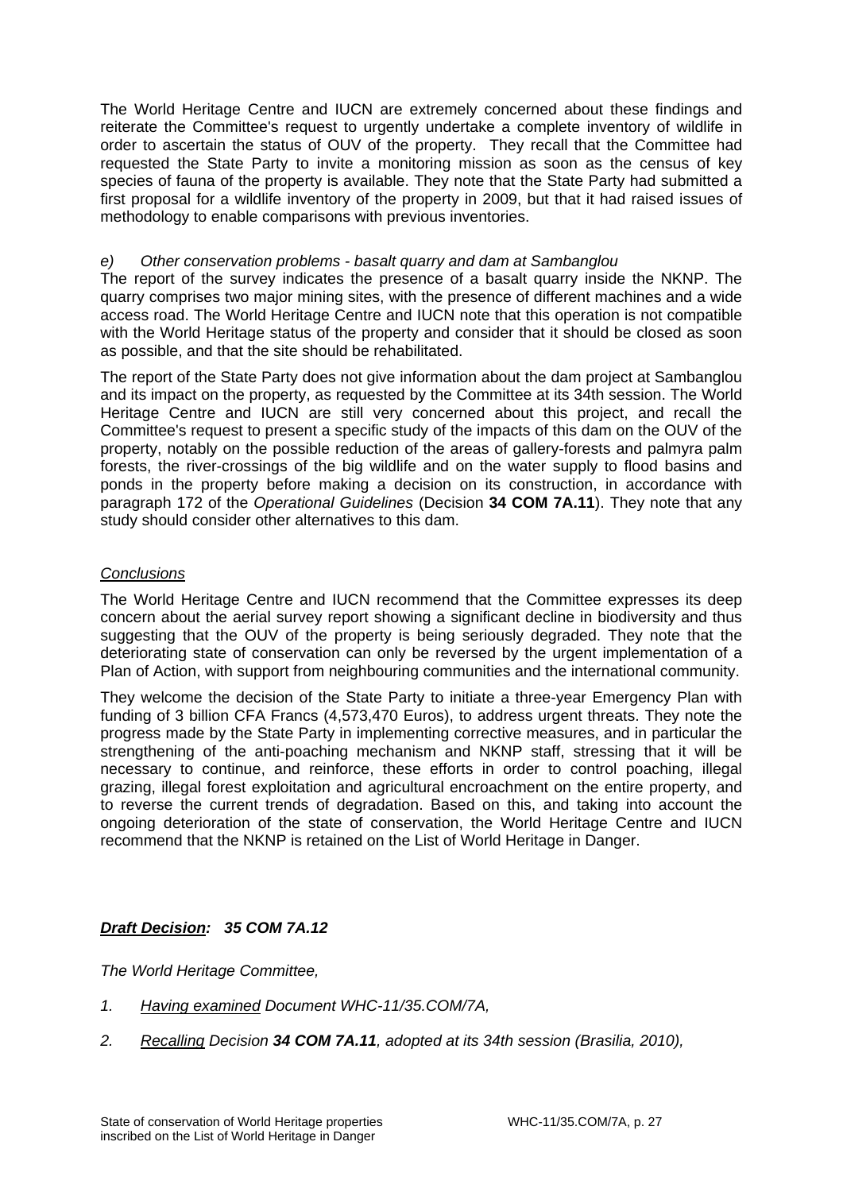The World Heritage Centre and IUCN are extremely concerned about these findings and reiterate the Committee's request to urgently undertake a complete inventory of wildlife in order to ascertain the status of OUV of the property. They recall that the Committee had requested the State Party to invite a monitoring mission as soon as the census of key species of fauna of the property is available. They note that the State Party had submitted a first proposal for a wildlife inventory of the property in 2009, but that it had raised issues of methodology to enable comparisons with previous inventories.

*e) Other conservation problems - basalt quarry and dam at Sambanglou*

The report of the survey indicates the presence of a basalt quarry inside the NKNP. The quarry comprises two major mining sites, with the presence of different machines and a wide access road. The World Heritage Centre and IUCN note that this operation is not compatible with the World Heritage status of the property and consider that it should be closed as soon as possible, and that the site should be rehabilitated.

The report of the State Party does not give information about the dam project at Sambanglou and its impact on the property, as requested by the Committee at its 34th session. The World Heritage Centre and IUCN are still very concerned about this project, and recall the Committee's request to present a specific study of the impacts of this dam on the OUV of the property, notably on the possible reduction of the areas of gallery-forests and palmyra palm forests, the river-crossings of the big wildlife and on the water supply to flood basins and ponds in the property before making a decision on its construction, in accordance with paragraph 172 of the *Operational Guidelines* (Decision **34 COM 7A.11**). They note that any study should consider other alternatives to this dam.

*Conclusions*

The World Heritage Centre and IUCN recommend that the Committee expresses its deep concern about the aerial survey report showing a significant decline in biodiversity and thus suggesting that the OUV of the property is being seriously degraded. They note that the deteriorating state of conservation can only be reversed by the urgent implementation of a Plan of Action, with support from neighbouring communities and the international community.

They welcome the decision of the State Party to initiate a three-year Emergency Plan with funding of 3 billion CFA Francs (4,573,470 Euros), to address urgent threats. They note the progress made by the State Party in implementing corrective measures, and in particular the strengthening of the anti-poaching mechanism and NKNP staff, stressing that it will be necessary to continue, and reinforce, these efforts in order to control poaching, illegal grazing, illegal forest exploitation and agricultural encroachment on the entire property, and to reverse the current trends of degradation. Based on this, and taking into account the ongoing deterioration of the state of conservation, the World Heritage Centre and IUCN recommend that the NKNP is retained on the List of World Heritage in Danger.

***Draft Decision: 35 COM 7A.12***

*The World Heritage Committee,*

1. *Having examined Document WHC-11/35.COM/7A,*
2. *Recalling Decision **34 COM 7A.11**, adopted at its 34th session (Brasilia, 2010),*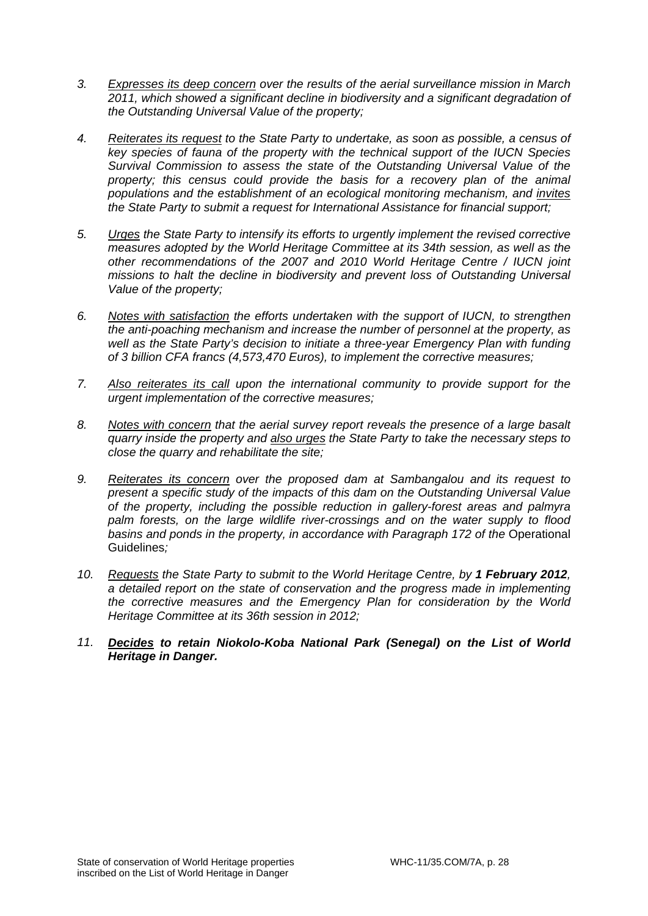3. *Expresses its deep concern over the results of the aerial surveillance mission in March 2011, which showed a significant decline in biodiversity and a significant degradation of the Outstanding Universal Value of the property;*

4. *Reiterates its request to the State Party to undertake, as soon as possible, a census of key species of fauna of the property with the technical support of the IUCN Species Survival Commission to assess the state of the Outstanding Universal Value of the property; this census could provide the basis for a recovery plan of the animal populations and the establishment of an ecological monitoring mechanism, and invites the State Party to submit a request for International Assistance for financial support;*

5. *Urges the State Party to intensify its efforts to urgently implement the revised corrective measures adopted by the World Heritage Committee at its 34th session, as well as the other recommendations of the 2007 and 2010 World Heritage Centre / IUCN joint missions to halt the decline in biodiversity and prevent loss of Outstanding Universal Value of the property;*

6. *Notes with satisfaction the efforts undertaken with the support of IUCN, to strengthen the anti-poaching mechanism and increase the number of personnel at the property, as well as the State Party's decision to initiate a three-year Emergency Plan with funding of 3 billion CFA francs (4,573,470 Euros), to implement the corrective measures;*

7. *Also reiterates its call upon the international community to provide support for the urgent implementation of the corrective measures;*

8. *Notes with concern that the aerial survey report reveals the presence of a large basalt quarry inside the property and also urges the State Party to take the necessary steps to close the quarry and rehabilitate the site;*

9. *Reiterates its concern over the proposed dam at Sambangalou and its request to present a specific study of the impacts of this dam on the Outstanding Universal Value of the property, including the possible reduction in gallery-forest areas and palmyra palm forests, on the large wildlife river-crossings and on the water supply to flood basins and ponds in the property, in accordance with Paragraph 172 of the* Operational Guidelines*;*

10. *Requests the State Party to submit to the World Heritage Centre, by **1 February 2012**, a detailed report on the state of conservation and the progress made in implementing the corrective measures and the Emergency Plan for consideration by the World Heritage Committee at its 36th session in 2012;*

11. ***Decides to retain Niokolo-Koba National Park (Senegal) on the List of World Heritage in Danger.***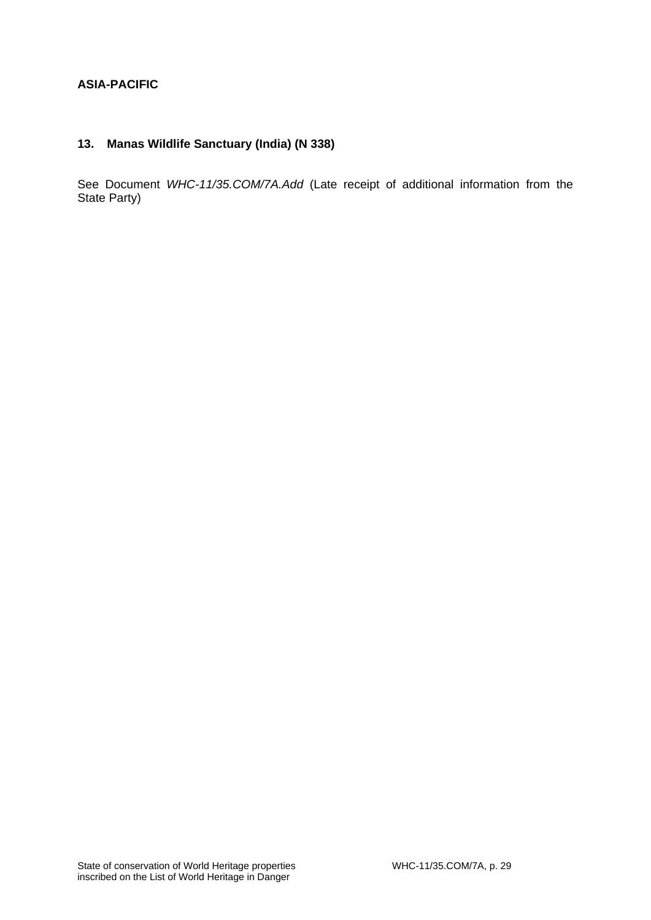**ASIA-PACIFIC**

**13. Manas Wildlife Sanctuary (India) (N 338)**

See Document *WHC-11/35.COM/7A.Add* (Late receipt of additional information from the State Party)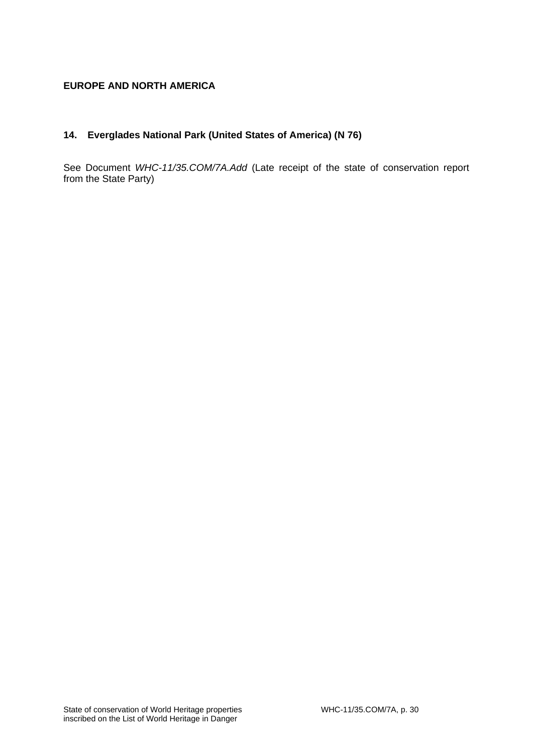## EUROPE AND NORTH AMERICA

### 14. Everglades National Park (United States of America) (N 76)

See Document *WHC-11/35.COM/7A.Add* (Late receipt of the state of conservation report from the State Party)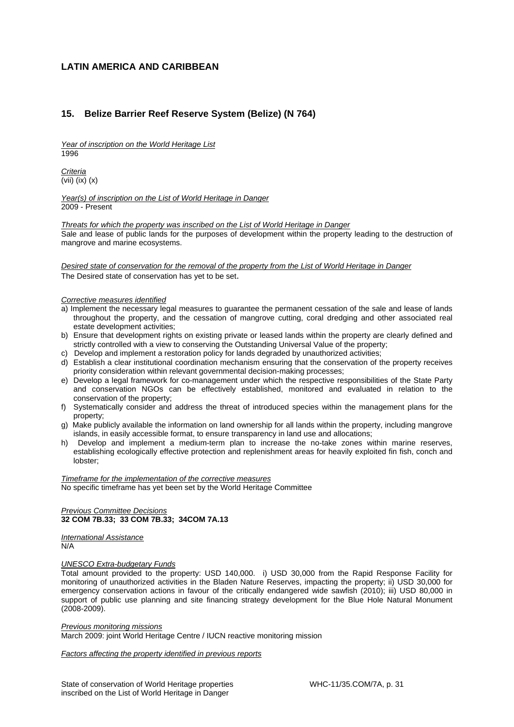## LATIN AMERICA AND CARIBBEAN

### 15. Belize Barrier Reef Reserve System (Belize) (N 764)

*Year of inscription on the World Heritage List*
1996

*Criteria*
(vii) (ix) (x)

*Year(s) of inscription on the List of World Heritage in Danger*
2009 - Present

*Threats for which the property was inscribed on the List of World Heritage in Danger*
Sale and lease of public lands for the purposes of development within the property leading to the destruction of mangrove and marine ecosystems.

*Desired state of conservation for the removal of the property from the List of World Heritage in Danger*
The Desired state of conservation has yet to be set.

*Corrective measures identified*

a) Implement the necessary legal measures to guarantee the permanent cessation of the sale and lease of lands throughout the property, and the cessation of mangrove cutting, coral dredging and other associated real estate development activities;
b) Ensure that development rights on existing private or leased lands within the property are clearly defined and strictly controlled with a view to conserving the Outstanding Universal Value of the property;
c) Develop and implement a restoration policy for lands degraded by unauthorized activities;
d) Establish a clear institutional coordination mechanism ensuring that the conservation of the property receives priority consideration within relevant governmental decision-making processes;
e) Develop a legal framework for co-management under which the respective responsibilities of the State Party and conservation NGOs can be effectively established, monitored and evaluated in relation to the conservation of the property;
f) Systematically consider and address the threat of introduced species within the management plans for the property;
g) Make publicly available the information on land ownership for all lands within the property, including mangrove islands, in easily accessible format, to ensure transparency in land use and allocations;
h) Develop and implement a medium-term plan to increase the no-take zones within marine reserves, establishing ecologically effective protection and replenishment areas for heavily exploited fin fish, conch and lobster;

*Timeframe for the implementation of the corrective measures*
No specific timeframe has yet been set by the World Heritage Committee

*Previous Committee Decisions*
**32 COM 7B.33; 33 COM 7B.33; 34COM 7A.13**

*International Assistance*
N/A

*UNESCO Extra-budgetary Funds*
Total amount provided to the property: USD 140,000. i) USD 30,000 from the Rapid Response Facility for monitoring of unauthorized activities in the Bladen Nature Reserves, impacting the property; ii) USD 30,000 for emergency conservation actions in favour of the critically endangered wide sawfish (2010); iii) USD 80,000 in support of public use planning and site financing strategy development for the Blue Hole Natural Monument (2008-2009).

*Previous monitoring missions*
March 2009: joint World Heritage Centre / IUCN reactive monitoring mission

*Factors affecting the property identified in previous reports*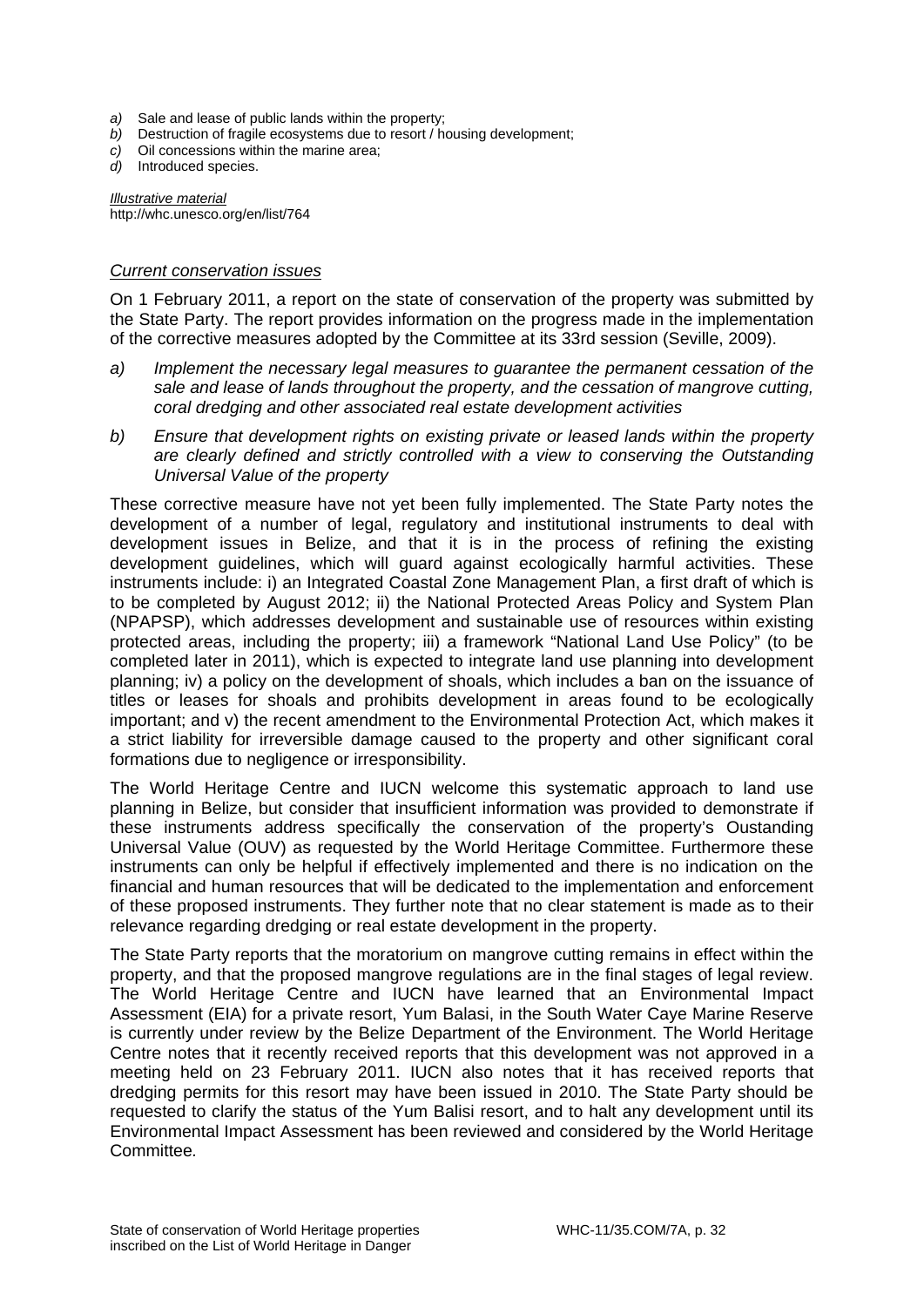*a)* Sale and lease of public lands within the property;
*b)* Destruction of fragile ecosystems due to resort / housing development;
*c)* Oil concessions within the marine area;
*d)* Introduced species.

*Illustrative material*
http://whc.unesco.org/en/list/764

*Current conservation issues*

On 1 February 2011, a report on the state of conservation of the property was submitted by the State Party. The report provides information on the progress made in the implementation of the corrective measures adopted by the Committee at its 33rd session (Seville, 2009).

*a) Implement the necessary legal measures to guarantee the permanent cessation of the sale and lease of lands throughout the property, and the cessation of mangrove cutting, coral dredging and other associated real estate development activities*

*b) Ensure that development rights on existing private or leased lands within the property are clearly defined and strictly controlled with a view to conserving the Outstanding Universal Value of the property*

These corrective measure have not yet been fully implemented. The State Party notes the development of a number of legal, regulatory and institutional instruments to deal with development issues in Belize, and that it is in the process of refining the existing development guidelines, which will guard against ecologically harmful activities. These instruments include: i) an Integrated Coastal Zone Management Plan, a first draft of which is to be completed by August 2012; ii) the National Protected Areas Policy and System Plan (NPAPSP), which addresses development and sustainable use of resources within existing protected areas, including the property; iii) a framework "National Land Use Policy" (to be completed later in 2011), which is expected to integrate land use planning into development planning; iv) a policy on the development of shoals, which includes a ban on the issuance of titles or leases for shoals and prohibits development in areas found to be ecologically important; and v) the recent amendment to the Environmental Protection Act, which makes it a strict liability for irreversible damage caused to the property and other significant coral formations due to negligence or irresponsibility.

The World Heritage Centre and IUCN welcome this systematic approach to land use planning in Belize, but consider that insufficient information was provided to demonstrate if these instruments address specifically the conservation of the property's Oustanding Universal Value (OUV) as requested by the World Heritage Committee. Furthermore these instruments can only be helpful if effectively implemented and there is no indication on the financial and human resources that will be dedicated to the implementation and enforcement of these proposed instruments. They further note that no clear statement is made as to their relevance regarding dredging or real estate development in the property.

The State Party reports that the moratorium on mangrove cutting remains in effect within the property, and that the proposed mangrove regulations are in the final stages of legal review. The World Heritage Centre and IUCN have learned that an Environmental Impact Assessment (EIA) for a private resort, Yum Balasi, in the South Water Caye Marine Reserve is currently under review by the Belize Department of the Environment. The World Heritage Centre notes that it recently received reports that this development was not approved in a meeting held on 23 February 2011. IUCN also notes that it has received reports that dredging permits for this resort may have been issued in 2010. The State Party should be requested to clarify the status of the Yum Balisi resort, and to halt any development until its Environmental Impact Assessment has been reviewed and considered by the World Heritage Committee.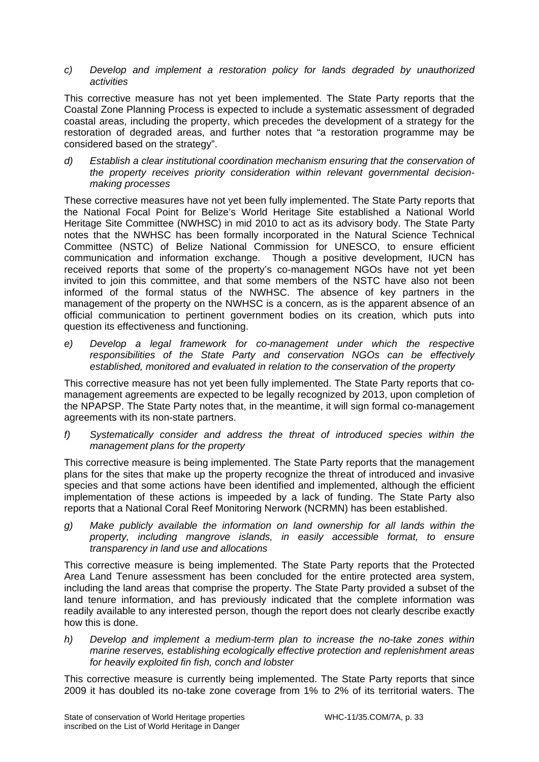*c) Develop and implement a restoration policy for lands degraded by unauthorized activities*

This corrective measure has not yet been implemented. The State Party reports that the Coastal Zone Planning Process is expected to include a systematic assessment of degraded coastal areas, including the property, which precedes the development of a strategy for the restoration of degraded areas, and further notes that "a restoration programme may be considered based on the strategy".

*d) Establish a clear institutional coordination mechanism ensuring that the conservation of the property receives priority consideration within relevant governmental decision-making processes*

These corrective measures have not yet been fully implemented. The State Party reports that the National Focal Point for Belize's World Heritage Site established a National World Heritage Site Committee (NWHSC) in mid 2010 to act as its advisory body. The State Party notes that the NWHSC has been formally incorporated in the Natural Science Technical Committee (NSTC) of Belize National Commission for UNESCO, to ensure efficient communication and information exchange. Though a positive development, IUCN has received reports that some of the property's co-management NGOs have not yet been invited to join this committee, and that some members of the NSTC have also not been informed of the formal status of the NWHSC. The absence of key partners in the management of the property on the NWHSC is a concern, as is the apparent absence of an official communication to pertinent government bodies on its creation, which puts into question its effectiveness and functioning.

*e) Develop a legal framework for co-management under which the respective responsibilities of the State Party and conservation NGOs can be effectively established, monitored and evaluated in relation to the conservation of the property*

This corrective measure has not yet been fully implemented. The State Party reports that co-management agreements are expected to be legally recognized by 2013, upon completion of the NPAPSP. The State Party notes that, in the meantime, it will sign formal co-management agreements with its non-state partners.

*f) Systematically consider and address the threat of introduced species within the management plans for the property*

This corrective measure is being implemented. The State Party reports that the management plans for the sites that make up the property recognize the threat of introduced and invasive species and that some actions have been identified and implemented, although the efficient implementation of these actions is impeeded by a lack of funding. The State Party also reports that a National Coral Reef Monitoring Nerwork (NCRMN) has been established.

*g) Make publicly available the information on land ownership for all lands within the property, including mangrove islands, in easily accessible format, to ensure transparency in land use and allocations*

This corrective measure is being implemented. The State Party reports that the Protected Area Land Tenure assessment has been concluded for the entire protected area system, including the land areas that comprise the property. The State Party provided a subset of the land tenure information, and has previously indicated that the complete information was readily available to any interested person, though the report does not clearly describe exactly how this is done.

*h) Develop and implement a medium-term plan to increase the no-take zones within marine reserves, establishing ecologically effective protection and replenishment areas for heavily exploited fin fish, conch and lobster*

This corrective measure is currently being implemented. The State Party reports that since 2009 it has doubled its no-take zone coverage from 1% to 2% of its territorial waters. The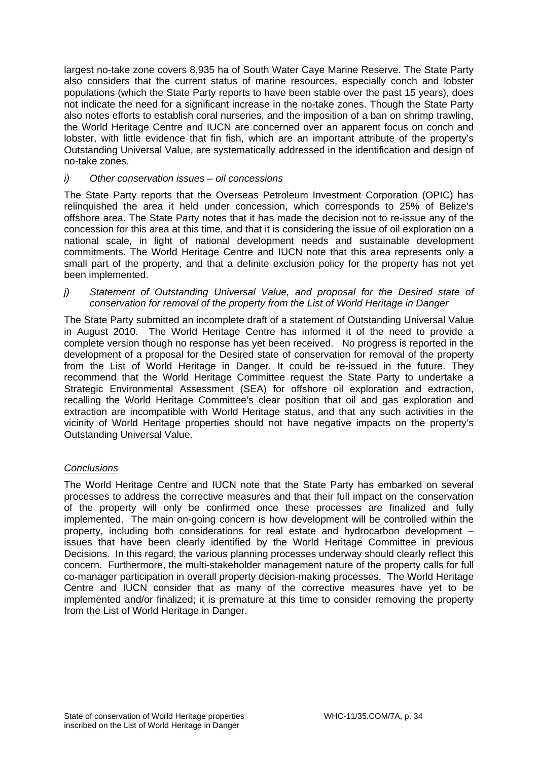largest no-take zone covers 8,935 ha of South Water Caye Marine Reserve. The State Party also considers that the current status of marine resources, especially conch and lobster populations (which the State Party reports to have been stable over the past 15 years), does not indicate the need for a significant increase in the no-take zones. Though the State Party also notes efforts to establish coral nurseries, and the imposition of a ban on shrimp trawling, the World Heritage Centre and IUCN are concerned over an apparent focus on conch and lobster, with little evidence that fin fish, which are an important attribute of the property's Outstanding Universal Value, are systematically addressed in the identification and design of no-take zones.

*i) Other conservation issues – oil concessions*

The State Party reports that the Overseas Petroleum Investment Corporation (OPIC) has relinquished the area it held under concession, which corresponds to 25% of Belize's offshore area. The State Party notes that it has made the decision not to re-issue any of the concession for this area at this time, and that it is considering the issue of oil exploration on a national scale, in light of national development needs and sustainable development commitments. The World Heritage Centre and IUCN note that this area represents only a small part of the property, and that a definite exclusion policy for the property has not yet been implemented.

*j) Statement of Outstanding Universal Value, and proposal for the Desired state of conservation for removal of the property from the List of World Heritage in Danger*

The State Party submitted an incomplete draft of a statement of Outstanding Universal Value in August 2010. The World Heritage Centre has informed it of the need to provide a complete version though no response has yet been received. No progress is reported in the development of a proposal for the Desired state of conservation for removal of the property from the List of World Heritage in Danger. It could be re-issued in the future. They recommend that the World Heritage Committee request the State Party to undertake a Strategic Environmental Assessment (SEA) for offshore oil exploration and extraction, recalling the World Heritage Committee's clear position that oil and gas exploration and extraction are incompatible with World Heritage status, and that any such activities in the vicinity of World Heritage properties should not have negative impacts on the property's Outstanding Universal Value.

*Conclusions*

The World Heritage Centre and IUCN note that the State Party has embarked on several processes to address the corrective measures and that their full impact on the conservation of the property will only be confirmed once these processes are finalized and fully implemented. The main on-going concern is how development will be controlled within the property, including both considerations for real estate and hydrocarbon development – issues that have been clearly identified by the World Heritage Committee in previous Decisions. In this regard, the various planning processes underway should clearly reflect this concern. Furthermore, the multi-stakeholder management nature of the property calls for full co-manager participation in overall property decision-making processes. The World Heritage Centre and IUCN consider that as many of the corrective measures have yet to be implemented and/or finalized; it is premature at this time to consider removing the property from the List of World Heritage in Danger.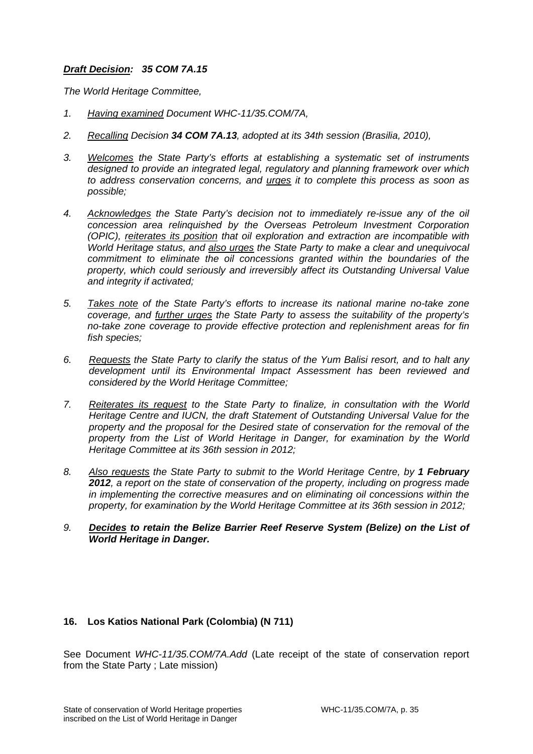***Draft Decision:* 35 COM 7A.15**

*The World Heritage Committee,*

1. *Having examined Document WHC-11/35.COM/7A,*

2. *Recalling Decision **34 COM 7A.13**, adopted at its 34th session (Brasilia, 2010),*

3. *Welcomes the State Party's efforts at establishing a systematic set of instruments designed to provide an integrated legal, regulatory and planning framework over which to address conservation concerns, and urges it to complete this process as soon as possible;*

4. *Acknowledges the State Party's decision not to immediately re-issue any of the oil concession area relinquished by the Overseas Petroleum Investment Corporation (OPIC), reiterates its position that oil exploration and extraction are incompatible with World Heritage status, and also urges the State Party to make a clear and unequivocal commitment to eliminate the oil concessions granted within the boundaries of the property, which could seriously and irreversibly affect its Outstanding Universal Value and integrity if activated;*

5. *Takes note of the State Party's efforts to increase its national marine no-take zone coverage, and further urges the State Party to assess the suitability of the property's no-take zone coverage to provide effective protection and replenishment areas for fin fish species;*

6. *Requests the State Party to clarify the status of the Yum Balisi resort, and to halt any development until its Environmental Impact Assessment has been reviewed and considered by the World Heritage Committee;*

7. *Reiterates its request to the State Party to finalize, in consultation with the World Heritage Centre and IUCN, the draft Statement of Outstanding Universal Value for the property and the proposal for the Desired state of conservation for the removal of the property from the List of World Heritage in Danger, for examination by the World Heritage Committee at its 36th session in 2012;*

8. *Also requests the State Party to submit to the World Heritage Centre, by **1 February 2012**, a report on the state of conservation of the property, including on progress made in implementing the corrective measures and on eliminating oil concessions within the property, for examination by the World Heritage Committee at its 36th session in 2012;*

9. ***Decides to retain the Belize Barrier Reef Reserve System (Belize) on the List of World Heritage in Danger.***

### 16. Los Katios National Park (Colombia) (N 711)

See Document *WHC-11/35.COM/7A.Add* (Late receipt of the state of conservation report from the State Party ; Late mission)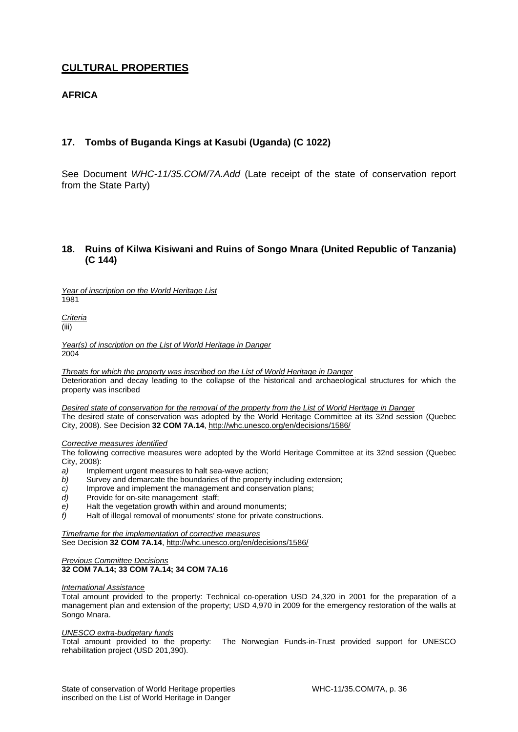## CULTURAL PROPERTIES

### AFRICA

### 17. Tombs of Buganda Kings at Kasubi (Uganda) (C 1022)

See Document *WHC-11/35.COM/7A.Add* (Late receipt of the state of conservation report from the State Party)

### 18. Ruins of Kilwa Kisiwani and Ruins of Songo Mnara (United Republic of Tanzania) (C 144)

*Year of inscription on the World Heritage List*
1981

*Criteria*
(iii)

*Year(s) of inscription on the List of World Heritage in Danger*
2004

*Threats for which the property was inscribed on the List of World Heritage in Danger*
Deterioration and decay leading to the collapse of the historical and archaeological structures for which the property was inscribed

*Desired state of conservation for the removal of the property from the List of World Heritage in Danger*
The desired state of conservation was adopted by the World Heritage Committee at its 32nd session (Quebec City, 2008). See Decision **32 COM 7A.14**, http://whc.unesco.org/en/decisions/1586/

*Corrective measures identified*
The following corrective measures were adopted by the World Heritage Committee at its 32nd session (Quebec City, 2008):

*a)* Implement urgent measures to halt sea-wave action;
*b)* Survey and demarcate the boundaries of the property including extension;
*c)* Improve and implement the management and conservation plans;
*d)* Provide for on-site management staff;
*e)* Halt the vegetation growth within and around monuments;
*f)* Halt of illegal removal of monuments' stone for private constructions.

*Timeframe for the implementation of corrective measures*
See Decision **32 COM 7A.14**, http://whc.unesco.org/en/decisions/1586/

*Previous Committee Decisions*
**32 COM 7A.14; 33 COM 7A.14; 34 COM 7A.16**

*International Assistance*
Total amount provided to the property: Technical co-operation USD 24,320 in 2001 for the preparation of a management plan and extension of the property; USD 4,970 in 2009 for the emergency restoration of the walls at Songo Mnara.

*UNESCO extra-budgetary funds*
Total amount provided to the property: The Norwegian Funds-in-Trust provided support for UNESCO rehabilitation project (USD 201,390).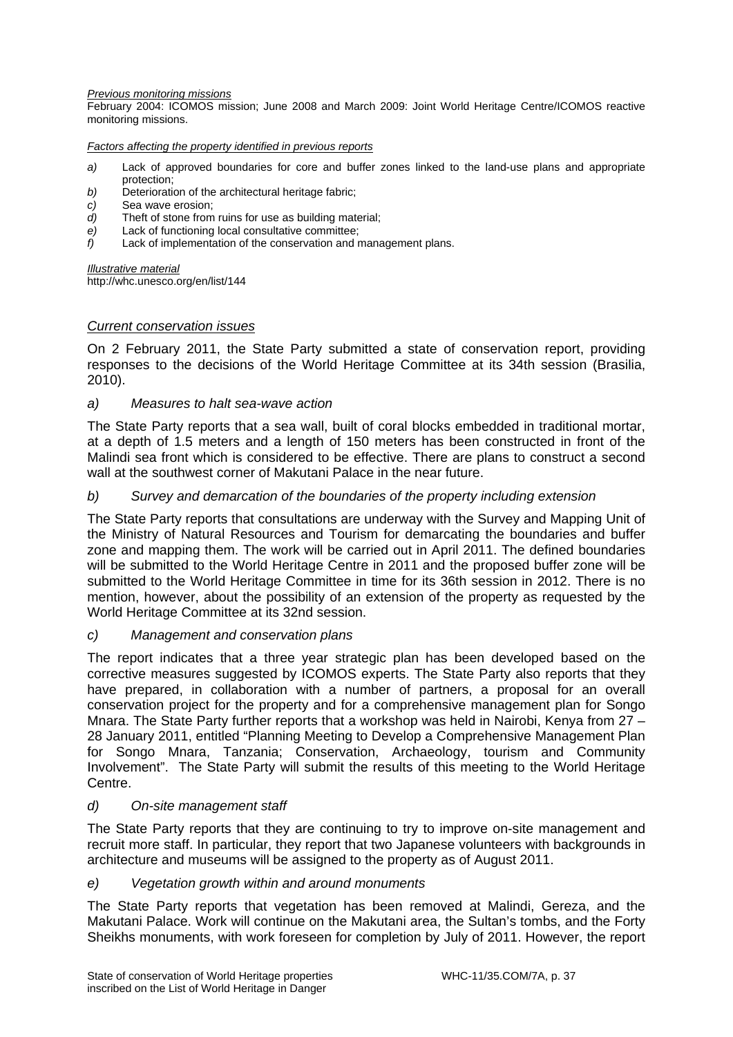*Previous monitoring missions*

February 2004: ICOMOS mission; June 2008 and March 2009: Joint World Heritage Centre/ICOMOS reactive monitoring missions.

*Factors affecting the property identified in previous reports*

- *a)* Lack of approved boundaries for core and buffer zones linked to the land-use plans and appropriate protection;
- *b)* Deterioration of the architectural heritage fabric;
- *c)* Sea wave erosion;
- *d)* Theft of stone from ruins for use as building material;
- *e)* Lack of functioning local consultative committee;
- *f)* Lack of implementation of the conservation and management plans.

*Illustrative material*

http://whc.unesco.org/en/list/144

## *Current conservation issues*

On 2 February 2011, the State Party submitted a state of conservation report, providing responses to the decisions of the World Heritage Committee at its 34th session (Brasilia, 2010).

### *a) Measures to halt sea-wave action*

The State Party reports that a sea wall, built of coral blocks embedded in traditional mortar, at a depth of 1.5 meters and a length of 150 meters has been constructed in front of the Malindi sea front which is considered to be effective. There are plans to construct a second wall at the southwest corner of Makutani Palace in the near future.

### *b) Survey and demarcation of the boundaries of the property including extension*

The State Party reports that consultations are underway with the Survey and Mapping Unit of the Ministry of Natural Resources and Tourism for demarcating the boundaries and buffer zone and mapping them. The work will be carried out in April 2011. The defined boundaries will be submitted to the World Heritage Centre in 2011 and the proposed buffer zone will be submitted to the World Heritage Committee in time for its 36th session in 2012. There is no mention, however, about the possibility of an extension of the property as requested by the World Heritage Committee at its 32nd session.

### *c) Management and conservation plans*

The report indicates that a three year strategic plan has been developed based on the corrective measures suggested by ICOMOS experts. The State Party also reports that they have prepared, in collaboration with a number of partners, a proposal for an overall conservation project for the property and for a comprehensive management plan for Songo Mnara. The State Party further reports that a workshop was held in Nairobi, Kenya from 27 – 28 January 2011, entitled "Planning Meeting to Develop a Comprehensive Management Plan for Songo Mnara, Tanzania; Conservation, Archaeology, tourism and Community Involvement". The State Party will submit the results of this meeting to the World Heritage Centre.

### *d) On-site management staff*

The State Party reports that they are continuing to try to improve on-site management and recruit more staff. In particular, they report that two Japanese volunteers with backgrounds in architecture and museums will be assigned to the property as of August 2011.

### *e) Vegetation growth within and around monuments*

The State Party reports that vegetation has been removed at Malindi, Gereza, and the Makutani Palace. Work will continue on the Makutani area, the Sultan's tombs, and the Forty Sheikhs monuments, with work foreseen for completion by July of 2011. However, the report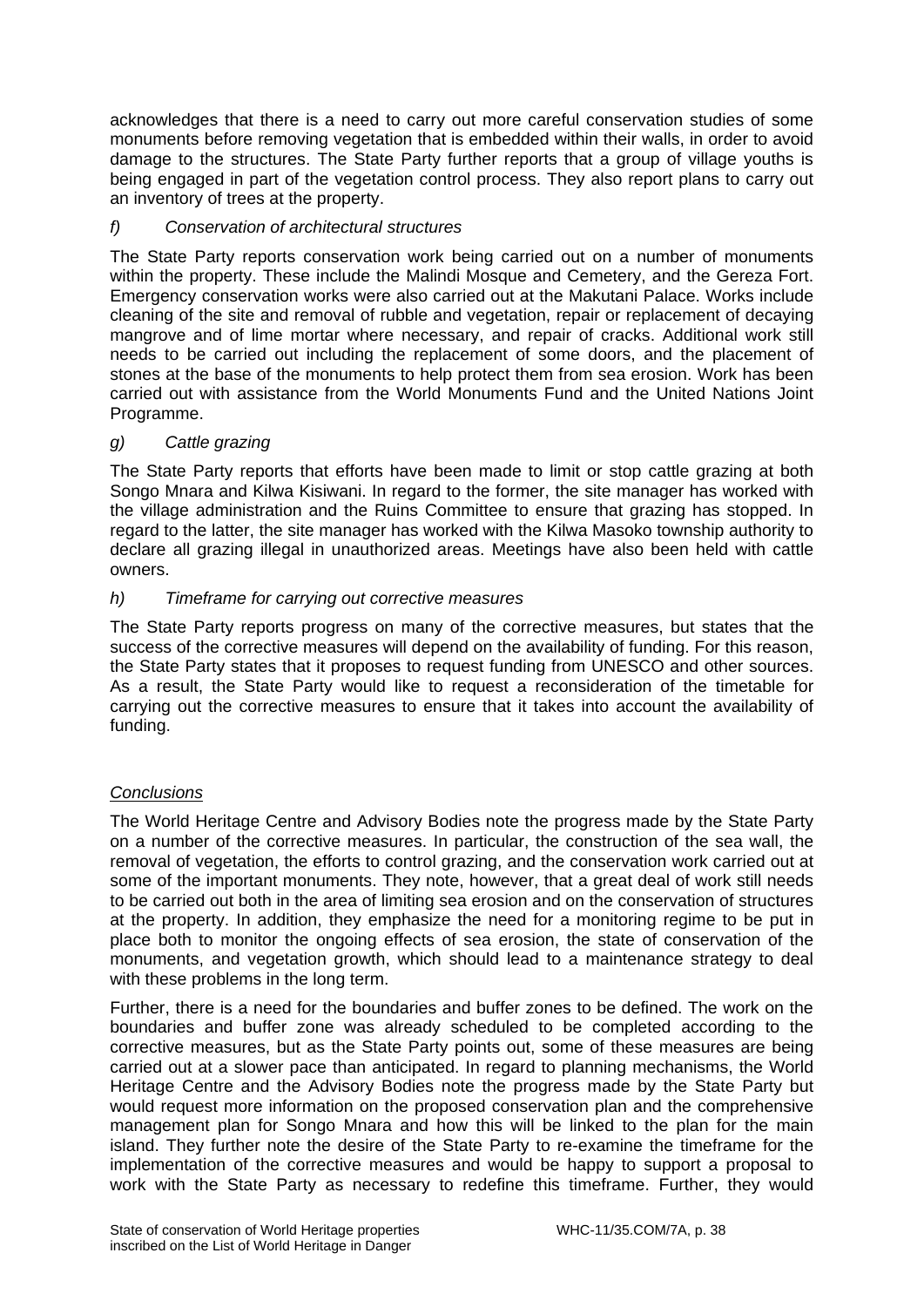acknowledges that there is a need to carry out more careful conservation studies of some monuments before removing vegetation that is embedded within their walls, in order to avoid damage to the structures. The State Party further reports that a group of village youths is being engaged in part of the vegetation control process. They also report plans to carry out an inventory of trees at the property.

*f) Conservation of architectural structures*

The State Party reports conservation work being carried out on a number of monuments within the property. These include the Malindi Mosque and Cemetery, and the Gereza Fort. Emergency conservation works were also carried out at the Makutani Palace. Works include cleaning of the site and removal of rubble and vegetation, repair or replacement of decaying mangrove and of lime mortar where necessary, and repair of cracks. Additional work still needs to be carried out including the replacement of some doors, and the placement of stones at the base of the monuments to help protect them from sea erosion. Work has been carried out with assistance from the World Monuments Fund and the United Nations Joint Programme.

*g) Cattle grazing*

The State Party reports that efforts have been made to limit or stop cattle grazing at both Songo Mnara and Kilwa Kisiwani. In regard to the former, the site manager has worked with the village administration and the Ruins Committee to ensure that grazing has stopped. In regard to the latter, the site manager has worked with the Kilwa Masoko township authority to declare all grazing illegal in unauthorized areas. Meetings have also been held with cattle owners.

*h) Timeframe for carrying out corrective measures*

The State Party reports progress on many of the corrective measures, but states that the success of the corrective measures will depend on the availability of funding. For this reason, the State Party states that it proposes to request funding from UNESCO and other sources. As a result, the State Party would like to request a reconsideration of the timetable for carrying out the corrective measures to ensure that it takes into account the availability of funding.

*Conclusions*

The World Heritage Centre and Advisory Bodies note the progress made by the State Party on a number of the corrective measures. In particular, the construction of the sea wall, the removal of vegetation, the efforts to control grazing, and the conservation work carried out at some of the important monuments. They note, however, that a great deal of work still needs to be carried out both in the area of limiting sea erosion and on the conservation of structures at the property. In addition, they emphasize the need for a monitoring regime to be put in place both to monitor the ongoing effects of sea erosion, the state of conservation of the monuments, and vegetation growth, which should lead to a maintenance strategy to deal with these problems in the long term.

Further, there is a need for the boundaries and buffer zones to be defined. The work on the boundaries and buffer zone was already scheduled to be completed according to the corrective measures, but as the State Party points out, some of these measures are being carried out at a slower pace than anticipated. In regard to planning mechanisms, the World Heritage Centre and the Advisory Bodies note the progress made by the State Party but would request more information on the proposed conservation plan and the comprehensive management plan for Songo Mnara and how this will be linked to the plan for the main island. They further note the desire of the State Party to re-examine the timeframe for the implementation of the corrective measures and would be happy to support a proposal to work with the State Party as necessary to redefine this timeframe. Further, they would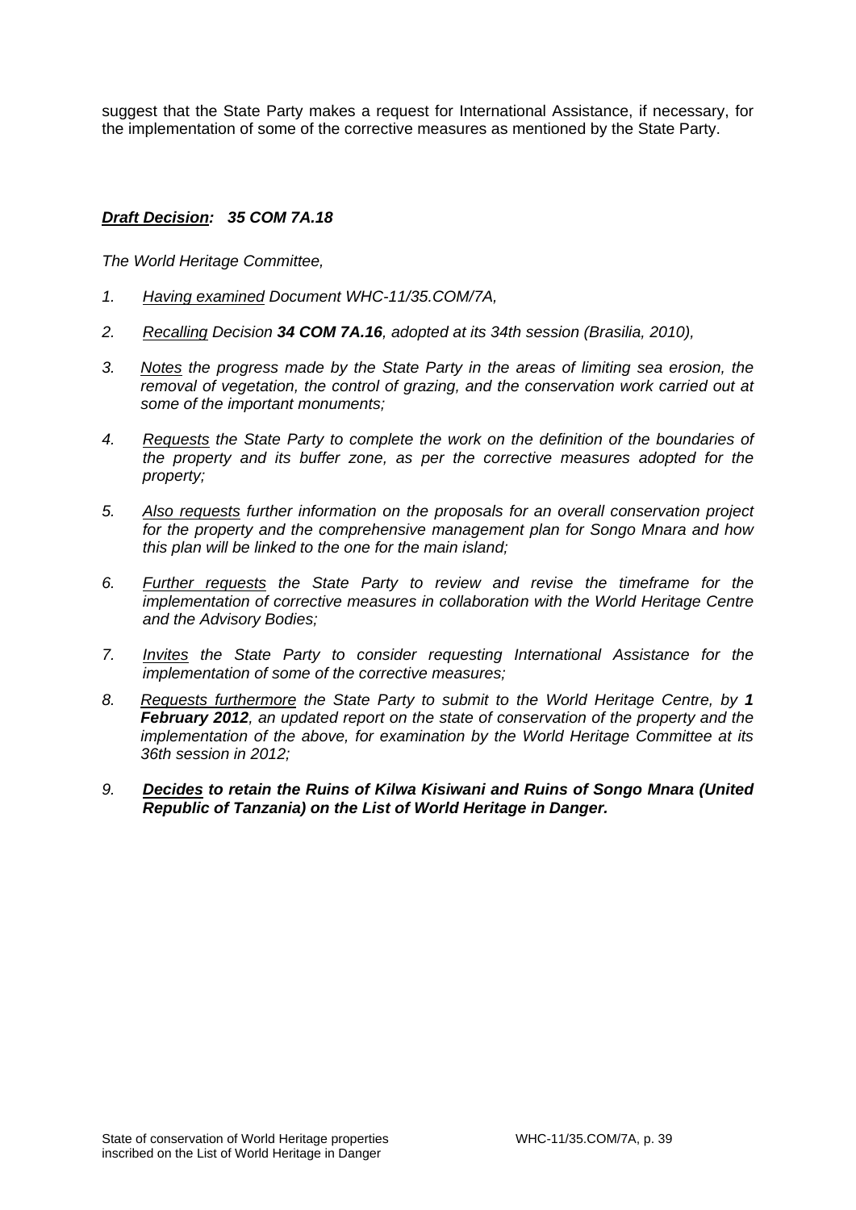suggest that the State Party makes a request for International Assistance, if necessary, for the implementation of some of the corrective measures as mentioned by the State Party.

***Draft Decision*****: 35 COM 7A.18**

*The World Heritage Committee,*

1. *Having examined Document WHC-11/35.COM/7A,*

2. *Recalling Decision **34 COM 7A.16**, adopted at its 34th session (Brasilia, 2010),*

3. *Notes the progress made by the State Party in the areas of limiting sea erosion, the removal of vegetation, the control of grazing, and the conservation work carried out at some of the important monuments;*

4. *Requests the State Party to complete the work on the definition of the boundaries of the property and its buffer zone, as per the corrective measures adopted for the property;*

5. *Also requests further information on the proposals for an overall conservation project for the property and the comprehensive management plan for Songo Mnara and how this plan will be linked to the one for the main island;*

6. *Further requests the State Party to review and revise the timeframe for the implementation of corrective measures in collaboration with the World Heritage Centre and the Advisory Bodies;*

7. *Invites the State Party to consider requesting International Assistance for the implementation of some of the corrective measures;*

8. *Requests furthermore the State Party to submit to the World Heritage Centre, by **1 February 2012**, an updated report on the state of conservation of the property and the implementation of the above, for examination by the World Heritage Committee at its 36th session in 2012;*

9. ***Decides to retain the Ruins of Kilwa Kisiwani and Ruins of Songo Mnara (United Republic of Tanzania) on the List of World Heritage in Danger.***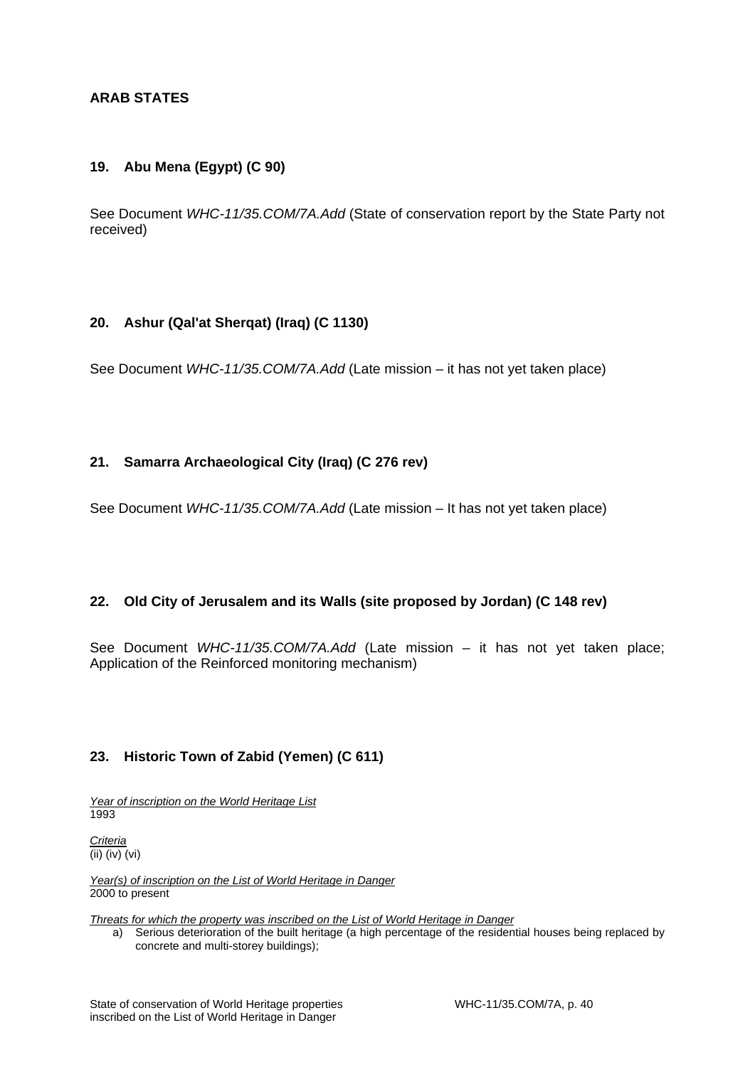## ARAB STATES

### 19. Abu Mena (Egypt) (C 90)

See Document *WHC-11/35.COM/7A.Add* (State of conservation report by the State Party not received)

### 20. Ashur (Qal'at Sherqat) (Iraq) (C 1130)

See Document *WHC-11/35.COM/7A.Add* (Late mission – it has not yet taken place)

### 21. Samarra Archaeological City (Iraq) (C 276 rev)

See Document *WHC-11/35.COM/7A.Add* (Late mission – It has not yet taken place)

### 22. Old City of Jerusalem and its Walls (site proposed by Jordan) (C 148 rev)

See Document *WHC-11/35.COM/7A.Add* (Late mission – it has not yet taken place; Application of the Reinforced monitoring mechanism)

### 23. Historic Town of Zabid (Yemen) (C 611)

*Year of inscription on the World Heritage List*
1993

*Criteria*
(ii) (iv) (vi)

*Year(s) of inscription on the List of World Heritage in Danger*
2000 to present

*Threats for which the property was inscribed on the List of World Heritage in Danger*

a) Serious deterioration of the built heritage (a high percentage of the residential houses being replaced by concrete and multi-storey buildings);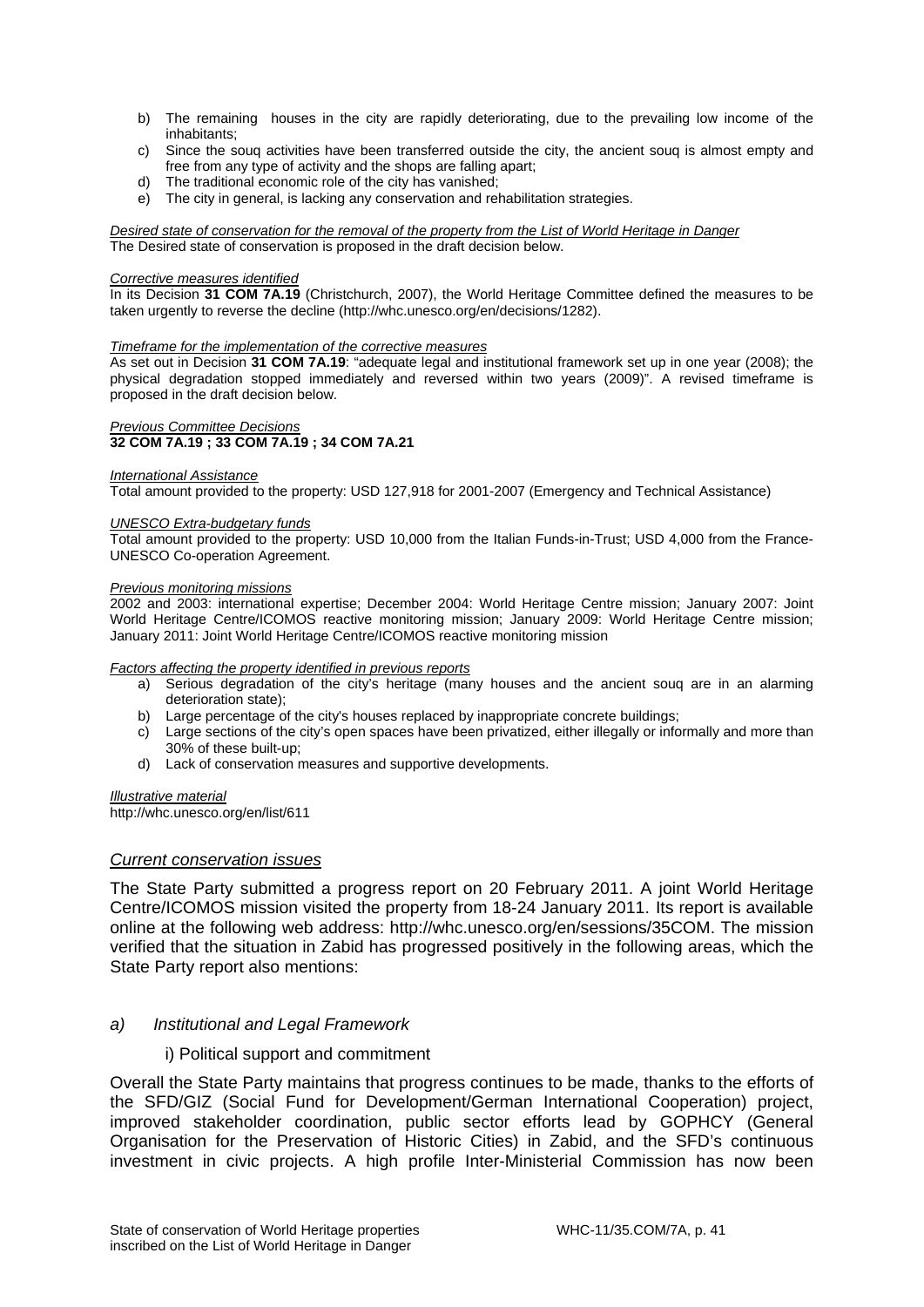b) The remaining houses in the city are rapidly deteriorating, due to the prevailing low income of the inhabitants;
c) Since the souq activities have been transferred outside the city, the ancient souq is almost empty and free from any type of activity and the shops are falling apart;
d) The traditional economic role of the city has vanished;
e) The city in general, is lacking any conservation and rehabilitation strategies.

*Desired state of conservation for the removal of the property from the List of World Heritage in Danger*
The Desired state of conservation is proposed in the draft decision below.

*Corrective measures identified*
In its Decision **31 COM 7A.19** (Christchurch, 2007), the World Heritage Committee defined the measures to be taken urgently to reverse the decline (http://whc.unesco.org/en/decisions/1282).

*Timeframe for the implementation of the corrective measures*
As set out in Decision **31 COM 7A.19**: "adequate legal and institutional framework set up in one year (2008); the physical degradation stopped immediately and reversed within two years (2009)". A revised timeframe is proposed in the draft decision below.

*Previous Committee Decisions*
**32 COM 7A.19 ; 33 COM 7A.19 ; 34 COM 7A.21**

*International Assistance*
Total amount provided to the property: USD 127,918 for 2001-2007 (Emergency and Technical Assistance)

*UNESCO Extra-budgetary funds*
Total amount provided to the property: USD 10,000 from the Italian Funds-in-Trust; USD 4,000 from the France-UNESCO Co-operation Agreement.

*Previous monitoring missions*
2002 and 2003: international expertise; December 2004: World Heritage Centre mission; January 2007: Joint World Heritage Centre/ICOMOS reactive monitoring mission; January 2009: World Heritage Centre mission; January 2011: Joint World Heritage Centre/ICOMOS reactive monitoring mission

*Factors affecting the property identified in previous reports*

a) Serious degradation of the city's heritage (many houses and the ancient souq are in an alarming deterioration state);
b) Large percentage of the city's houses replaced by inappropriate concrete buildings;
c) Large sections of the city's open spaces have been privatized, either illegally or informally and more than 30% of these built-up;
d) Lack of conservation measures and supportive developments.

*Illustrative material*
http://whc.unesco.org/en/list/611

## *Current conservation issues*

The State Party submitted a progress report on 20 February 2011. A joint World Heritage Centre/ICOMOS mission visited the property from 18-24 January 2011. Its report is available online at the following web address: http://whc.unesco.org/en/sessions/35COM. The mission verified that the situation in Zabid has progressed positively in the following areas, which the State Party report also mentions:

### *a) Institutional and Legal Framework*

i) Political support and commitment

Overall the State Party maintains that progress continues to be made, thanks to the efforts of the SFD/GIZ (Social Fund for Development/German International Cooperation) project, improved stakeholder coordination, public sector efforts lead by GOPHCY (General Organisation for the Preservation of Historic Cities) in Zabid, and the SFD's continuous investment in civic projects. A high profile Inter-Ministerial Commission has now been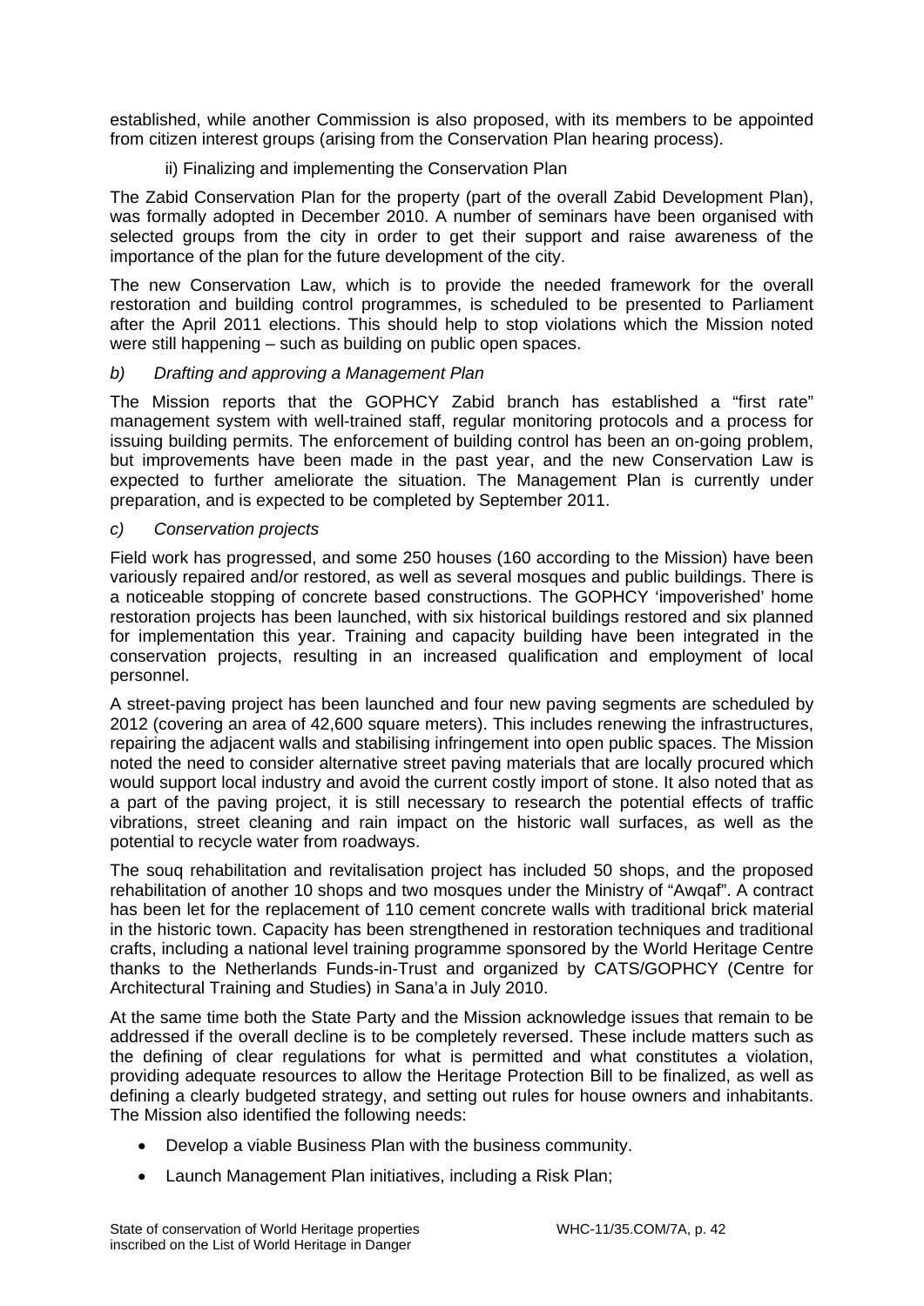established, while another Commission is also proposed, with its members to be appointed from citizen interest groups (arising from the Conservation Plan hearing process).

ii) Finalizing and implementing the Conservation Plan

The Zabid Conservation Plan for the property (part of the overall Zabid Development Plan), was formally adopted in December 2010. A number of seminars have been organised with selected groups from the city in order to get their support and raise awareness of the importance of the plan for the future development of the city.

The new Conservation Law, which is to provide the needed framework for the overall restoration and building control programmes, is scheduled to be presented to Parliament after the April 2011 elections. This should help to stop violations which the Mission noted were still happening – such as building on public open spaces.

*b) Drafting and approving a Management Plan*

The Mission reports that the GOPHCY Zabid branch has established a "first rate" management system with well-trained staff, regular monitoring protocols and a process for issuing building permits. The enforcement of building control has been an on-going problem, but improvements have been made in the past year, and the new Conservation Law is expected to further ameliorate the situation. The Management Plan is currently under preparation, and is expected to be completed by September 2011.

*c) Conservation projects*

Field work has progressed, and some 250 houses (160 according to the Mission) have been variously repaired and/or restored, as well as several mosques and public buildings. There is a noticeable stopping of concrete based constructions. The GOPHCY 'impoverished' home restoration projects has been launched, with six historical buildings restored and six planned for implementation this year. Training and capacity building have been integrated in the conservation projects, resulting in an increased qualification and employment of local personnel.

A street-paving project has been launched and four new paving segments are scheduled by 2012 (covering an area of 42,600 square meters). This includes renewing the infrastructures, repairing the adjacent walls and stabilising infringement into open public spaces. The Mission noted the need to consider alternative street paving materials that are locally procured which would support local industry and avoid the current costly import of stone. It also noted that as a part of the paving project, it is still necessary to research the potential effects of traffic vibrations, street cleaning and rain impact on the historic wall surfaces, as well as the potential to recycle water from roadways.

The souq rehabilitation and revitalisation project has included 50 shops, and the proposed rehabilitation of another 10 shops and two mosques under the Ministry of "Awqaf". A contract has been let for the replacement of 110 cement concrete walls with traditional brick material in the historic town. Capacity has been strengthened in restoration techniques and traditional crafts, including a national level training programme sponsored by the World Heritage Centre thanks to the Netherlands Funds-in-Trust and organized by CATS/GOPHCY (Centre for Architectural Training and Studies) in Sana'a in July 2010.

At the same time both the State Party and the Mission acknowledge issues that remain to be addressed if the overall decline is to be completely reversed. These include matters such as the defining of clear regulations for what is permitted and what constitutes a violation, providing adequate resources to allow the Heritage Protection Bill to be finalized, as well as defining a clearly budgeted strategy, and setting out rules for house owners and inhabitants. The Mission also identified the following needs:

- Develop a viable Business Plan with the business community.
- Launch Management Plan initiatives, including a Risk Plan;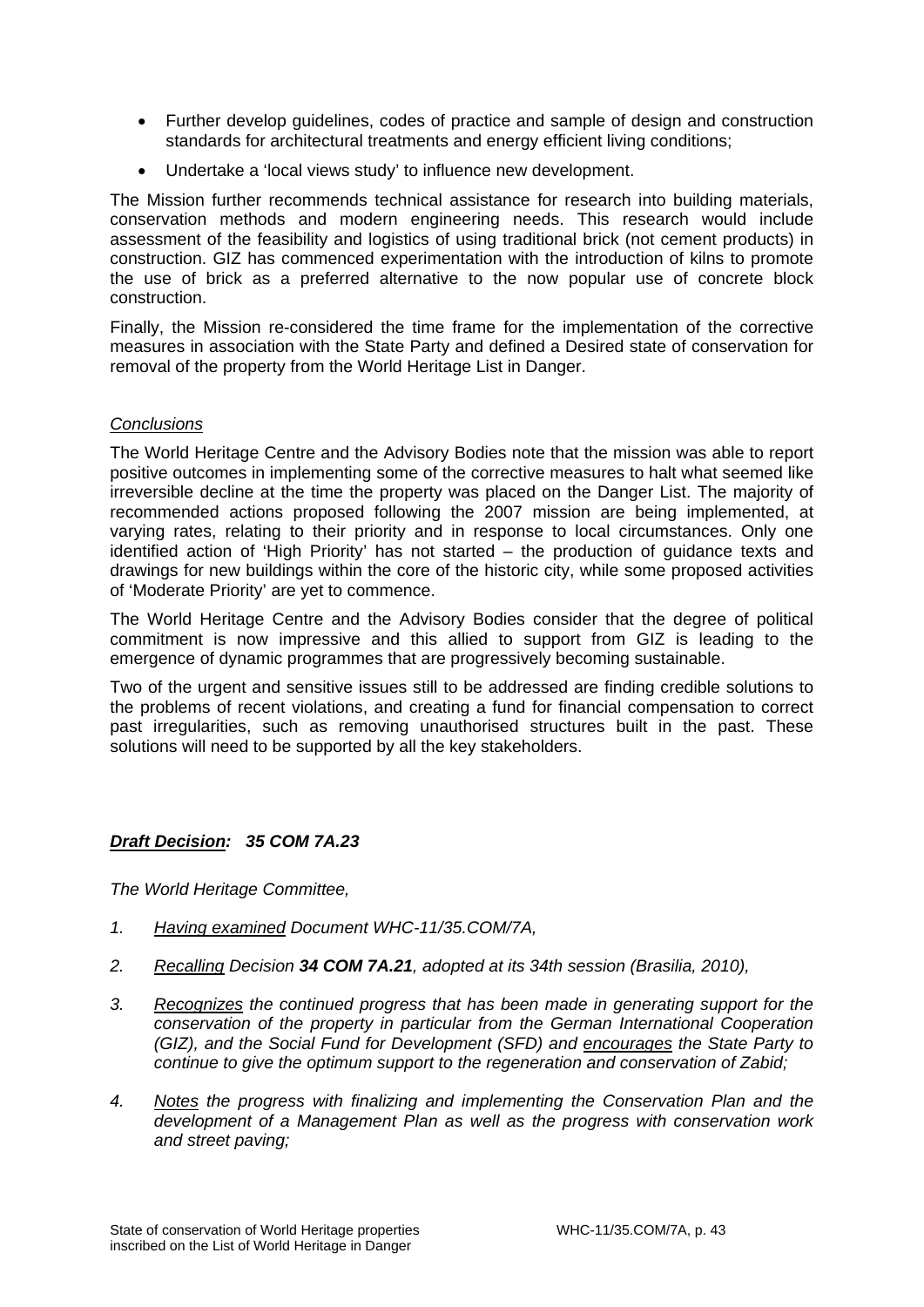- Further develop guidelines, codes of practice and sample of design and construction standards for architectural treatments and energy efficient living conditions;
- Undertake a 'local views study' to influence new development.

The Mission further recommends technical assistance for research into building materials, conservation methods and modern engineering needs. This research would include assessment of the feasibility and logistics of using traditional brick (not cement products) in construction. GIZ has commenced experimentation with the introduction of kilns to promote the use of brick as a preferred alternative to the now popular use of concrete block construction.

Finally, the Mission re-considered the time frame for the implementation of the corrective measures in association with the State Party and defined a Desired state of conservation for removal of the property from the World Heritage List in Danger.

*Conclusions*

The World Heritage Centre and the Advisory Bodies note that the mission was able to report positive outcomes in implementing some of the corrective measures to halt what seemed like irreversible decline at the time the property was placed on the Danger List. The majority of recommended actions proposed following the 2007 mission are being implemented, at varying rates, relating to their priority and in response to local circumstances. Only one identified action of 'High Priority' has not started – the production of guidance texts and drawings for new buildings within the core of the historic city, while some proposed activities of 'Moderate Priority' are yet to commence.

The World Heritage Centre and the Advisory Bodies consider that the degree of political commitment is now impressive and this allied to support from GIZ is leading to the emergence of dynamic programmes that are progressively becoming sustainable.

Two of the urgent and sensitive issues still to be addressed are finding credible solutions to the problems of recent violations, and creating a fund for financial compensation to correct past irregularities, such as removing unauthorised structures built in the past. These solutions will need to be supported by all the key stakeholders.

***Draft Decision: 35 COM 7A.23***

*The World Heritage Committee,*

1. *Having examined Document WHC-11/35.COM/7A,*
2. *Recalling Decision **34 COM 7A.21**, adopted at its 34th session (Brasilia, 2010),*
3. *Recognizes the continued progress that has been made in generating support for the conservation of the property in particular from the German International Cooperation (GIZ), and the Social Fund for Development (SFD) and encourages the State Party to continue to give the optimum support to the regeneration and conservation of Zabid;*
4. *Notes the progress with finalizing and implementing the Conservation Plan and the development of a Management Plan as well as the progress with conservation work and street paving;*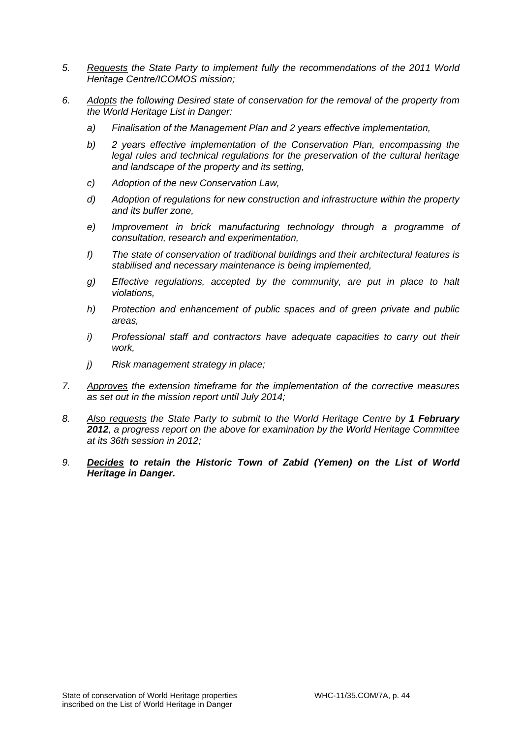5. *Requests the State Party to implement fully the recommendations of the 2011 World Heritage Centre/ICOMOS mission;*

6. *Adopts the following Desired state of conservation for the removal of the property from the World Heritage List in Danger:*

   a) *Finalisation of the Management Plan and 2 years effective implementation,*

   b) *2 years effective implementation of the Conservation Plan, encompassing the legal rules and technical regulations for the preservation of the cultural heritage and landscape of the property and its setting,*

   c) *Adoption of the new Conservation Law,*

   d) *Adoption of regulations for new construction and infrastructure within the property and its buffer zone,*

   e) *Improvement in brick manufacturing technology through a programme of consultation, research and experimentation,*

   f) *The state of conservation of traditional buildings and their architectural features is stabilised and necessary maintenance is being implemented,*

   g) *Effective regulations, accepted by the community, are put in place to halt violations,*

   h) *Protection and enhancement of public spaces and of green private and public areas,*

   i) *Professional staff and contractors have adequate capacities to carry out their work,*

   j) *Risk management strategy in place;*

7. *Approves the extension timeframe for the implementation of the corrective measures as set out in the mission report until July 2014;*

8. *Also requests the State Party to submit to the World Heritage Centre by **1 February 2012**, a progress report on the above for examination by the World Heritage Committee at its 36th session in 2012;*

9. ***Decides to retain the Historic Town of Zabid (Yemen) on the List of World Heritage in Danger.***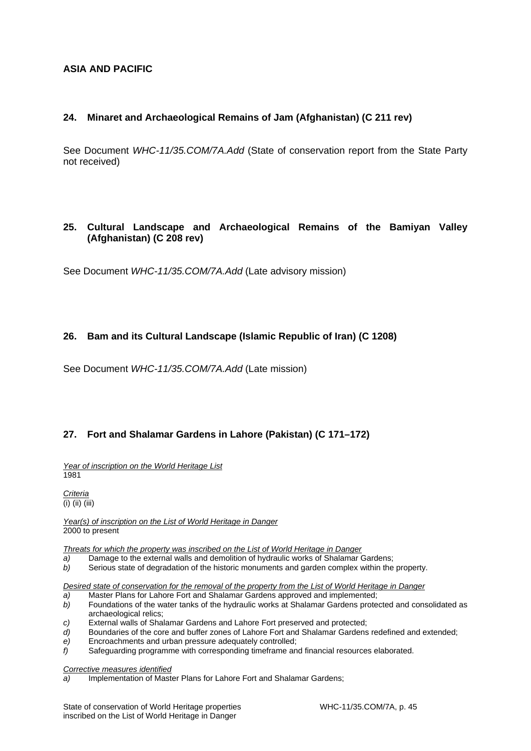## ASIA AND PACIFIC

### 24. Minaret and Archaeological Remains of Jam (Afghanistan) (C 211 rev)

See Document *WHC-11/35.COM/7A.Add* (State of conservation report from the State Party not received)

### 25. Cultural Landscape and Archaeological Remains of the Bamiyan Valley (Afghanistan) (C 208 rev)

See Document *WHC-11/35.COM/7A.Add* (Late advisory mission)

### 26. Bam and its Cultural Landscape (Islamic Republic of Iran) (C 1208)

See Document *WHC-11/35.COM/7A.Add* (Late mission)

### 27. Fort and Shalamar Gardens in Lahore (Pakistan) (C 171–172)

*Year of inscription on the World Heritage List*
1981

*Criteria*
(i) (ii) (iii)

*Year(s) of inscription on the List of World Heritage in Danger*
2000 to present

*Threats for which the property was inscribed on the List of World Heritage in Danger*

*a)* Damage to the external walls and demolition of hydraulic works of Shalamar Gardens;
*b)* Serious state of degradation of the historic monuments and garden complex within the property.

*Desired state of conservation for the removal of the property from the List of World Heritage in Danger*

*a)* Master Plans for Lahore Fort and Shalamar Gardens approved and implemented;
*b)* Foundations of the water tanks of the hydraulic works at Shalamar Gardens protected and consolidated as archaeological relics;
*c)* External walls of Shalamar Gardens and Lahore Fort preserved and protected;
*d)* Boundaries of the core and buffer zones of Lahore Fort and Shalamar Gardens redefined and extended;
*e)* Encroachments and urban pressure adequately controlled;
*f)* Safeguarding programme with corresponding timeframe and financial resources elaborated.

*Corrective measures identified*

*a)* Implementation of Master Plans for Lahore Fort and Shalamar Gardens;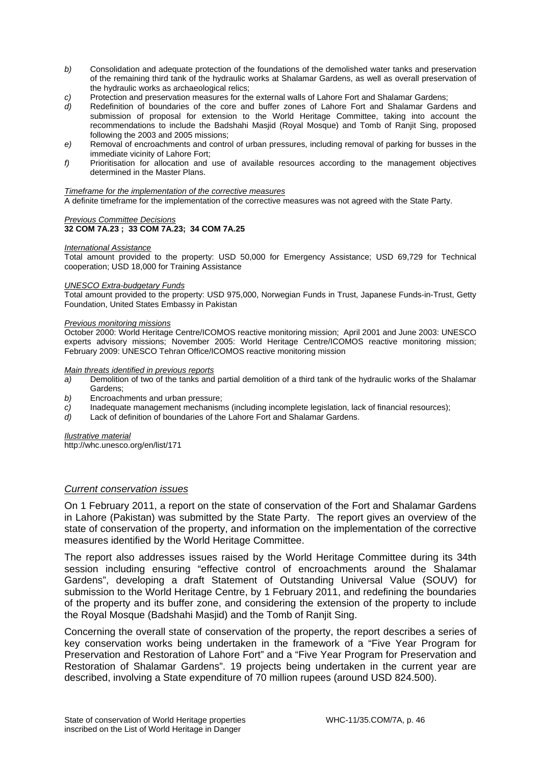*b)* Consolidation and adequate protection of the foundations of the demolished water tanks and preservation of the remaining third tank of the hydraulic works at Shalamar Gardens, as well as overall preservation of the hydraulic works as archaeological relics;

*c)* Protection and preservation measures for the external walls of Lahore Fort and Shalamar Gardens;

*d)* Redefinition of boundaries of the core and buffer zones of Lahore Fort and Shalamar Gardens and submission of proposal for extension to the World Heritage Committee, taking into account the recommendations to include the Badshahi Masjid (Royal Mosque) and Tomb of Ranjit Sing, proposed following the 2003 and 2005 missions;

*e)* Removal of encroachments and control of urban pressures, including removal of parking for busses in the immediate vicinity of Lahore Fort;

*f)* Prioritisation for allocation and use of available resources according to the management objectives determined in the Master Plans.

*Timeframe for the implementation of the corrective measures*

A definite timeframe for the implementation of the corrective measures was not agreed with the State Party.

*Previous Committee Decisions*

**32 COM 7A.23 ; 33 COM 7A.23; 34 COM 7A.25**

*International Assistance*

Total amount provided to the property: USD 50,000 for Emergency Assistance; USD 69,729 for Technical cooperation; USD 18,000 for Training Assistance

*UNESCO Extra-budgetary Funds*

Total amount provided to the property: USD 975,000, Norwegian Funds in Trust, Japanese Funds-in-Trust, Getty Foundation, United States Embassy in Pakistan

*Previous monitoring missions*

October 2000: World Heritage Centre/ICOMOS reactive monitoring mission; April 2001 and June 2003: UNESCO experts advisory missions; November 2005: World Heritage Centre/ICOMOS reactive monitoring mission; February 2009: UNESCO Tehran Office/ICOMOS reactive monitoring mission

*Main threats identified in previous reports*

*a)* Demolition of two of the tanks and partial demolition of a third tank of the hydraulic works of the Shalamar Gardens;

*b)* Encroachments and urban pressure;

*c)* Inadequate management mechanisms (including incomplete legislation, lack of financial resources);

*d)* Lack of definition of boundaries of the Lahore Fort and Shalamar Gardens.

*Ilustrative material*

http://whc.unesco.org/en/list/171

## *Current conservation issues*

On 1 February 2011, a report on the state of conservation of the Fort and Shalamar Gardens in Lahore (Pakistan) was submitted by the State Party. The report gives an overview of the state of conservation of the property, and information on the implementation of the corrective measures identified by the World Heritage Committee.

The report also addresses issues raised by the World Heritage Committee during its 34th session including ensuring "effective control of encroachments around the Shalamar Gardens", developing a draft Statement of Outstanding Universal Value (SOUV) for submission to the World Heritage Centre, by 1 February 2011, and redefining the boundaries of the property and its buffer zone, and considering the extension of the property to include the Royal Mosque (Badshahi Masjid) and the Tomb of Ranjit Sing.

Concerning the overall state of conservation of the property, the report describes a series of key conservation works being undertaken in the framework of a "Five Year Program for Preservation and Restoration of Lahore Fort" and a "Five Year Program for Preservation and Restoration of Shalamar Gardens". 19 projects being undertaken in the current year are described, involving a State expenditure of 70 million rupees (around USD 824.500).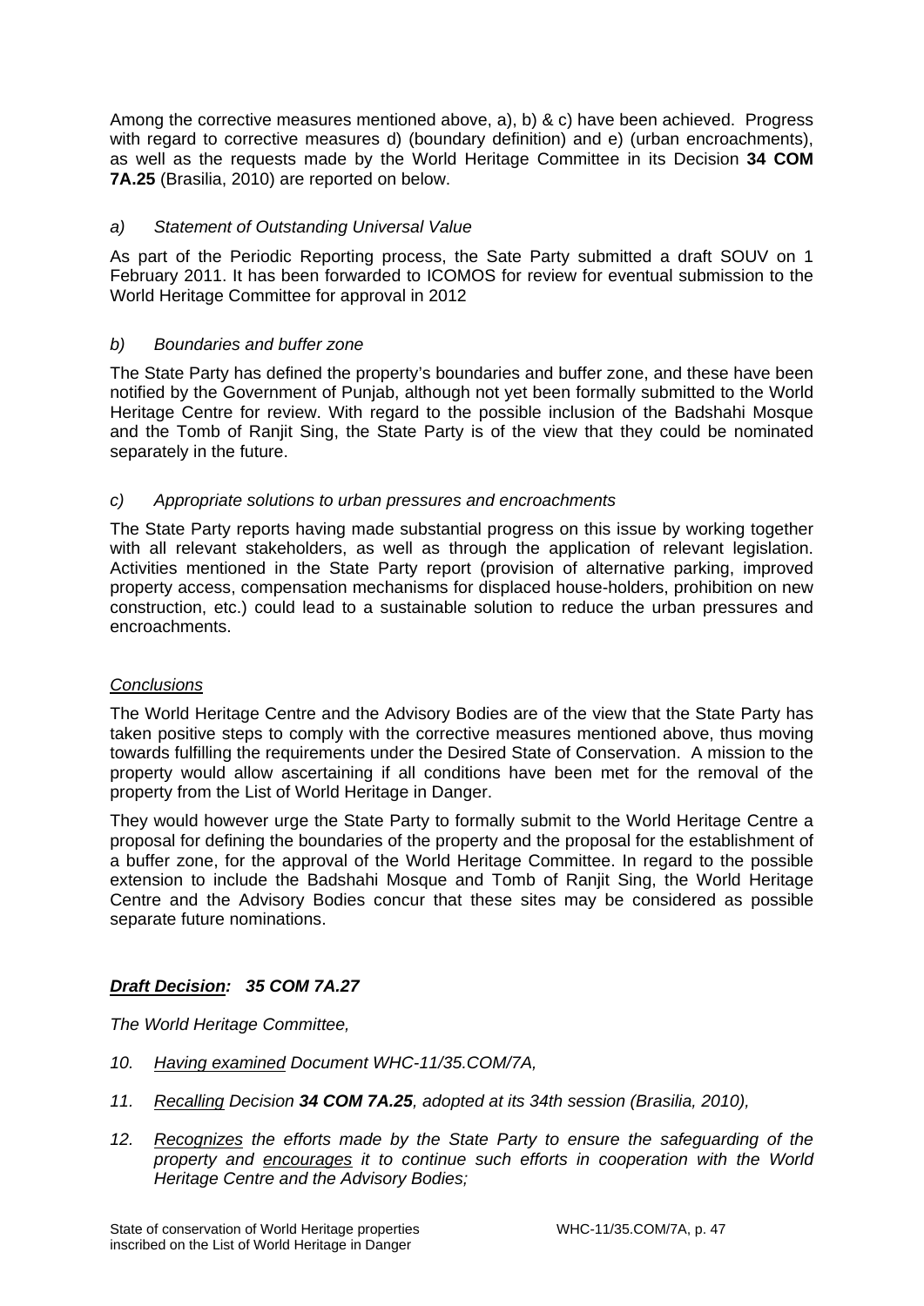Among the corrective measures mentioned above, a), b) & c) have been achieved. Progress with regard to corrective measures d) (boundary definition) and e) (urban encroachments), as well as the requests made by the World Heritage Committee in its Decision **34 COM 7A.25** (Brasilia, 2010) are reported on below.

*a) Statement of Outstanding Universal Value*

As part of the Periodic Reporting process, the Sate Party submitted a draft SOUV on 1 February 2011. It has been forwarded to ICOMOS for review for eventual submission to the World Heritage Committee for approval in 2012

*b) Boundaries and buffer zone*

The State Party has defined the property's boundaries and buffer zone, and these have been notified by the Government of Punjab, although not yet been formally submitted to the World Heritage Centre for review. With regard to the possible inclusion of the Badshahi Mosque and the Tomb of Ranjit Sing, the State Party is of the view that they could be nominated separately in the future.

*c) Appropriate solutions to urban pressures and encroachments*

The State Party reports having made substantial progress on this issue by working together with all relevant stakeholders, as well as through the application of relevant legislation. Activities mentioned in the State Party report (provision of alternative parking, improved property access, compensation mechanisms for displaced house-holders, prohibition on new construction, etc.) could lead to a sustainable solution to reduce the urban pressures and encroachments.

*Conclusions*

The World Heritage Centre and the Advisory Bodies are of the view that the State Party has taken positive steps to comply with the corrective measures mentioned above, thus moving towards fulfilling the requirements under the Desired State of Conservation. A mission to the property would allow ascertaining if all conditions have been met for the removal of the property from the List of World Heritage in Danger.

They would however urge the State Party to formally submit to the World Heritage Centre a proposal for defining the boundaries of the property and the proposal for the establishment of a buffer zone, for the approval of the World Heritage Committee. In regard to the possible extension to include the Badshahi Mosque and Tomb of Ranjit Sing, the World Heritage Centre and the Advisory Bodies concur that these sites may be considered as possible separate future nominations.

***Draft Decision:* 35 COM 7A.27**

*The World Heritage Committee,*

10. *Having examined Document WHC-11/35.COM/7A,*

11. *Recalling Decision **34 COM 7A.25**, adopted at its 34th session (Brasilia, 2010),*

12. *Recognizes the efforts made by the State Party to ensure the safeguarding of the property and encourages it to continue such efforts in cooperation with the World Heritage Centre and the Advisory Bodies;*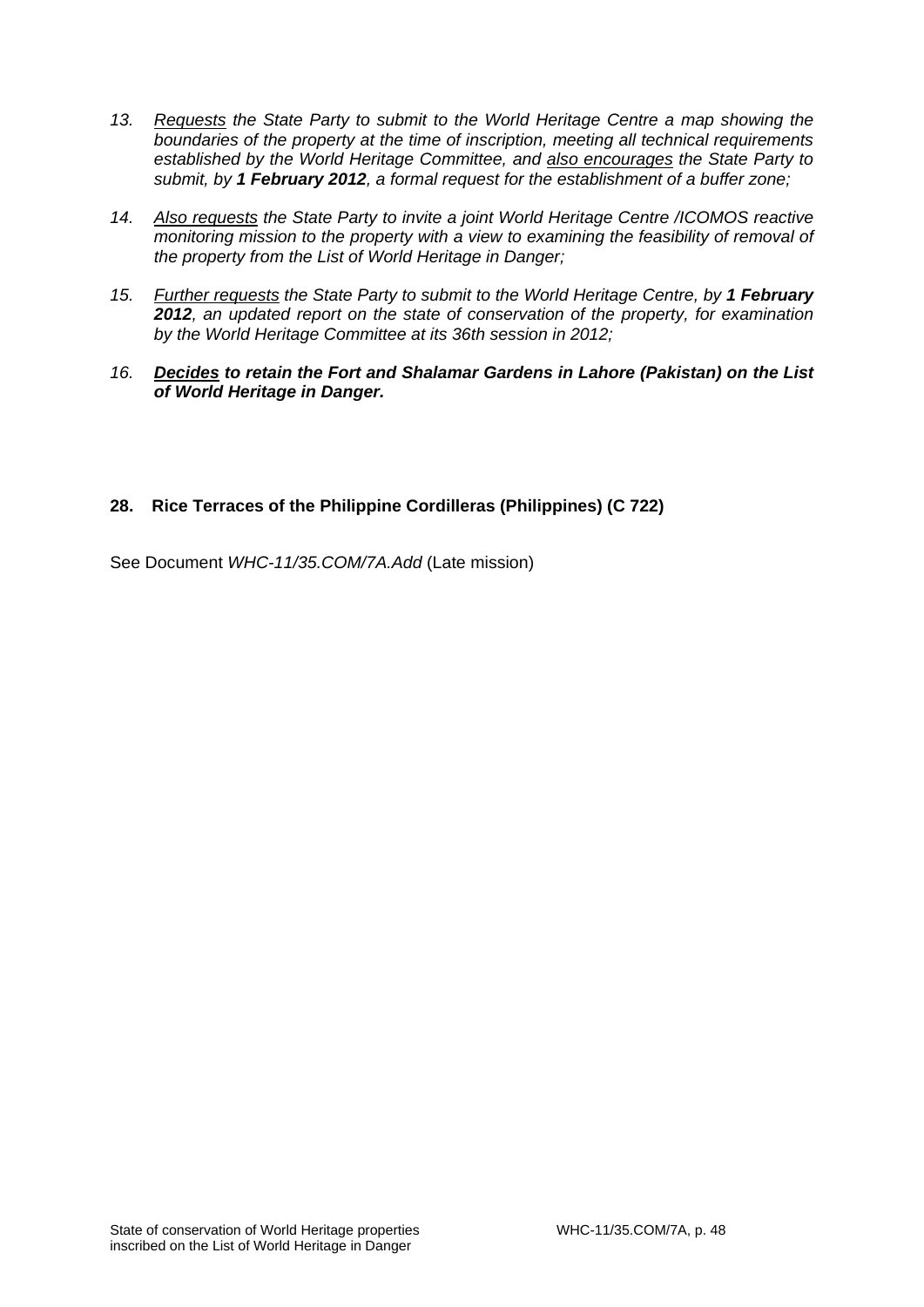13. *<u>Requests</u> the State Party to submit to the World Heritage Centre a map showing the boundaries of the property at the time of inscription, meeting all technical requirements established by the World Heritage Committee, and <u>also encourages</u> the State Party to submit, by **1 February 2012**, a formal request for the establishment of a buffer zone;*

14. *<u>Also requests</u> the State Party to invite a joint World Heritage Centre /ICOMOS reactive monitoring mission to the property with a view to examining the feasibility of removal of the property from the List of World Heritage in Danger;*

15. *<u>Further requests</u> the State Party to submit to the World Heritage Centre, by **1 February 2012**, an updated report on the state of conservation of the property, for examination by the World Heritage Committee at its 36th session in 2012;*

16. ***<u>Decides</u> to retain the Fort and Shalamar Gardens in Lahore (Pakistan) on the List of World Heritage in Danger.***

**28. Rice Terraces of the Philippine Cordilleras (Philippines) (C 722)**

See Document *WHC-11/35.COM/7A.Add* (Late mission)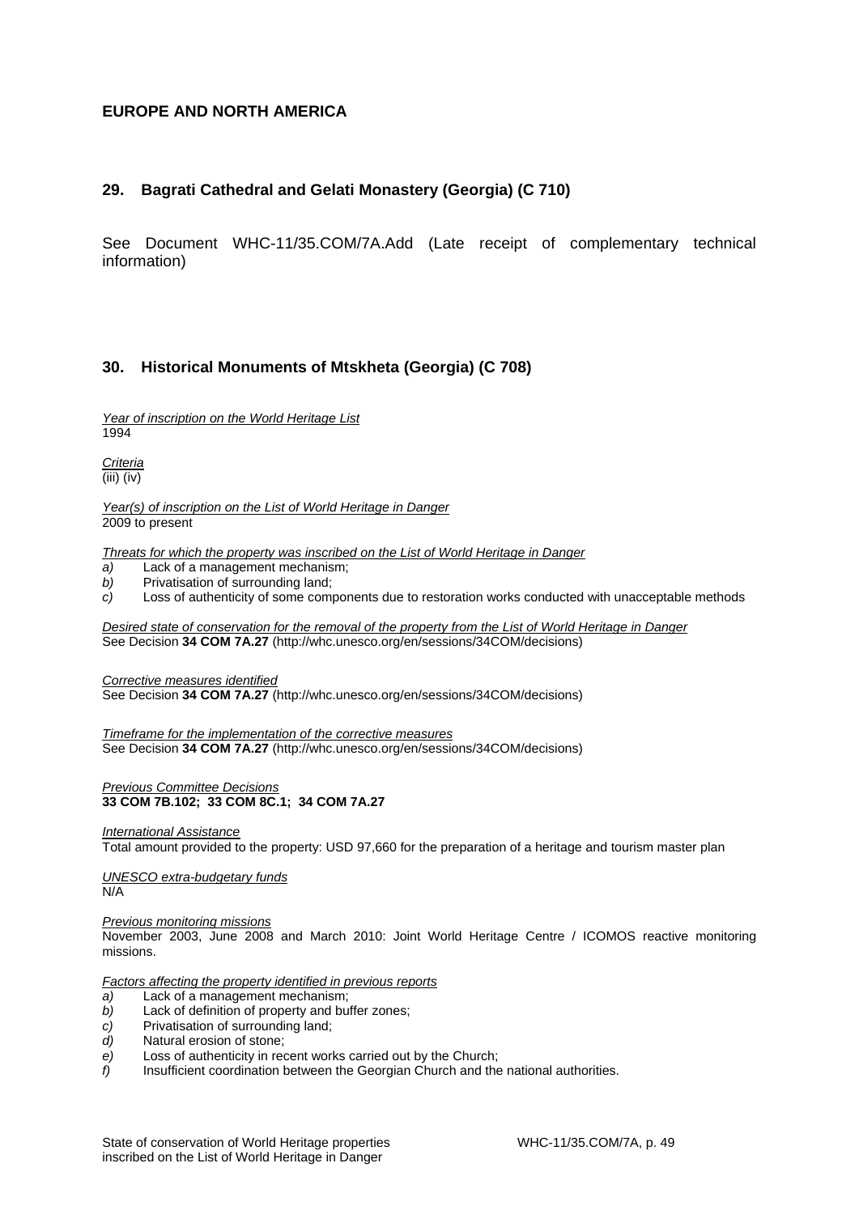## EUROPE AND NORTH AMERICA

### 29. Bagrati Cathedral and Gelati Monastery (Georgia) (C 710)

See Document WHC-11/35.COM/7A.Add (Late receipt of complementary technical information)

### 30. Historical Monuments of Mtskheta (Georgia) (C 708)

*Year of inscription on the World Heritage List*
1994

*Criteria*
(iii) (iv)

*Year(s) of inscription on the List of World Heritage in Danger*
2009 to present

*Threats for which the property was inscribed on the List of World Heritage in Danger*
*a)* Lack of a management mechanism;
*b)* Privatisation of surrounding land;
*c)* Loss of authenticity of some components due to restoration works conducted with unacceptable methods

*Desired state of conservation for the removal of the property from the List of World Heritage in Danger*
See Decision **34 COM 7A.27** (http://whc.unesco.org/en/sessions/34COM/decisions)

*Corrective measures identified*
See Decision **34 COM 7A.27** (http://whc.unesco.org/en/sessions/34COM/decisions)

*Timeframe for the implementation of the corrective measures*
See Decision **34 COM 7A.27** (http://whc.unesco.org/en/sessions/34COM/decisions)

*Previous Committee Decisions*
**33 COM 7B.102; 33 COM 8C.1; 34 COM 7A.27**

*International Assistance*
Total amount provided to the property: USD 97,660 for the preparation of a heritage and tourism master plan

*UNESCO extra-budgetary funds*
N/A

*Previous monitoring missions*
November 2003, June 2008 and March 2010: Joint World Heritage Centre / ICOMOS reactive monitoring missions.

*Factors affecting the property identified in previous reports*
*a)* Lack of a management mechanism;
*b)* Lack of definition of property and buffer zones;
*c)* Privatisation of surrounding land;
*d)* Natural erosion of stone;
*e)* Loss of authenticity in recent works carried out by the Church;
*f)* Insufficient coordination between the Georgian Church and the national authorities.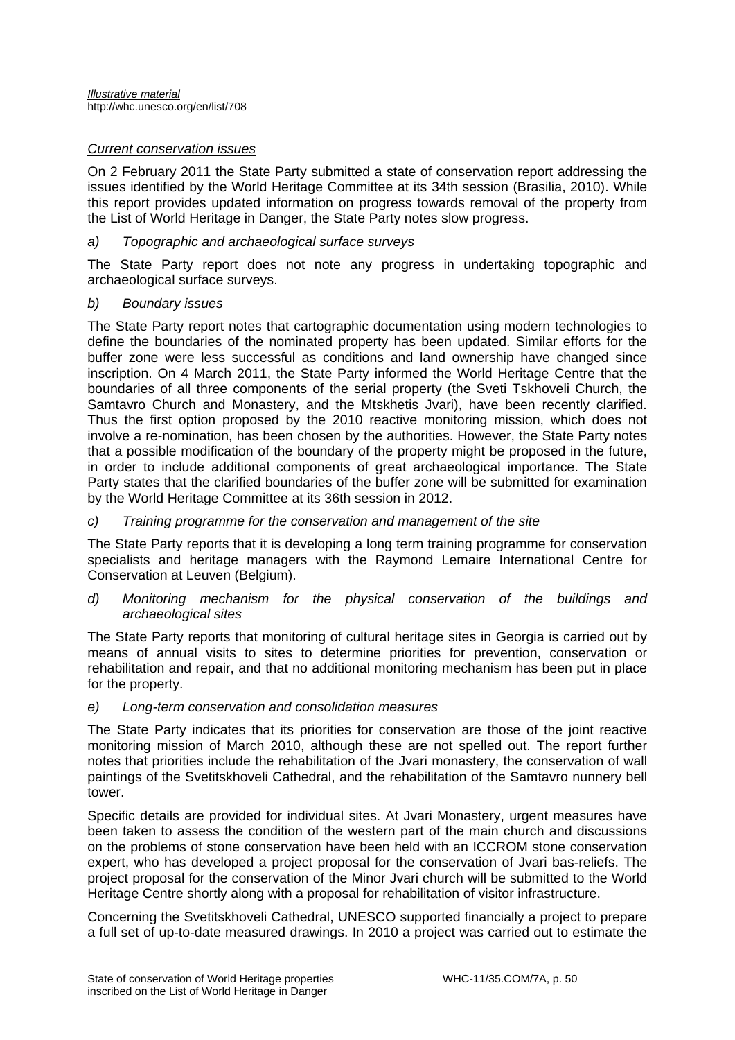*Illustrative material*
http://whc.unesco.org/en/list/708

*Current conservation issues*

On 2 February 2011 the State Party submitted a state of conservation report addressing the issues identified by the World Heritage Committee at its 34th session (Brasilia, 2010). While this report provides updated information on progress towards removal of the property from the List of World Heritage in Danger, the State Party notes slow progress.

*a) Topographic and archaeological surface surveys*

The State Party report does not note any progress in undertaking topographic and archaeological surface surveys.

*b) Boundary issues*

The State Party report notes that cartographic documentation using modern technologies to define the boundaries of the nominated property has been updated. Similar efforts for the buffer zone were less successful as conditions and land ownership have changed since inscription. On 4 March 2011, the State Party informed the World Heritage Centre that the boundaries of all three components of the serial property (the Sveti Tskhoveli Church, the Samtavro Church and Monastery, and the Mtskhetis Jvari), have been recently clarified. Thus the first option proposed by the 2010 reactive monitoring mission, which does not involve a re-nomination, has been chosen by the authorities. However, the State Party notes that a possible modification of the boundary of the property might be proposed in the future, in order to include additional components of great archaeological importance. The State Party states that the clarified boundaries of the buffer zone will be submitted for examination by the World Heritage Committee at its 36th session in 2012.

*c) Training programme for the conservation and management of the site*

The State Party reports that it is developing a long term training programme for conservation specialists and heritage managers with the Raymond Lemaire International Centre for Conservation at Leuven (Belgium).

*d) Monitoring mechanism for the physical conservation of the buildings and archaeological sites*

The State Party reports that monitoring of cultural heritage sites in Georgia is carried out by means of annual visits to sites to determine priorities for prevention, conservation or rehabilitation and repair, and that no additional monitoring mechanism has been put in place for the property.

*e) Long-term conservation and consolidation measures*

The State Party indicates that its priorities for conservation are those of the joint reactive monitoring mission of March 2010, although these are not spelled out. The report further notes that priorities include the rehabilitation of the Jvari monastery, the conservation of wall paintings of the Svetitskhoveli Cathedral, and the rehabilitation of the Samtavro nunnery bell tower.

Specific details are provided for individual sites. At Jvari Monastery, urgent measures have been taken to assess the condition of the western part of the main church and discussions on the problems of stone conservation have been held with an ICCROM stone conservation expert, who has developed a project proposal for the conservation of Jvari bas-reliefs. The project proposal for the conservation of the Minor Jvari church will be submitted to the World Heritage Centre shortly along with a proposal for rehabilitation of visitor infrastructure.

Concerning the Svetitskhoveli Cathedral, UNESCO supported financially a project to prepare a full set of up-to-date measured drawings. In 2010 a project was carried out to estimate the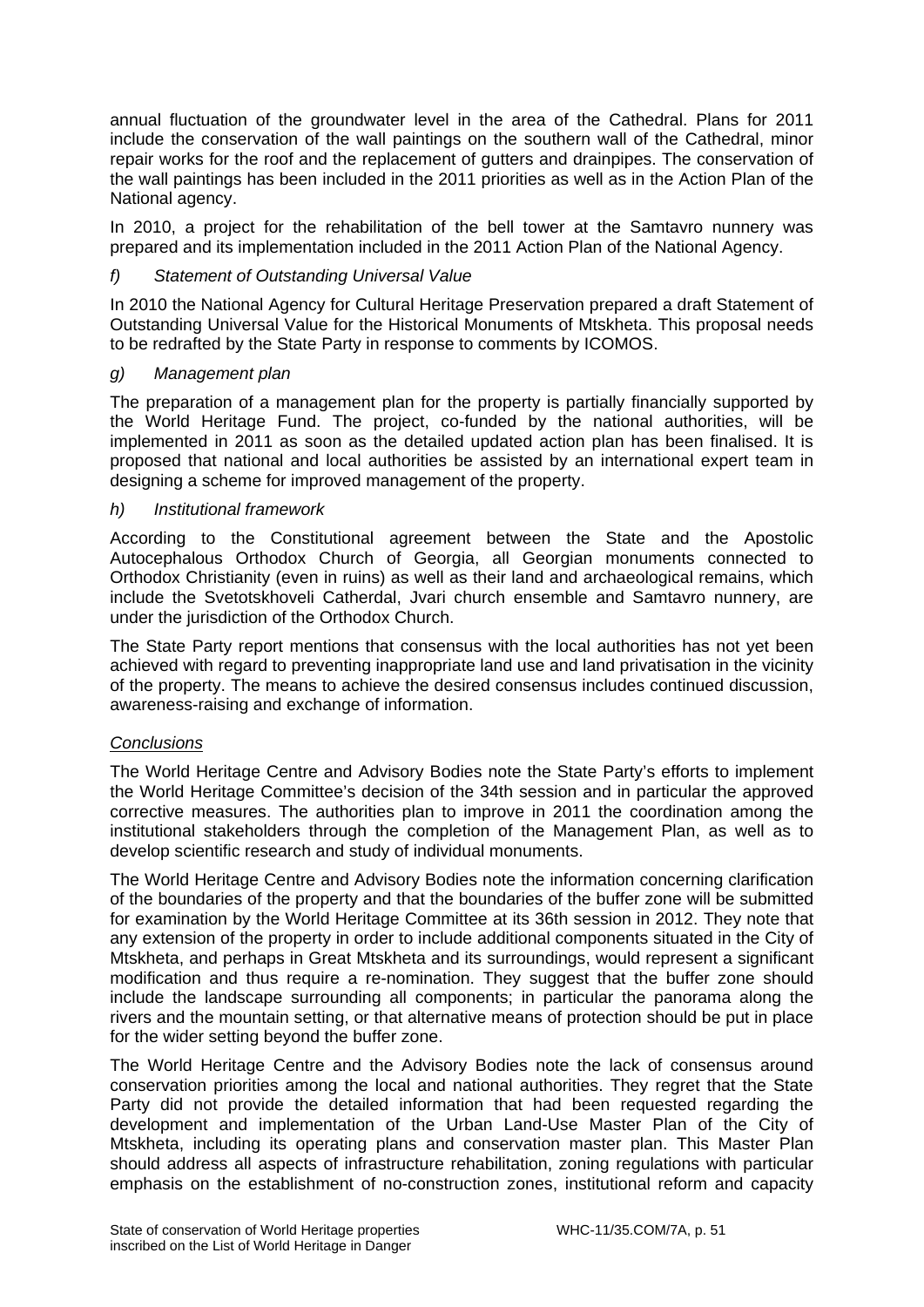annual fluctuation of the groundwater level in the area of the Cathedral. Plans for 2011 include the conservation of the wall paintings on the southern wall of the Cathedral, minor repair works for the roof and the replacement of gutters and drainpipes. The conservation of the wall paintings has been included in the 2011 priorities as well as in the Action Plan of the National agency.

In 2010, a project for the rehabilitation of the bell tower at the Samtavro nunnery was prepared and its implementation included in the 2011 Action Plan of the National Agency.

*f) Statement of Outstanding Universal Value*

In 2010 the National Agency for Cultural Heritage Preservation prepared a draft Statement of Outstanding Universal Value for the Historical Monuments of Mtskheta. This proposal needs to be redrafted by the State Party in response to comments by ICOMOS.

*g) Management plan*

The preparation of a management plan for the property is partially financially supported by the World Heritage Fund. The project, co-funded by the national authorities, will be implemented in 2011 as soon as the detailed updated action plan has been finalised. It is proposed that national and local authorities be assisted by an international expert team in designing a scheme for improved management of the property.

*h) Institutional framework*

According to the Constitutional agreement between the State and the Apostolic Autocephalous Orthodox Church of Georgia, all Georgian monuments connected to Orthodox Christianity (even in ruins) as well as their land and archaeological remains, which include the Svetotskhoveli Catherdal, Jvari church ensemble and Samtavro nunnery, are under the jurisdiction of the Orthodox Church.

The State Party report mentions that consensus with the local authorities has not yet been achieved with regard to preventing inappropriate land use and land privatisation in the vicinity of the property. The means to achieve the desired consensus includes continued discussion, awareness-raising and exchange of information.

*Conclusions*

The World Heritage Centre and Advisory Bodies note the State Party's efforts to implement the World Heritage Committee's decision of the 34th session and in particular the approved corrective measures. The authorities plan to improve in 2011 the coordination among the institutional stakeholders through the completion of the Management Plan, as well as to develop scientific research and study of individual monuments.

The World Heritage Centre and Advisory Bodies note the information concerning clarification of the boundaries of the property and that the boundaries of the buffer zone will be submitted for examination by the World Heritage Committee at its 36th session in 2012. They note that any extension of the property in order to include additional components situated in the City of Mtskheta, and perhaps in Great Mtskheta and its surroundings, would represent a significant modification and thus require a re-nomination. They suggest that the buffer zone should include the landscape surrounding all components; in particular the panorama along the rivers and the mountain setting, or that alternative means of protection should be put in place for the wider setting beyond the buffer zone.

The World Heritage Centre and the Advisory Bodies note the lack of consensus around conservation priorities among the local and national authorities. They regret that the State Party did not provide the detailed information that had been requested regarding the development and implementation of the Urban Land-Use Master Plan of the City of Mtskheta, including its operating plans and conservation master plan. This Master Plan should address all aspects of infrastructure rehabilitation, zoning regulations with particular emphasis on the establishment of no-construction zones, institutional reform and capacity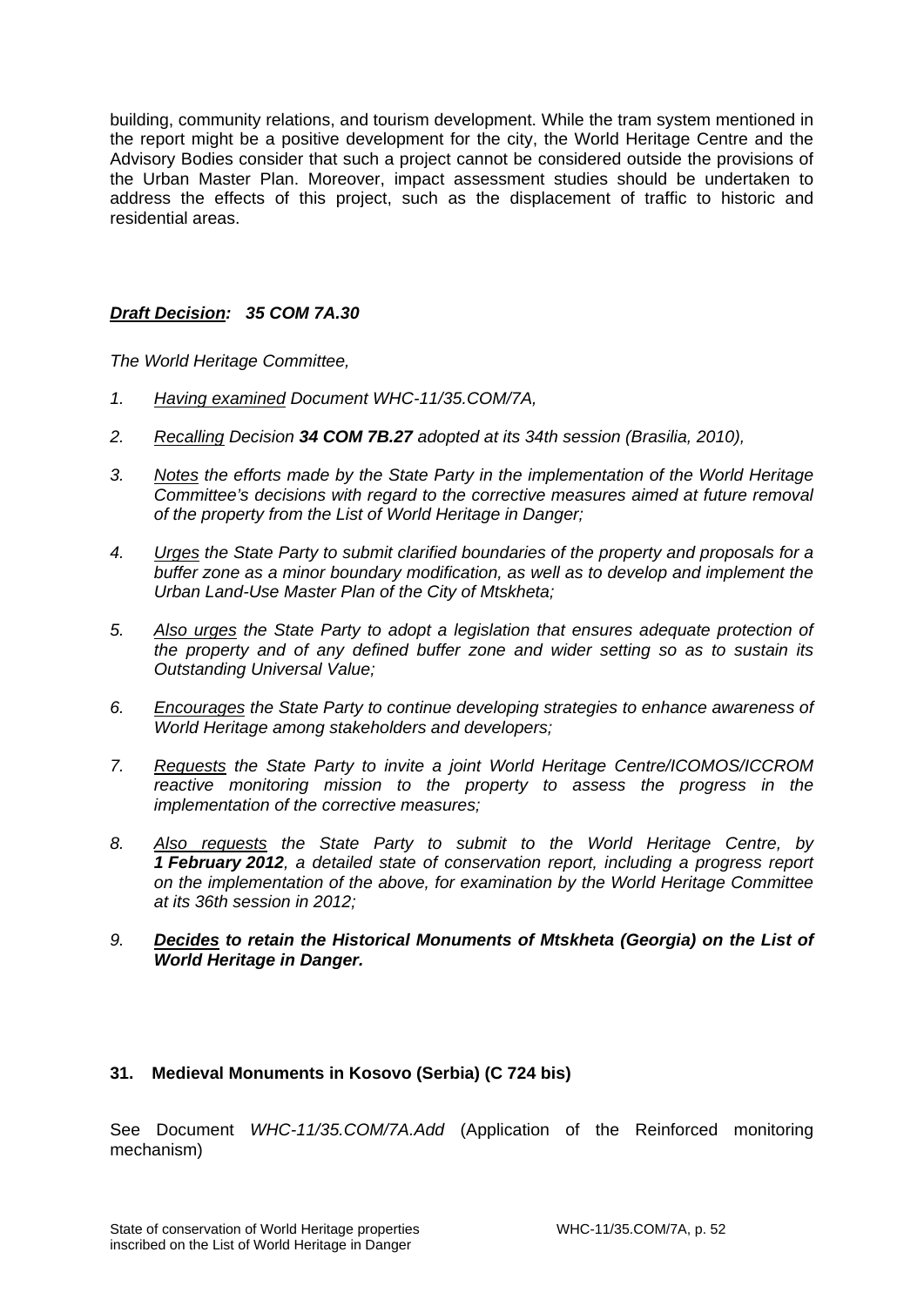building, community relations, and tourism development. While the tram system mentioned in the report might be a positive development for the city, the World Heritage Centre and the Advisory Bodies consider that such a project cannot be considered outside the provisions of the Urban Master Plan. Moreover, impact assessment studies should be undertaken to address the effects of this project, such as the displacement of traffic to historic and residential areas.

***Draft Decision*: 35 COM 7A.30**

*The World Heritage Committee,*

1. *Having examined Document WHC-11/35.COM/7A,*
2. *Recalling Decision **34 COM 7B.27** adopted at its 34th session (Brasilia, 2010),*
3. *Notes the efforts made by the State Party in the implementation of the World Heritage Committee's decisions with regard to the corrective measures aimed at future removal of the property from the List of World Heritage in Danger;*
4. *Urges the State Party to submit clarified boundaries of the property and proposals for a buffer zone as a minor boundary modification, as well as to develop and implement the Urban Land-Use Master Plan of the City of Mtskheta;*
5. *Also urges the State Party to adopt a legislation that ensures adequate protection of the property and of any defined buffer zone and wider setting so as to sustain its Outstanding Universal Value;*
6. *Encourages the State Party to continue developing strategies to enhance awareness of World Heritage among stakeholders and developers;*
7. *Requests the State Party to invite a joint World Heritage Centre/ICOMOS/ICCROM reactive monitoring mission to the property to assess the progress in the implementation of the corrective measures;*
8. *Also requests the State Party to submit to the World Heritage Centre, by **1 February 2012**, a detailed state of conservation report, including a progress report on the implementation of the above, for examination by the World Heritage Committee at its 36th session in 2012;*
9. ***Decides to retain the Historical Monuments of Mtskheta (Georgia) on the List of World Heritage in Danger.***

**31. Medieval Monuments in Kosovo (Serbia) (C 724 bis)**

See Document *WHC-11/35.COM/7A.Add* (Application of the Reinforced monitoring mechanism)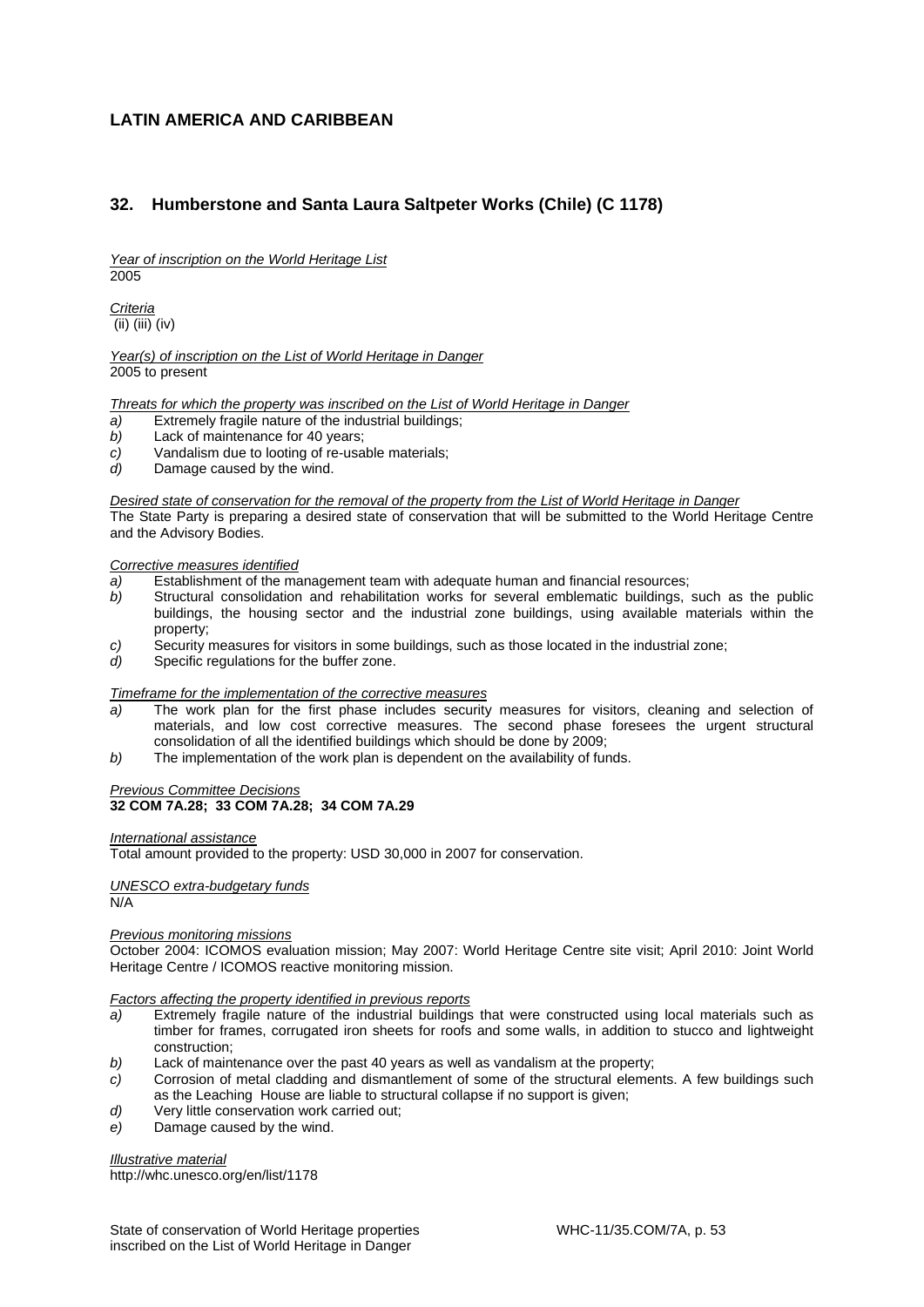# LATIN AMERICA AND CARIBBEAN

## 32. Humberstone and Santa Laura Saltpeter Works (Chile) (C 1178)

*Year of inscription on the World Heritage List*
2005

*Criteria*
(ii) (iii) (iv)

*Year(s) of inscription on the List of World Heritage in Danger*
2005 to present

*Threats for which the property was inscribed on the List of World Heritage in Danger*

*a)* Extremely fragile nature of the industrial buildings;
*b)* Lack of maintenance for 40 years;
*c)* Vandalism due to looting of re-usable materials;
*d)* Damage caused by the wind.

*Desired state of conservation for the removal of the property from the List of World Heritage in Danger*
The State Party is preparing a desired state of conservation that will be submitted to the World Heritage Centre and the Advisory Bodies.

*Corrective measures identified*

*a)* Establishment of the management team with adequate human and financial resources;
*b)* Structural consolidation and rehabilitation works for several emblematic buildings, such as the public buildings, the housing sector and the industrial zone buildings, using available materials within the property;
*c)* Security measures for visitors in some buildings, such as those located in the industrial zone;
*d)* Specific regulations for the buffer zone.

*Timeframe for the implementation of the corrective measures*

*a)* The work plan for the first phase includes security measures for visitors, cleaning and selection of materials, and low cost corrective measures. The second phase foresees the urgent structural consolidation of all the identified buildings which should be done by 2009;
*b)* The implementation of the work plan is dependent on the availability of funds.

*Previous Committee Decisions*
**32 COM 7A.28; 33 COM 7A.28; 34 COM 7A.29**

*International assistance*
Total amount provided to the property: USD 30,000 in 2007 for conservation.

*UNESCO extra-budgetary funds*
N/A

*Previous monitoring missions*
October 2004: ICOMOS evaluation mission; May 2007: World Heritage Centre site visit; April 2010: Joint World Heritage Centre / ICOMOS reactive monitoring mission.

*Factors affecting the property identified in previous reports*

*a)* Extremely fragile nature of the industrial buildings that were constructed using local materials such as timber for frames, corrugated iron sheets for roofs and some walls, in addition to stucco and lightweight construction;
*b)* Lack of maintenance over the past 40 years as well as vandalism at the property;
*c)* Corrosion of metal cladding and dismantlement of some of the structural elements. A few buildings such as the Leaching House are liable to structural collapse if no support is given;
*d)* Very little conservation work carried out;
*e)* Damage caused by the wind.

*Illustrative material*
http://whc.unesco.org/en/list/1178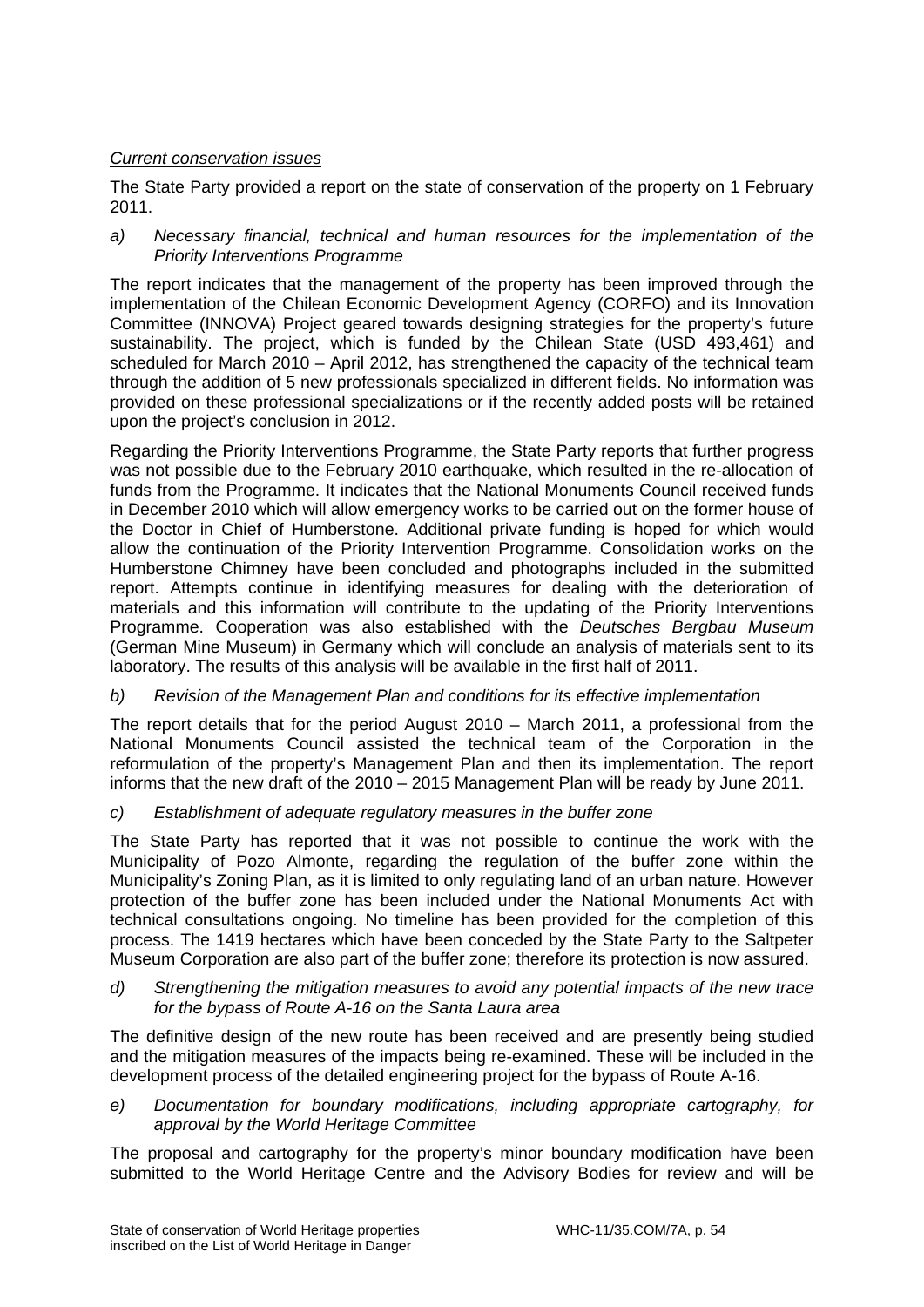*Current conservation issues*

The State Party provided a report on the state of conservation of the property on 1 February 2011.

*a) Necessary financial, technical and human resources for the implementation of the Priority Interventions Programme*

The report indicates that the management of the property has been improved through the implementation of the Chilean Economic Development Agency (CORFO) and its Innovation Committee (INNOVA) Project geared towards designing strategies for the property's future sustainability. The project, which is funded by the Chilean State (USD 493,461) and scheduled for March 2010 – April 2012, has strengthened the capacity of the technical team through the addition of 5 new professionals specialized in different fields. No information was provided on these professional specializations or if the recently added posts will be retained upon the project's conclusion in 2012.

Regarding the Priority Interventions Programme, the State Party reports that further progress was not possible due to the February 2010 earthquake, which resulted in the re-allocation of funds from the Programme. It indicates that the National Monuments Council received funds in December 2010 which will allow emergency works to be carried out on the former house of the Doctor in Chief of Humberstone. Additional private funding is hoped for which would allow the continuation of the Priority Intervention Programme. Consolidation works on the Humberstone Chimney have been concluded and photographs included in the submitted report. Attempts continue in identifying measures for dealing with the deterioration of materials and this information will contribute to the updating of the Priority Interventions Programme. Cooperation was also established with the *Deutsches Bergbau Museum* (German Mine Museum) in Germany which will conclude an analysis of materials sent to its laboratory. The results of this analysis will be available in the first half of 2011.

*b) Revision of the Management Plan and conditions for its effective implementation*

The report details that for the period August 2010 – March 2011, a professional from the National Monuments Council assisted the technical team of the Corporation in the reformulation of the property's Management Plan and then its implementation. The report informs that the new draft of the 2010 – 2015 Management Plan will be ready by June 2011.

*c) Establishment of adequate regulatory measures in the buffer zone*

The State Party has reported that it was not possible to continue the work with the Municipality of Pozo Almonte, regarding the regulation of the buffer zone within the Municipality's Zoning Plan, as it is limited to only regulating land of an urban nature. However protection of the buffer zone has been included under the National Monuments Act with technical consultations ongoing. No timeline has been provided for the completion of this process. The 1419 hectares which have been conceded by the State Party to the Saltpeter Museum Corporation are also part of the buffer zone; therefore its protection is now assured.

*d) Strengthening the mitigation measures to avoid any potential impacts of the new trace for the bypass of Route A-16 on the Santa Laura area*

The definitive design of the new route has been received and are presently being studied and the mitigation measures of the impacts being re-examined. These will be included in the development process of the detailed engineering project for the bypass of Route A-16.

*e) Documentation for boundary modifications, including appropriate cartography, for approval by the World Heritage Committee*

The proposal and cartography for the property's minor boundary modification have been submitted to the World Heritage Centre and the Advisory Bodies for review and will be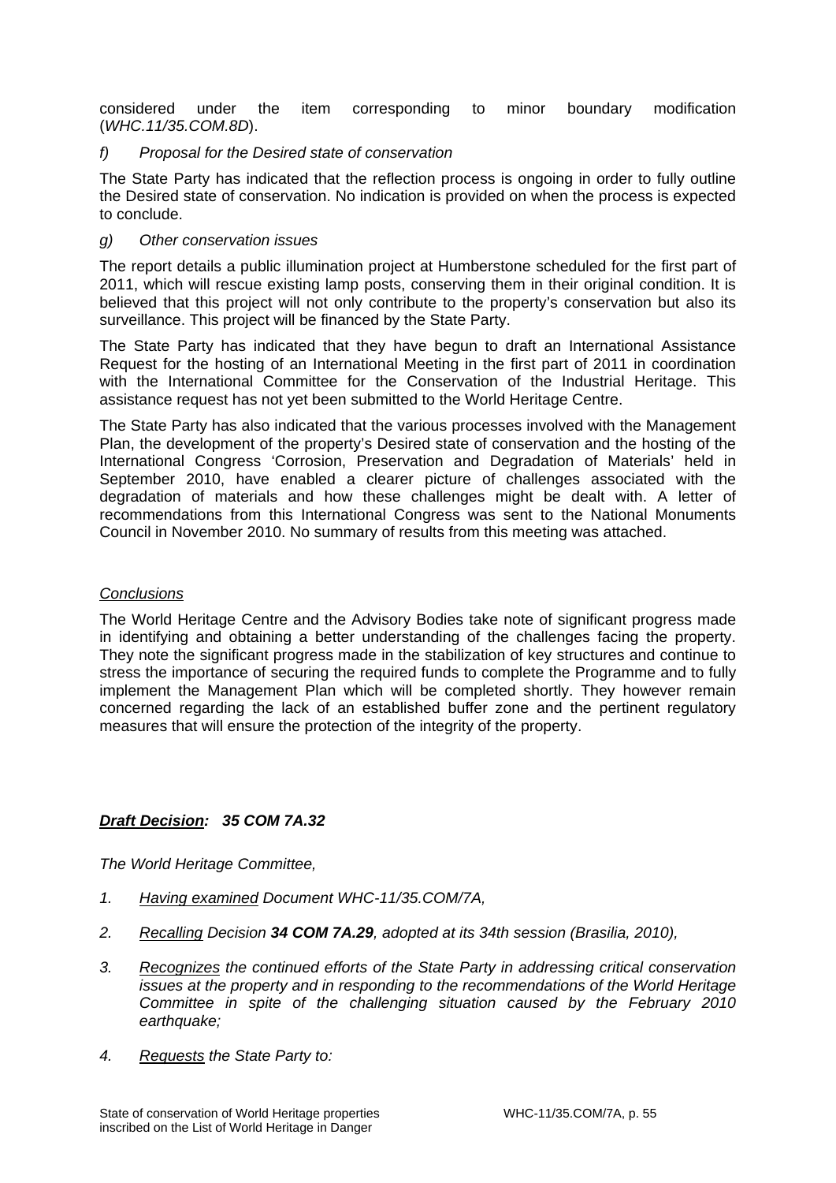considered under the item corresponding to minor boundary modification (*WHC.11/35.COM.8D*).

*f) Proposal for the Desired state of conservation*

The State Party has indicated that the reflection process is ongoing in order to fully outline the Desired state of conservation. No indication is provided on when the process is expected to conclude.

*g) Other conservation issues*

The report details a public illumination project at Humberstone scheduled for the first part of 2011, which will rescue existing lamp posts, conserving them in their original condition. It is believed that this project will not only contribute to the property's conservation but also its surveillance. This project will be financed by the State Party.

The State Party has indicated that they have begun to draft an International Assistance Request for the hosting of an International Meeting in the first part of 2011 in coordination with the International Committee for the Conservation of the Industrial Heritage. This assistance request has not yet been submitted to the World Heritage Centre.

The State Party has also indicated that the various processes involved with the Management Plan, the development of the property's Desired state of conservation and the hosting of the International Congress 'Corrosion, Preservation and Degradation of Materials' held in September 2010, have enabled a clearer picture of challenges associated with the degradation of materials and how these challenges might be dealt with. A letter of recommendations from this International Congress was sent to the National Monuments Council in November 2010. No summary of results from this meeting was attached.

<u>*Conclusions*</u>

The World Heritage Centre and the Advisory Bodies take note of significant progress made in identifying and obtaining a better understanding of the challenges facing the property. They note the significant progress made in the stabilization of key structures and continue to stress the importance of securing the required funds to complete the Programme and to fully implement the Management Plan which will be completed shortly. They however remain concerned regarding the lack of an established buffer zone and the pertinent regulatory measures that will ensure the protection of the integrity of the property.

***<u>Draft Decision</u>: 35 COM 7A.32***

*The World Heritage Committee,*

1. *<u>Having examined</u> Document WHC-11/35.COM/7A,*
2. *<u>Recalling</u> Decision **34 COM 7A.29**, adopted at its 34th session (Brasilia, 2010),*
3. *<u>Recognizes</u> the continued efforts of the State Party in addressing critical conservation issues at the property and in responding to the recommendations of the World Heritage Committee in spite of the challenging situation caused by the February 2010 earthquake;*
4. *<u>Requests</u> the State Party to:*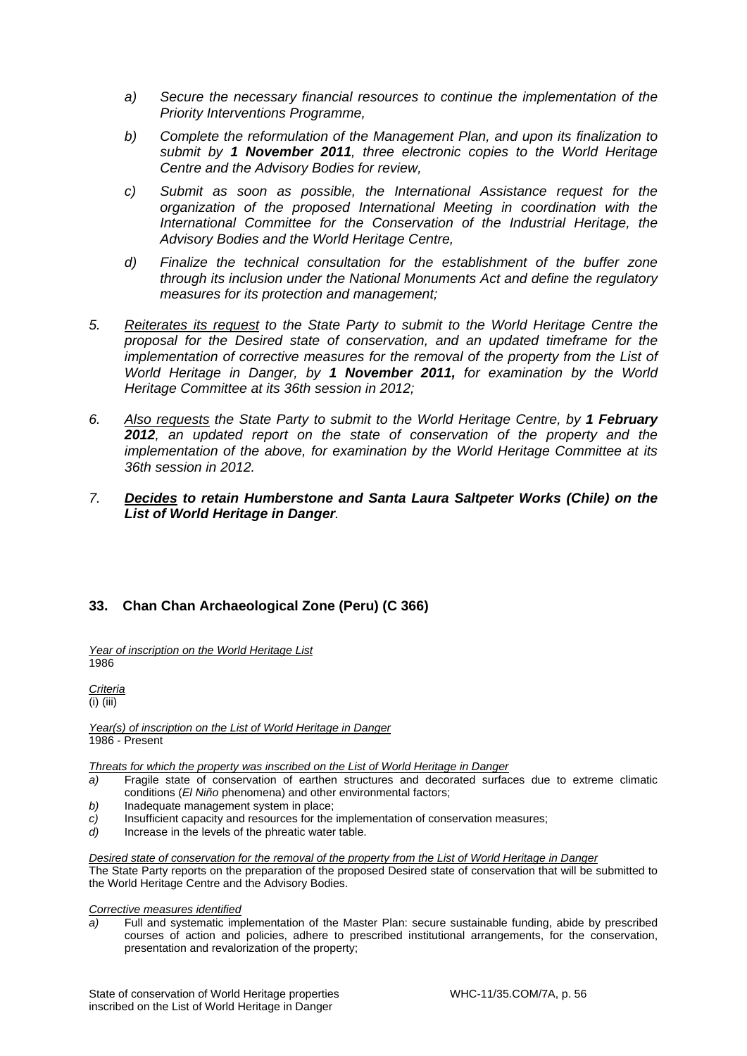*a) Secure the necessary financial resources to continue the implementation of the Priority Interventions Programme,*

*b) Complete the reformulation of the Management Plan, and upon its finalization to submit by **1 November 2011**, three electronic copies to the World Heritage Centre and the Advisory Bodies for review,*

*c) Submit as soon as possible, the International Assistance request for the organization of the proposed International Meeting in coordination with the International Committee for the Conservation of the Industrial Heritage, the Advisory Bodies and the World Heritage Centre,*

*d) Finalize the technical consultation for the establishment of the buffer zone through its inclusion under the National Monuments Act and define the regulatory measures for its protection and management;*

*5. <u>Reiterates its request</u> to the State Party to submit to the World Heritage Centre the proposal for the Desired state of conservation, and an updated timeframe for the implementation of corrective measures for the removal of the property from the List of World Heritage in Danger, by **1 November 2011,** for examination by the World Heritage Committee at its 36th session in 2012;*

*6. <u>Also requests</u> the State Party to submit to the World Heritage Centre, by **1 February 2012**, an updated report on the state of conservation of the property and the implementation of the above, for examination by the World Heritage Committee at its 36th session in 2012.*

***7. <u>Decides</u> to retain Humberstone and Santa Laura Saltpeter Works (Chile) on the List of World Heritage in Danger.***

## 33. Chan Chan Archaeological Zone (Peru) (C 366)

*<u>Year of inscription on the World Heritage List</u>*
1986

*<u>Criteria</u>*
(i) (iii)

*<u>Year(s) of inscription on the List of World Heritage in Danger</u>*
1986 - Present

*<u>Threats for which the property was inscribed on the List of World Heritage in Danger</u>*

*a)* Fragile state of conservation of earthen structures and decorated surfaces due to extreme climatic conditions (*El Niño* phenomena) and other environmental factors;
*b)* Inadequate management system in place;
*c)* Insufficient capacity and resources for the implementation of conservation measures;
*d)* Increase in the levels of the phreatic water table.

*<u>Desired state of conservation for the removal of the property from the List of World Heritage in Danger</u>*
The State Party reports on the preparation of the proposed Desired state of conservation that will be submitted to the World Heritage Centre and the Advisory Bodies.

*<u>Corrective measures identified</u>*

*a)* Full and systematic implementation of the Master Plan: secure sustainable funding, abide by prescribed courses of action and policies, adhere to prescribed institutional arrangements, for the conservation, presentation and revalorization of the property;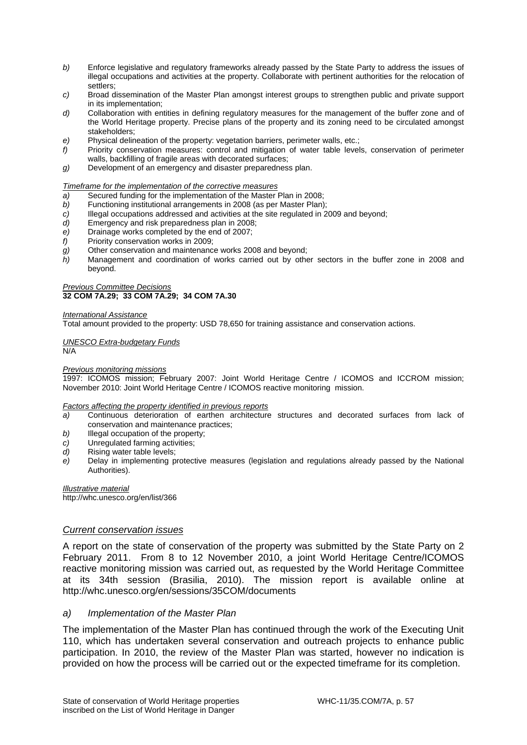*b)* Enforce legislative and regulatory frameworks already passed by the State Party to address the issues of illegal occupations and activities at the property. Collaborate with pertinent authorities for the relocation of settlers;

*c)* Broad dissemination of the Master Plan amongst interest groups to strengthen public and private support in its implementation;

*d)* Collaboration with entities in defining regulatory measures for the management of the buffer zone and of the World Heritage property. Precise plans of the property and its zoning need to be circulated amongst stakeholders;

*e)* Physical delineation of the property: vegetation barriers, perimeter walls, etc.;

*f)* Priority conservation measures: control and mitigation of water table levels, conservation of perimeter walls, backfilling of fragile areas with decorated surfaces;

*g)* Development of an emergency and disaster preparedness plan.

*Timeframe for the implementation of the corrective measures*

*a)* Secured funding for the implementation of the Master Plan in 2008;

*b)* Functioning institutional arrangements in 2008 (as per Master Plan);

*c)* Illegal occupations addressed and activities at the site regulated in 2009 and beyond;

*d)* Emergency and risk preparedness plan in 2008;

*e)* Drainage works completed by the end of 2007;

*f)* Priority conservation works in 2009;

*g)* Other conservation and maintenance works 2008 and beyond;

*h)* Management and coordination of works carried out by other sectors in the buffer zone in 2008 and beyond.

*Previous Committee Decisions*
**32 COM 7A.29; 33 COM 7A.29; 34 COM 7A.30**

*International Assistance*
Total amount provided to the property: USD 78,650 for training assistance and conservation actions.

*UNESCO Extra-budgetary Funds*
N/A

*Previous monitoring missions*
1997: ICOMOS mission; February 2007: Joint World Heritage Centre / ICOMOS and ICCROM mission; November 2010: Joint World Heritage Centre / ICOMOS reactive monitoring mission.

*Factors affecting the property identified in previous reports*

*a)* Continuous deterioration of earthen architecture structures and decorated surfaces from lack of conservation and maintenance practices;

*b)* Illegal occupation of the property;

*c)* Unregulated farming activities;

*d)* Rising water table levels;

*e)* Delay in implementing protective measures (legislation and regulations already passed by the National Authorities).

*Illustrative material*
http://whc.unesco.org/en/list/366

## *Current conservation issues*

A report on the state of conservation of the property was submitted by the State Party on 2 February 2011. From 8 to 12 November 2010, a joint World Heritage Centre/ICOMOS reactive monitoring mission was carried out, as requested by the World Heritage Committee at its 34th session (Brasilia, 2010). The mission report is available online at http://whc.unesco.org/en/sessions/35COM/documents

### *a) Implementation of the Master Plan*

The implementation of the Master Plan has continued through the work of the Executing Unit 110, which has undertaken several conservation and outreach projects to enhance public participation. In 2010, the review of the Master Plan was started, however no indication is provided on how the process will be carried out or the expected timeframe for its completion.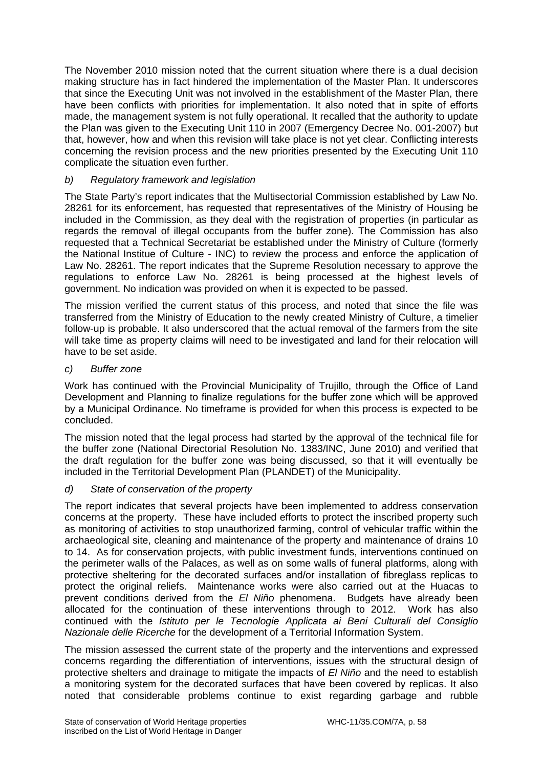The November 2010 mission noted that the current situation where there is a dual decision making structure has in fact hindered the implementation of the Master Plan. It underscores that since the Executing Unit was not involved in the establishment of the Master Plan, there have been conflicts with priorities for implementation. It also noted that in spite of efforts made, the management system is not fully operational. It recalled that the authority to update the Plan was given to the Executing Unit 110 in 2007 (Emergency Decree No. 001-2007) but that, however, how and when this revision will take place is not yet clear. Conflicting interests concerning the revision process and the new priorities presented by the Executing Unit 110 complicate the situation even further.

*b) Regulatory framework and legislation*

The State Party's report indicates that the Multisectorial Commission established by Law No. 28261 for its enforcement, has requested that representatives of the Ministry of Housing be included in the Commission, as they deal with the registration of properties (in particular as regards the removal of illegal occupants from the buffer zone). The Commission has also requested that a Technical Secretariat be established under the Ministry of Culture (formerly the National Institue of Culture - INC) to review the process and enforce the application of Law No. 28261. The report indicates that the Supreme Resolution necessary to approve the regulations to enforce Law No. 28261 is being processed at the highest levels of government. No indication was provided on when it is expected to be passed.

The mission verified the current status of this process, and noted that since the file was transferred from the Ministry of Education to the newly created Ministry of Culture, a timelier follow-up is probable. It also underscored that the actual removal of the farmers from the site will take time as property claims will need to be investigated and land for their relocation will have to be set aside.

*c) Buffer zone*

Work has continued with the Provincial Municipality of Trujillo, through the Office of Land Development and Planning to finalize regulations for the buffer zone which will be approved by a Municipal Ordinance. No timeframe is provided for when this process is expected to be concluded.

The mission noted that the legal process had started by the approval of the technical file for the buffer zone (National Directorial Resolution No. 1383/INC, June 2010) and verified that the draft regulation for the buffer zone was being discussed, so that it will eventually be included in the Territorial Development Plan (PLANDET) of the Municipality.

*d) State of conservation of the property*

The report indicates that several projects have been implemented to address conservation concerns at the property. These have included efforts to protect the inscribed property such as monitoring of activities to stop unauthorized farming, control of vehicular traffic within the archaeological site, cleaning and maintenance of the property and maintenance of drains 10 to 14. As for conservation projects, with public investment funds, interventions continued on the perimeter walls of the Palaces, as well as on some walls of funeral platforms, along with protective sheltering for the decorated surfaces and/or installation of fibreglass replicas to protect the original reliefs. Maintenance works were also carried out at the Huacas to prevent conditions derived from the *El Niño* phenomena. Budgets have already been allocated for the continuation of these interventions through to 2012. Work has also continued with the *Istituto per le Tecnologie Applicata ai Beni Culturali del Consiglio Nazionale delle Ricerche* for the development of a Territorial Information System.

The mission assessed the current state of the property and the interventions and expressed concerns regarding the differentiation of interventions, issues with the structural design of protective shelters and drainage to mitigate the impacts of *El Niño* and the need to establish a monitoring system for the decorated surfaces that have been covered by replicas. It also noted that considerable problems continue to exist regarding garbage and rubble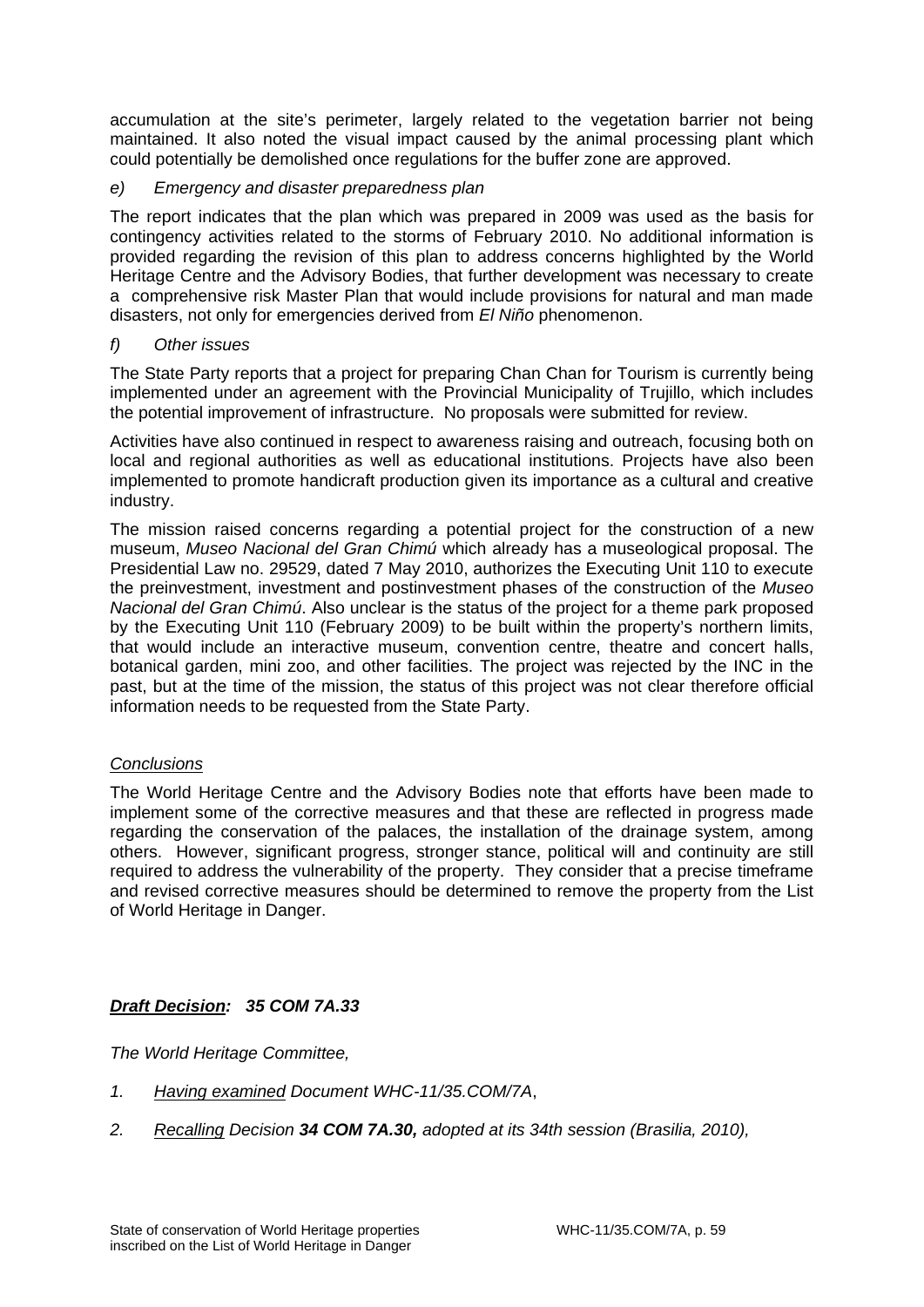accumulation at the site's perimeter, largely related to the vegetation barrier not being maintained. It also noted the visual impact caused by the animal processing plant which could potentially be demolished once regulations for the buffer zone are approved.

*e) Emergency and disaster preparedness plan*

The report indicates that the plan which was prepared in 2009 was used as the basis for contingency activities related to the storms of February 2010. No additional information is provided regarding the revision of this plan to address concerns highlighted by the World Heritage Centre and the Advisory Bodies, that further development was necessary to create a comprehensive risk Master Plan that would include provisions for natural and man made disasters, not only for emergencies derived from *El Niño* phenomenon.

*f) Other issues*

The State Party reports that a project for preparing Chan Chan for Tourism is currently being implemented under an agreement with the Provincial Municipality of Trujillo, which includes the potential improvement of infrastructure. No proposals were submitted for review.

Activities have also continued in respect to awareness raising and outreach, focusing both on local and regional authorities as well as educational institutions. Projects have also been implemented to promote handicraft production given its importance as a cultural and creative industry.

The mission raised concerns regarding a potential project for the construction of a new museum, *Museo Nacional del Gran Chimú* which already has a museological proposal. The Presidential Law no. 29529, dated 7 May 2010, authorizes the Executing Unit 110 to execute the preinvestment, investment and postinvestment phases of the construction of the *Museo Nacional del Gran Chimú*. Also unclear is the status of the project for a theme park proposed by the Executing Unit 110 (February 2009) to be built within the property's northern limits, that would include an interactive museum, convention centre, theatre and concert halls, botanical garden, mini zoo, and other facilities. The project was rejected by the INC in the past, but at the time of the mission, the status of this project was not clear therefore official information needs to be requested from the State Party.

*Conclusions*

The World Heritage Centre and the Advisory Bodies note that efforts have been made to implement some of the corrective measures and that these are reflected in progress made regarding the conservation of the palaces, the installation of the drainage system, among others. However, significant progress, stronger stance, political will and continuity are still required to address the vulnerability of the property. They consider that a precise timeframe and revised corrective measures should be determined to remove the property from the List of World Heritage in Danger.

***Draft Decision: 35 COM 7A.33***

*The World Heritage Committee,*

1. *Having examined Document WHC-11/35.COM/7A*,
2. *Recalling Decision **34 COM 7A.30,** adopted at its 34th session (Brasilia, 2010),*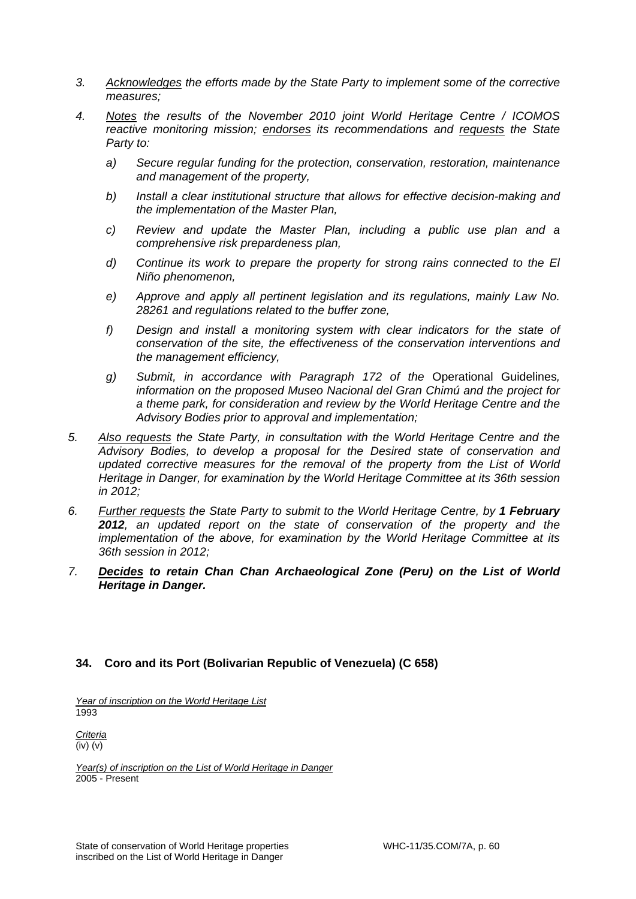3. *Acknowledges the efforts made by the State Party to implement some of the corrective measures;*

4. *Notes the results of the November 2010 joint World Heritage Centre / ICOMOS reactive monitoring mission; endorses its recommendations and requests the State Party to:*

   a) *Secure regular funding for the protection, conservation, restoration, maintenance and management of the property,*

   b) *Install a clear institutional structure that allows for effective decision-making and the implementation of the Master Plan,*

   c) *Review and update the Master Plan, including a public use plan and a comprehensive risk preparedness plan,*

   d) *Continue its work to prepare the property for strong rains connected to the El Niño phenomenon,*

   e) *Approve and apply all pertinent legislation and its regulations, mainly Law No. 28261 and regulations related to the buffer zone,*

   f) *Design and install a monitoring system with clear indicators for the state of conservation of the site, the effectiveness of the conservation interventions and the management efficiency,*

   g) *Submit, in accordance with Paragraph 172 of the* Operational Guidelines*, information on the proposed Museo Nacional del Gran Chimú and the project for a theme park, for consideration and review by the World Heritage Centre and the Advisory Bodies prior to approval and implementation;*

5. *Also requests the State Party, in consultation with the World Heritage Centre and the Advisory Bodies, to develop a proposal for the Desired state of conservation and updated corrective measures for the removal of the property from the List of World Heritage in Danger, for examination by the World Heritage Committee at its 36th session in 2012;*

6. *Further requests the State Party to submit to the World Heritage Centre, by* ***1 February 2012****, an updated report on the state of conservation of the property and the implementation of the above, for examination by the World Heritage Committee at its 36th session in 2012;*

7. ***Decides to retain Chan Chan Archaeological Zone (Peru) on the List of World Heritage in Danger.***

### 34. Coro and its Port (Bolivarian Republic of Venezuela) (C 658)

*Year of inscription on the World Heritage List*
1993

*Criteria*
(iv) (v)

*Year(s) of inscription on the List of World Heritage in Danger*
2005 - Present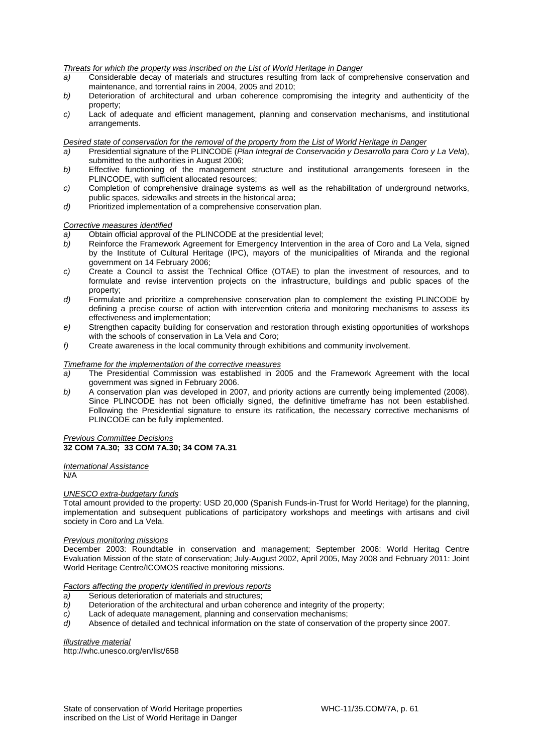*Threats for which the property was inscribed on the List of World Heritage in Danger*

- *a)* Considerable decay of materials and structures resulting from lack of comprehensive conservation and maintenance, and torrential rains in 2004, 2005 and 2010;
- *b)* Deterioration of architectural and urban coherence compromising the integrity and authenticity of the property;
- *c)* Lack of adequate and efficient management, planning and conservation mechanisms, and institutional arrangements.

*Desired state of conservation for the removal of the property from the List of World Heritage in Danger*

- *a)* Presidential signature of the PLINCODE (*Plan Integral de Conservación y Desarrollo para Coro y La Vela*), submitted to the authorities in August 2006;
- *b)* Effective functioning of the management structure and institutional arrangements foreseen in the PLINCODE, with sufficient allocated resources;
- *c)* Completion of comprehensive drainage systems as well as the rehabilitation of underground networks, public spaces, sidewalks and streets in the historical area;
- *d)* Prioritized implementation of a comprehensive conservation plan.

*Corrective measures identified*

- *a)* Obtain official approval of the PLINCODE at the presidential level;
- *b)* Reinforce the Framework Agreement for Emergency Intervention in the area of Coro and La Vela, signed by the Institute of Cultural Heritage (IPC), mayors of the municipalities of Miranda and the regional government on 14 February 2006;
- *c)* Create a Council to assist the Technical Office (OTAE) to plan the investment of resources, and to formulate and revise intervention projects on the infrastructure, buildings and public spaces of the property;
- *d)* Formulate and prioritize a comprehensive conservation plan to complement the existing PLINCODE by defining a precise course of action with intervention criteria and monitoring mechanisms to assess its effectiveness and implementation;
- *e)* Strengthen capacity building for conservation and restoration through existing opportunities of workshops with the schools of conservation in La Vela and Coro;
- *f)* Create awareness in the local community through exhibitions and community involvement.

*Timeframe for the implementation of the corrective measures*

- *a)* The Presidential Commission was established in 2005 and the Framework Agreement with the local government was signed in February 2006.
- *b)* A conservation plan was developed in 2007, and priority actions are currently being implemented (2008). Since PLINCODE has not been officially signed, the definitive timeframe has not been established. Following the Presidential signature to ensure its ratification, the necessary corrective mechanisms of PLINCODE can be fully implemented.

*Previous Committee Decisions*
**32 COM 7A.30; 33 COM 7A.30; 34 COM 7A.31**

*International Assistance*
N/A

*UNESCO extra-budgetary funds*
Total amount provided to the property: USD 20,000 (Spanish Funds-in-Trust for World Heritage) for the planning, implementation and subsequent publications of participatory workshops and meetings with artisans and civil society in Coro and La Vela.

*Previous monitoring missions*
December 2003: Roundtable in conservation and management; September 2006: World Heritag Centre Evaluation Mission of the state of conservation; July-August 2002, April 2005, May 2008 and February 2011: Joint World Heritage Centre/ICOMOS reactive monitoring missions.

*Factors affecting the property identified in previous reports*

- *a)* Serious deterioration of materials and structures;
- *b)* Deterioration of the architectural and urban coherence and integrity of the property;
- *c)* Lack of adequate management, planning and conservation mechanisms;
- *d)* Absence of detailed and technical information on the state of conservation of the property since 2007.

*Illustrative material*
http://whc.unesco.org/en/list/658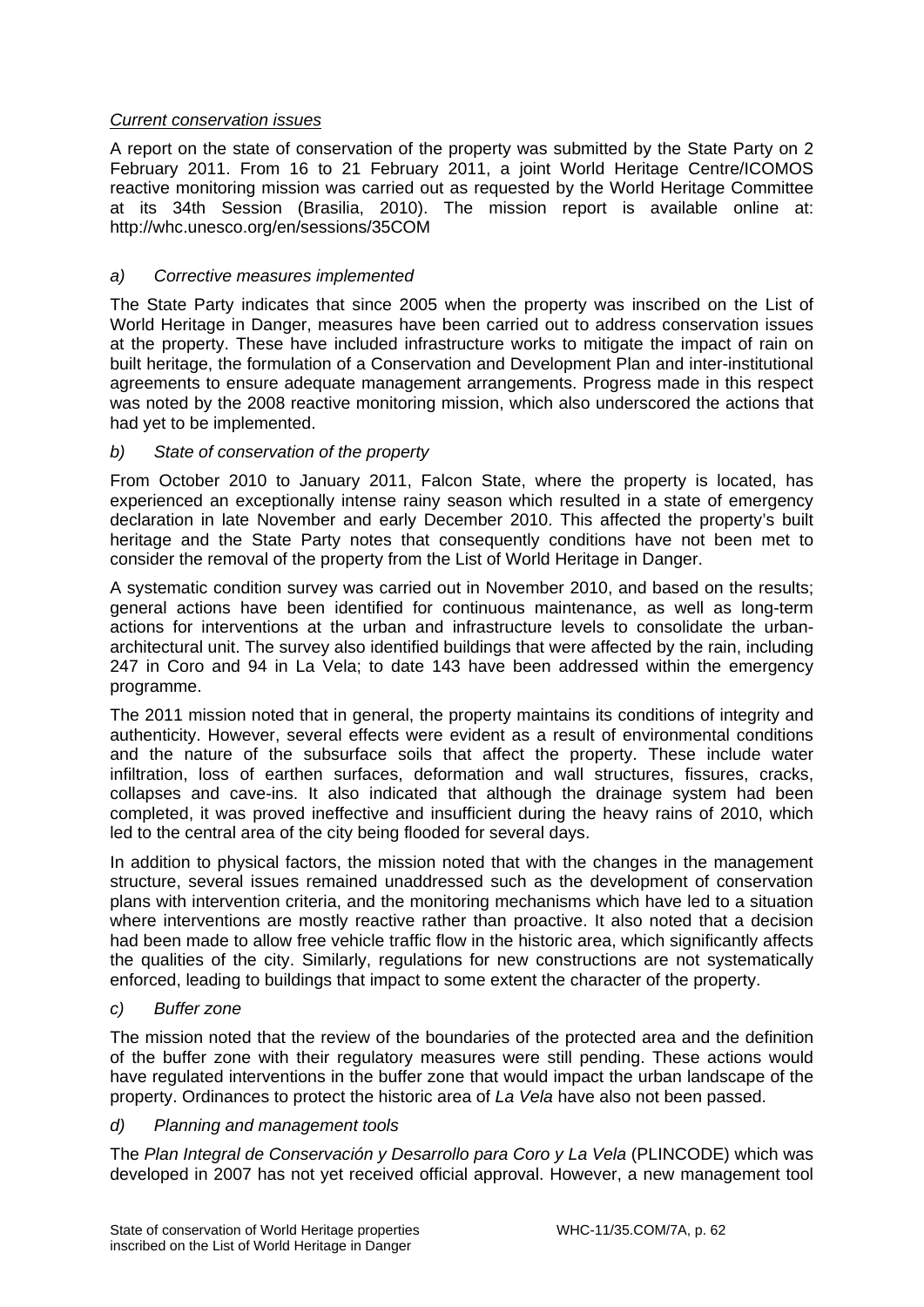*Current conservation issues*

A report on the state of conservation of the property was submitted by the State Party on 2 February 2011. From 16 to 21 February 2011, a joint World Heritage Centre/ICOMOS reactive monitoring mission was carried out as requested by the World Heritage Committee at its 34th Session (Brasilia, 2010). The mission report is available online at: http://whc.unesco.org/en/sessions/35COM

*a) Corrective measures implemented*

The State Party indicates that since 2005 when the property was inscribed on the List of World Heritage in Danger, measures have been carried out to address conservation issues at the property. These have included infrastructure works to mitigate the impact of rain on built heritage, the formulation of a Conservation and Development Plan and inter-institutional agreements to ensure adequate management arrangements. Progress made in this respect was noted by the 2008 reactive monitoring mission, which also underscored the actions that had yet to be implemented.

*b) State of conservation of the property*

From October 2010 to January 2011, Falcon State, where the property is located, has experienced an exceptionally intense rainy season which resulted in a state of emergency declaration in late November and early December 2010. This affected the property's built heritage and the State Party notes that consequently conditions have not been met to consider the removal of the property from the List of World Heritage in Danger.

A systematic condition survey was carried out in November 2010, and based on the results; general actions have been identified for continuous maintenance, as well as long-term actions for interventions at the urban and infrastructure levels to consolidate the urban-architectural unit. The survey also identified buildings that were affected by the rain, including 247 in Coro and 94 in La Vela; to date 143 have been addressed within the emergency programme.

The 2011 mission noted that in general, the property maintains its conditions of integrity and authenticity. However, several effects were evident as a result of environmental conditions and the nature of the subsurface soils that affect the property. These include water infiltration, loss of earthen surfaces, deformation and wall structures, fissures, cracks, collapses and cave-ins. It also indicated that although the drainage system had been completed, it was proved ineffective and insufficient during the heavy rains of 2010, which led to the central area of the city being flooded for several days.

In addition to physical factors, the mission noted that with the changes in the management structure, several issues remained unaddressed such as the development of conservation plans with intervention criteria, and the monitoring mechanisms which have led to a situation where interventions are mostly reactive rather than proactive. It also noted that a decision had been made to allow free vehicle traffic flow in the historic area, which significantly affects the qualities of the city. Similarly, regulations for new constructions are not systematically enforced, leading to buildings that impact to some extent the character of the property.

*c) Buffer zone*

The mission noted that the review of the boundaries of the protected area and the definition of the buffer zone with their regulatory measures were still pending. These actions would have regulated interventions in the buffer zone that would impact the urban landscape of the property. Ordinances to protect the historic area of *La Vela* have also not been passed.

*d) Planning and management tools*

The *Plan Integral de Conservación y Desarrollo para Coro y La Vela* (PLINCODE) which was developed in 2007 has not yet received official approval. However, a new management tool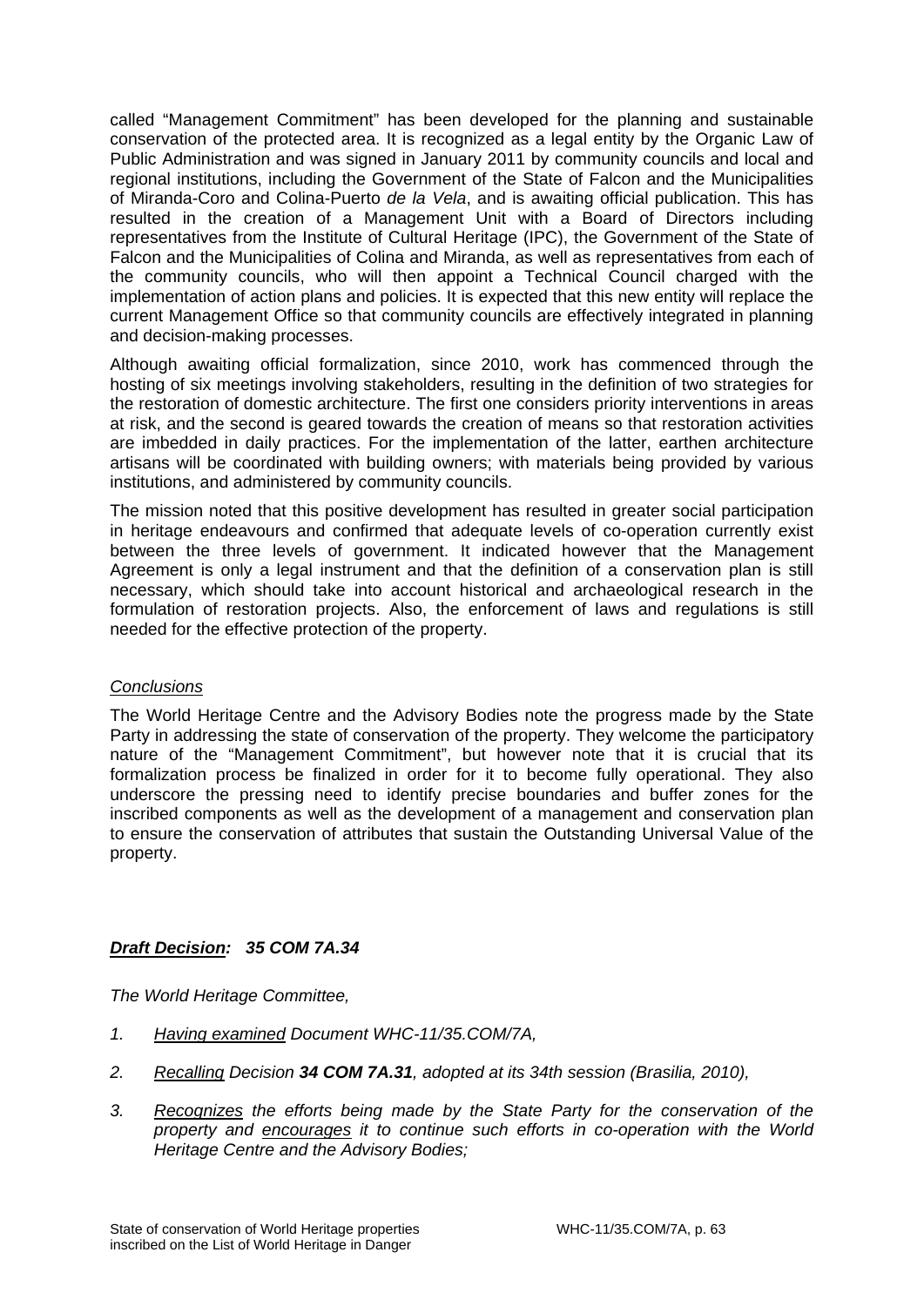called "Management Commitment" has been developed for the planning and sustainable conservation of the protected area. It is recognized as a legal entity by the Organic Law of Public Administration and was signed in January 2011 by community councils and local and regional institutions, including the Government of the State of Falcon and the Municipalities of Miranda-Coro and Colina-Puerto *de la Vela*, and is awaiting official publication. This has resulted in the creation of a Management Unit with a Board of Directors including representatives from the Institute of Cultural Heritage (IPC), the Government of the State of Falcon and the Municipalities of Colina and Miranda, as well as representatives from each of the community councils, who will then appoint a Technical Council charged with the implementation of action plans and policies. It is expected that this new entity will replace the current Management Office so that community councils are effectively integrated in planning and decision-making processes.

Although awaiting official formalization, since 2010, work has commenced through the hosting of six meetings involving stakeholders, resulting in the definition of two strategies for the restoration of domestic architecture. The first one considers priority interventions in areas at risk, and the second is geared towards the creation of means so that restoration activities are imbedded in daily practices. For the implementation of the latter, earthen architecture artisans will be coordinated with building owners; with materials being provided by various institutions, and administered by community councils.

The mission noted that this positive development has resulted in greater social participation in heritage endeavours and confirmed that adequate levels of co-operation currently exist between the three levels of government. It indicated however that the Management Agreement is only a legal instrument and that the definition of a conservation plan is still necessary, which should take into account historical and archaeological research in the formulation of restoration projects. Also, the enforcement of laws and regulations is still needed for the effective protection of the property.

*Conclusions*

The World Heritage Centre and the Advisory Bodies note the progress made by the State Party in addressing the state of conservation of the property. They welcome the participatory nature of the "Management Commitment", but however note that it is crucial that its formalization process be finalized in order for it to become fully operational. They also underscore the pressing need to identify precise boundaries and buffer zones for the inscribed components as well as the development of a management and conservation plan to ensure the conservation of attributes that sustain the Outstanding Universal Value of the property.

***Draft Decision: 35 COM 7A.34***

*The World Heritage Committee,*

1. *Having examined Document WHC-11/35.COM/7A,*
2. *Recalling Decision **34 COM 7A.31**, adopted at its 34th session (Brasilia, 2010),*
3. *Recognizes the efforts being made by the State Party for the conservation of the property and encourages it to continue such efforts in co-operation with the World Heritage Centre and the Advisory Bodies;*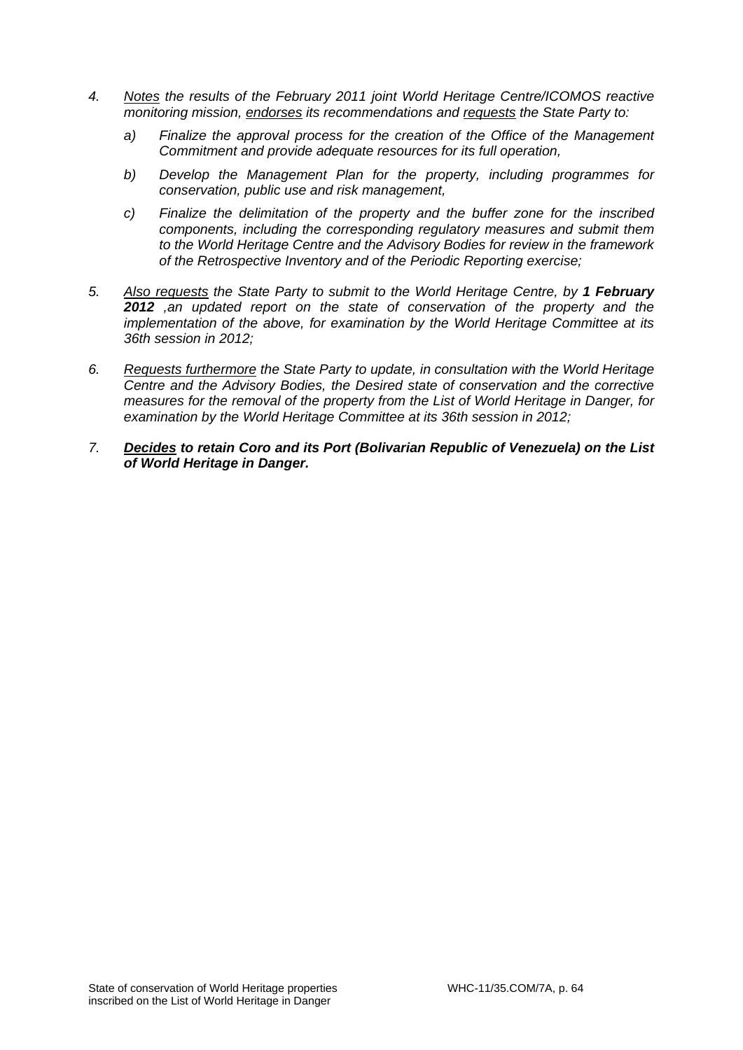4. *<u>Notes</u> the results of the February 2011 joint World Heritage Centre/ICOMOS reactive monitoring mission, <u>endorses</u> its recommendations and <u>requests</u> the State Party to:*

   a) *Finalize the approval process for the creation of the Office of the Management Commitment and provide adequate resources for its full operation,*

   b) *Develop the Management Plan for the property, including programmes for conservation, public use and risk management,*

   c) *Finalize the delimitation of the property and the buffer zone for the inscribed components, including the corresponding regulatory measures and submit them to the World Heritage Centre and the Advisory Bodies for review in the framework of the Retrospective Inventory and of the Periodic Reporting exercise;*

5. *<u>Also requests</u> the State Party to submit to the World Heritage Centre, by **1 February 2012** ,an updated report on the state of conservation of the property and the implementation of the above, for examination by the World Heritage Committee at its 36th session in 2012;*

6. *<u>Requests furthermore</u> the State Party to update, in consultation with the World Heritage Centre and the Advisory Bodies, the Desired state of conservation and the corrective measures for the removal of the property from the List of World Heritage in Danger, for examination by the World Heritage Committee at its 36th session in 2012;*

7. ***<u>Decides</u> to retain Coro and its Port (Bolivarian Republic of Venezuela) on the List of World Heritage in Danger.***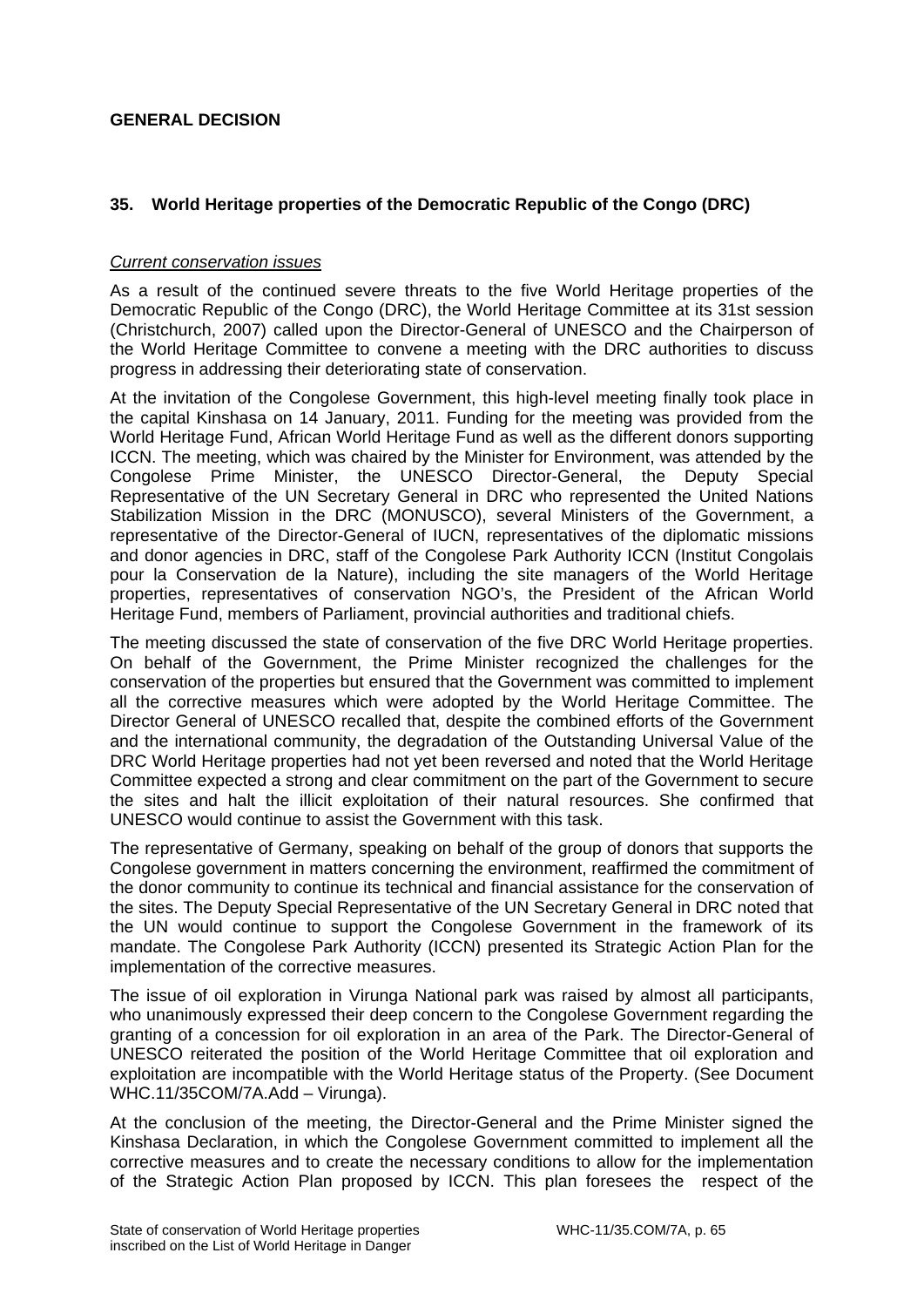**GENERAL DECISION**

## 35. World Heritage properties of the Democratic Republic of the Congo (DRC)

*Current conservation issues*

As a result of the continued severe threats to the five World Heritage properties of the Democratic Republic of the Congo (DRC), the World Heritage Committee at its 31st session (Christchurch, 2007) called upon the Director-General of UNESCO and the Chairperson of the World Heritage Committee to convene a meeting with the DRC authorities to discuss progress in addressing their deteriorating state of conservation.

At the invitation of the Congolese Government, this high-level meeting finally took place in the capital Kinshasa on 14 January, 2011. Funding for the meeting was provided from the World Heritage Fund, African World Heritage Fund as well as the different donors supporting ICCN. The meeting, which was chaired by the Minister for Environment, was attended by the Congolese Prime Minister, the UNESCO Director-General, the Deputy Special Representative of the UN Secretary General in DRC who represented the United Nations Stabilization Mission in the DRC (MONUSCO), several Ministers of the Government, a representative of the Director-General of IUCN, representatives of the diplomatic missions and donor agencies in DRC, staff of the Congolese Park Authority ICCN (Institut Congolais pour la Conservation de la Nature), including the site managers of the World Heritage properties, representatives of conservation NGO's, the President of the African World Heritage Fund, members of Parliament, provincial authorities and traditional chiefs.

The meeting discussed the state of conservation of the five DRC World Heritage properties. On behalf of the Government, the Prime Minister recognized the challenges for the conservation of the properties but ensured that the Government was committed to implement all the corrective measures which were adopted by the World Heritage Committee. The Director General of UNESCO recalled that, despite the combined efforts of the Government and the international community, the degradation of the Outstanding Universal Value of the DRC World Heritage properties had not yet been reversed and noted that the World Heritage Committee expected a strong and clear commitment on the part of the Government to secure the sites and halt the illicit exploitation of their natural resources. She confirmed that UNESCO would continue to assist the Government with this task.

The representative of Germany, speaking on behalf of the group of donors that supports the Congolese government in matters concerning the environment, reaffirmed the commitment of the donor community to continue its technical and financial assistance for the conservation of the sites. The Deputy Special Representative of the UN Secretary General in DRC noted that the UN would continue to support the Congolese Government in the framework of its mandate. The Congolese Park Authority (ICCN) presented its Strategic Action Plan for the implementation of the corrective measures.

The issue of oil exploration in Virunga National park was raised by almost all participants, who unanimously expressed their deep concern to the Congolese Government regarding the granting of a concession for oil exploration in an area of the Park. The Director-General of UNESCO reiterated the position of the World Heritage Committee that oil exploration and exploitation are incompatible with the World Heritage status of the Property. (See Document WHC.11/35COM/7A.Add – Virunga).

At the conclusion of the meeting, the Director-General and the Prime Minister signed the Kinshasa Declaration, in which the Congolese Government committed to implement all the corrective measures and to create the necessary conditions to allow for the implementation of the Strategic Action Plan proposed by ICCN. This plan foresees the respect of the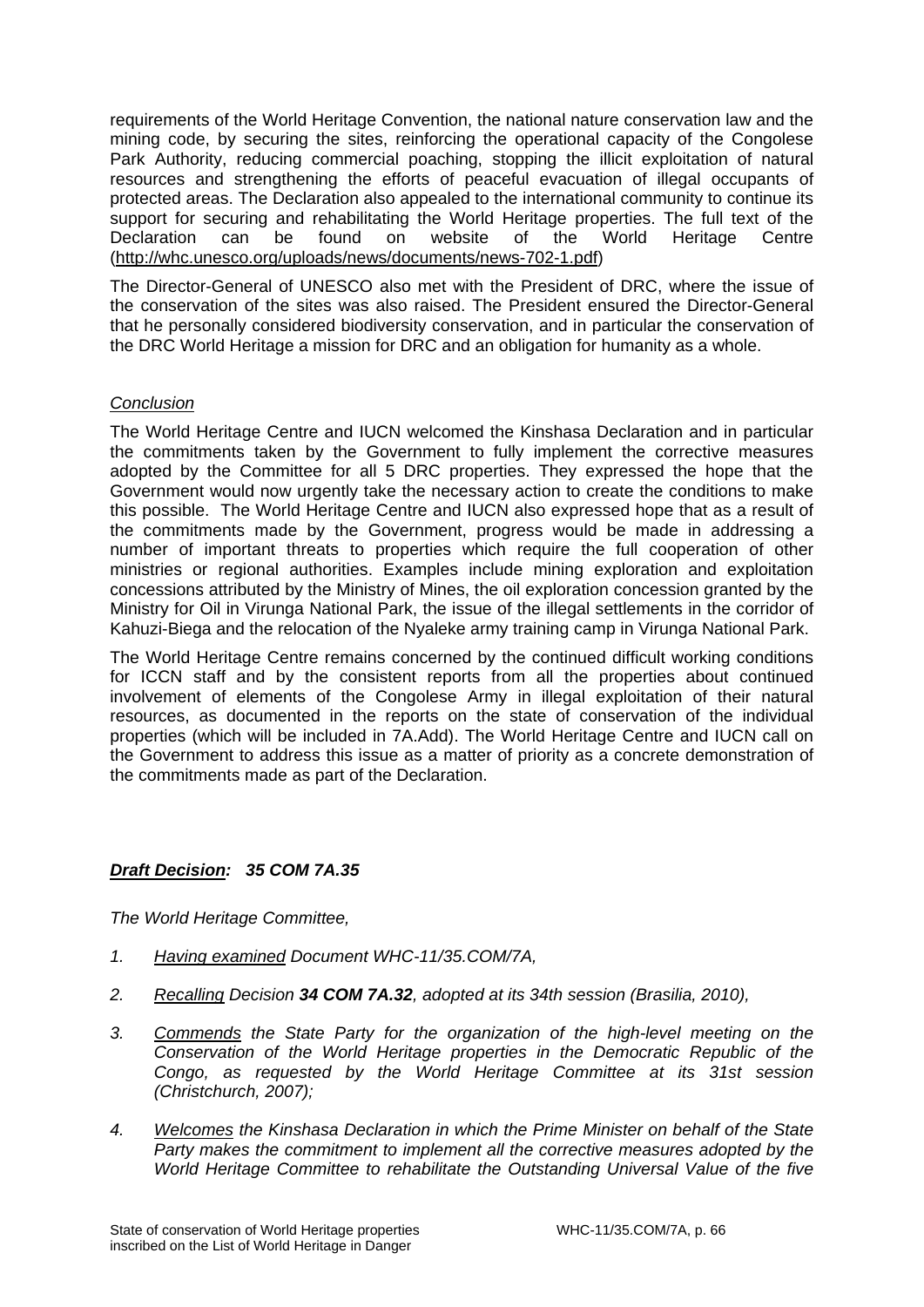requirements of the World Heritage Convention, the national nature conservation law and the mining code, by securing the sites, reinforcing the operational capacity of the Congolese Park Authority, reducing commercial poaching, stopping the illicit exploitation of natural resources and strengthening the efforts of peaceful evacuation of illegal occupants of protected areas. The Declaration also appealed to the international community to continue its support for securing and rehabilitating the World Heritage properties. The full text of the Declaration can be found on website of the World Heritage Centre (http://whc.unesco.org/uploads/news/documents/news-702-1.pdf)

The Director-General of UNESCO also met with the President of DRC, where the issue of the conservation of the sites was also raised. The President ensured the Director-General that he personally considered biodiversity conservation, and in particular the conservation of the DRC World Heritage a mission for DRC and an obligation for humanity as a whole.

*Conclusion*

The World Heritage Centre and IUCN welcomed the Kinshasa Declaration and in particular the commitments taken by the Government to fully implement the corrective measures adopted by the Committee for all 5 DRC properties. They expressed the hope that the Government would now urgently take the necessary action to create the conditions to make this possible. The World Heritage Centre and IUCN also expressed hope that as a result of the commitments made by the Government, progress would be made in addressing a number of important threats to properties which require the full cooperation of other ministries or regional authorities. Examples include mining exploration and exploitation concessions attributed by the Ministry of Mines, the oil exploration concession granted by the Ministry for Oil in Virunga National Park, the issue of the illegal settlements in the corridor of Kahuzi-Biega and the relocation of the Nyaleke army training camp in Virunga National Park.

The World Heritage Centre remains concerned by the continued difficult working conditions for ICCN staff and by the consistent reports from all the properties about continued involvement of elements of the Congolese Army in illegal exploitation of their natural resources, as documented in the reports on the state of conservation of the individual properties (which will be included in 7A.Add). The World Heritage Centre and IUCN call on the Government to address this issue as a matter of priority as a concrete demonstration of the commitments made as part of the Declaration.

***Draft Decision:* *35 COM 7A.35***

*The World Heritage Committee,*

1. *Having examined Document WHC-11/35.COM/7A,*

2. *Recalling Decision **34 COM 7A.32**, adopted at its 34th session (Brasilia, 2010),*

3. *Commends the State Party for the organization of the high-level meeting on the Conservation of the World Heritage properties in the Democratic Republic of the Congo, as requested by the World Heritage Committee at its 31st session (Christchurch, 2007);*

4. *Welcomes the Kinshasa Declaration in which the Prime Minister on behalf of the State Party makes the commitment to implement all the corrective measures adopted by the World Heritage Committee to rehabilitate the Outstanding Universal Value of the five*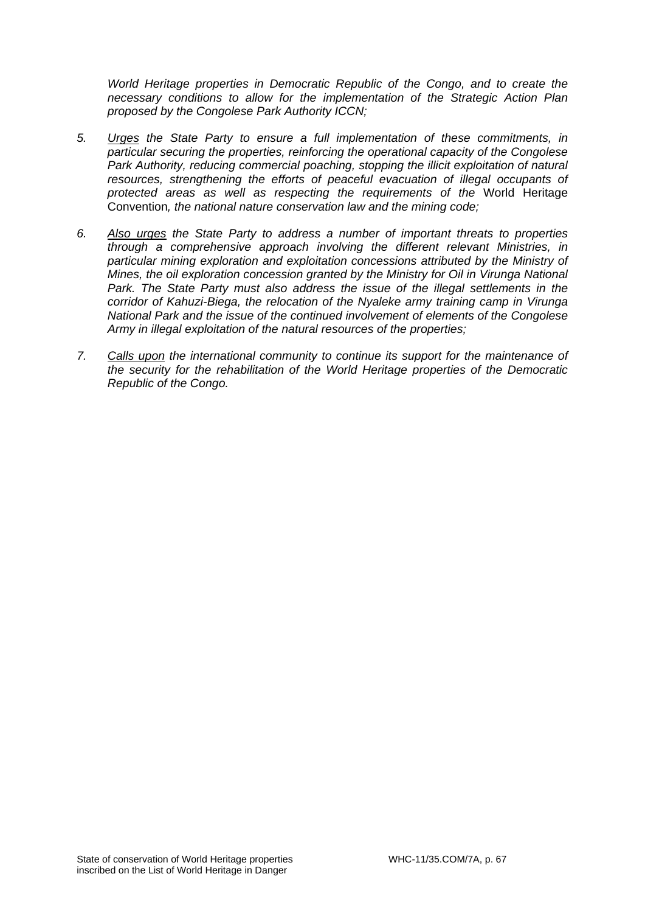*World Heritage properties in Democratic Republic of the Congo, and to create the necessary conditions to allow for the implementation of the Strategic Action Plan proposed by the Congolese Park Authority ICCN;*

5. *Urges the State Party to ensure a full implementation of these commitments, in particular securing the properties, reinforcing the operational capacity of the Congolese Park Authority, reducing commercial poaching, stopping the illicit exploitation of natural resources, strengthening the efforts of peaceful evacuation of illegal occupants of protected areas as well as respecting the requirements of the* World Heritage Convention*, the national nature conservation law and the mining code;*

6. *Also urges the State Party to address a number of important threats to properties through a comprehensive approach involving the different relevant Ministries, in particular mining exploration and exploitation concessions attributed by the Ministry of Mines, the oil exploration concession granted by the Ministry for Oil in Virunga National Park. The State Party must also address the issue of the illegal settlements in the corridor of Kahuzi-Biega, the relocation of the Nyaleke army training camp in Virunga National Park and the issue of the continued involvement of elements of the Congolese Army in illegal exploitation of the natural resources of the properties;*

7. *Calls upon the international community to continue its support for the maintenance of the security for the rehabilitation of the World Heritage properties of the Democratic Republic of the Congo.*